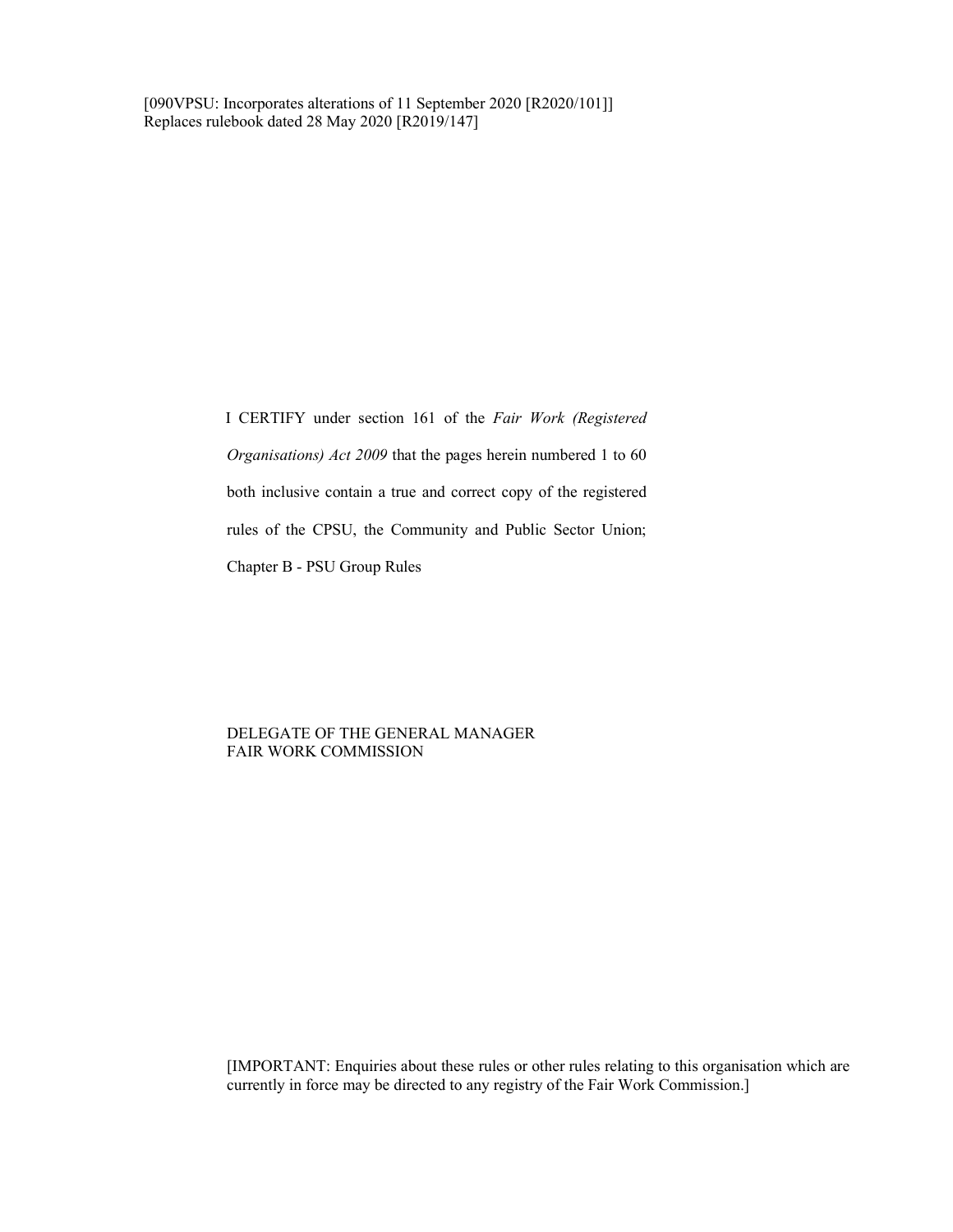[090VPSU: Incorporates alterations of 11 September 2020 [R2020/101]]
Replaces rulebook dated 28 May 2020 [R2019/147]

I CERTIFY under section 161 of the *Fair Work (Registered Organisations) Act 2009* that the pages herein numbered 1 to 60 both inclusive contain a true and correct copy of the registered rules of the CPSU, the Community and Public Sector Union; Chapter B - PSU Group Rules

DELEGATE OF THE GENERAL MANAGER
FAIR WORK COMMISSION

[IMPORTANT: Enquiries about these rules or other rules relating to this organisation which are currently in force may be directed to any registry of the Fair Work Commission.]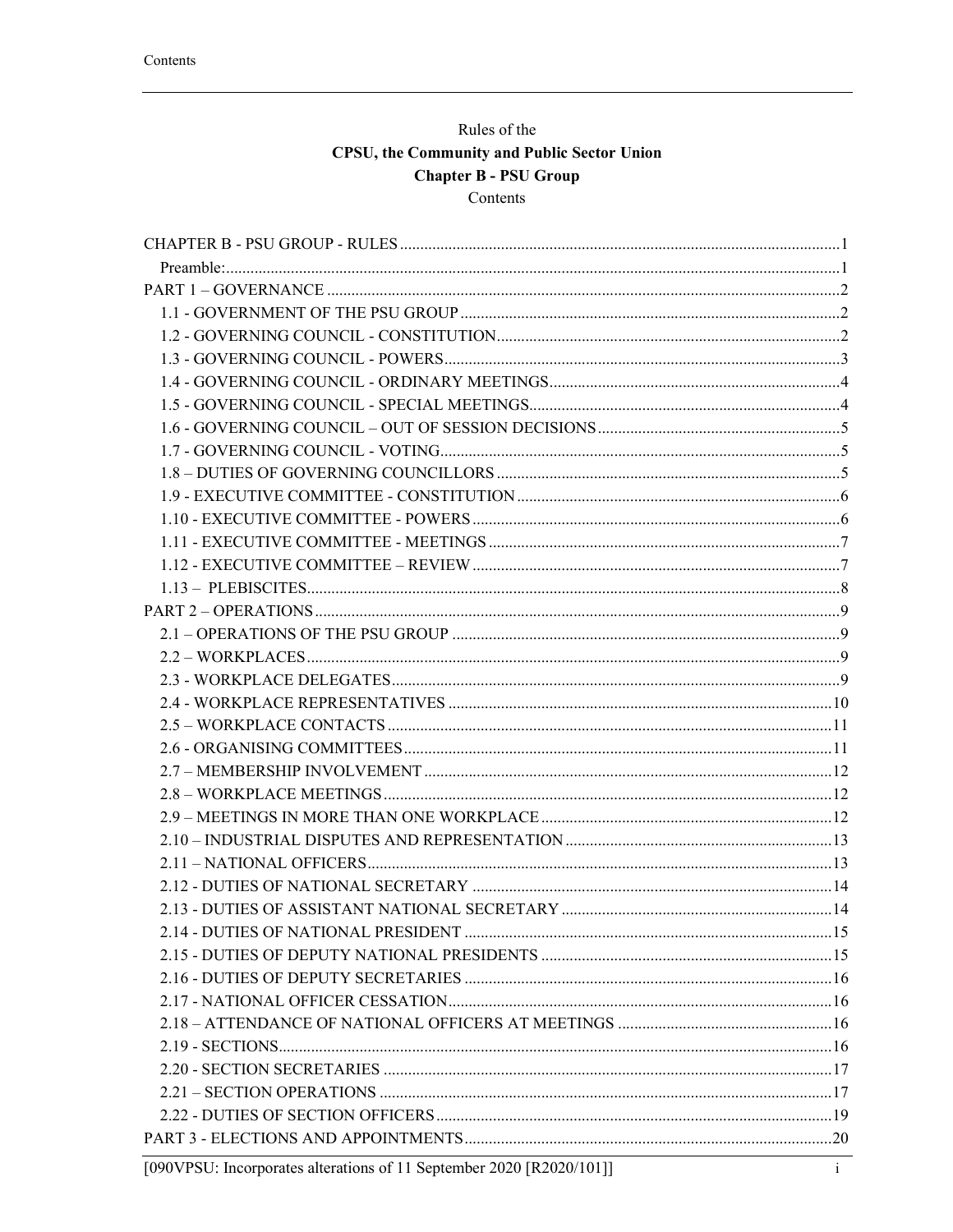Rules of the

**CPSU, the Community and Public Sector Union**

**Chapter B - PSU Group**

Contents

| | |
|---|---|
| CHAPTER B - PSU GROUP - RULES | 1 |
| Preamble: | 1 |
| PART 1 – GOVERNANCE | 2 |
| 1.1 - GOVERNMENT OF THE PSU GROUP | 2 |
| 1.2 - GOVERNING COUNCIL - CONSTITUTION | 2 |
| 1.3 - GOVERNING COUNCIL - POWERS | 3 |
| 1.4 - GOVERNING COUNCIL - ORDINARY MEETINGS | 4 |
| 1.5 - GOVERNING COUNCIL - SPECIAL MEETINGS | 4 |
| 1.6 - GOVERNING COUNCIL – OUT OF SESSION DECISIONS | 5 |
| 1.7 - GOVERNING COUNCIL - VOTING | 5 |
| 1.8 – DUTIES OF GOVERNING COUNCILLORS | 5 |
| 1.9 - EXECUTIVE COMMITTEE - CONSTITUTION | 6 |
| 1.10 - EXECUTIVE COMMITTEE - POWERS | 6 |
| 1.11 - EXECUTIVE COMMITTEE - MEETINGS | 7 |
| 1.12 - EXECUTIVE COMMITTEE – REVIEW | 7 |
| 1.13 – PLEBISCITES | 8 |
| PART 2 – OPERATIONS | 9 |
| 2.1 – OPERATIONS OF THE PSU GROUP | 9 |
| 2.2 – WORKPLACES | 9 |
| 2.3 - WORKPLACE DELEGATES | 9 |
| 2.4 - WORKPLACE REPRESENTATIVES | 10 |
| 2.5 – WORKPLACE CONTACTS | 11 |
| 2.6 - ORGANISING COMMITTEES | 11 |
| 2.7 – MEMBERSHIP INVOLVEMENT | 12 |
| 2.8 – WORKPLACE MEETINGS | 12 |
| 2.9 – MEETINGS IN MORE THAN ONE WORKPLACE | 12 |
| 2.10 – INDUSTRIAL DISPUTES AND REPRESENTATION | 13 |
| 2.11 – NATIONAL OFFICERS | 13 |
| 2.12 - DUTIES OF NATIONAL SECRETARY | 14 |
| 2.13 - DUTIES OF ASSISTANT NATIONAL SECRETARY | 14 |
| 2.14 - DUTIES OF NATIONAL PRESIDENT | 15 |
| 2.15 - DUTIES OF DEPUTY NATIONAL PRESIDENTS | 15 |
| 2.16 - DUTIES OF DEPUTY SECRETARIES | 16 |
| 2.17 - NATIONAL OFFICER CESSATION | 16 |
| 2.18 – ATTENDANCE OF NATIONAL OFFICERS AT MEETINGS | 16 |
| 2.19 - SECTIONS | 16 |
| 2.20 - SECTION SECRETARIES | 17 |
| 2.21 – SECTION OPERATIONS | 17 |
| 2.22 - DUTIES OF SECTION OFFICERS | 19 |
| PART 3 - ELECTIONS AND APPOINTMENTS | 20 |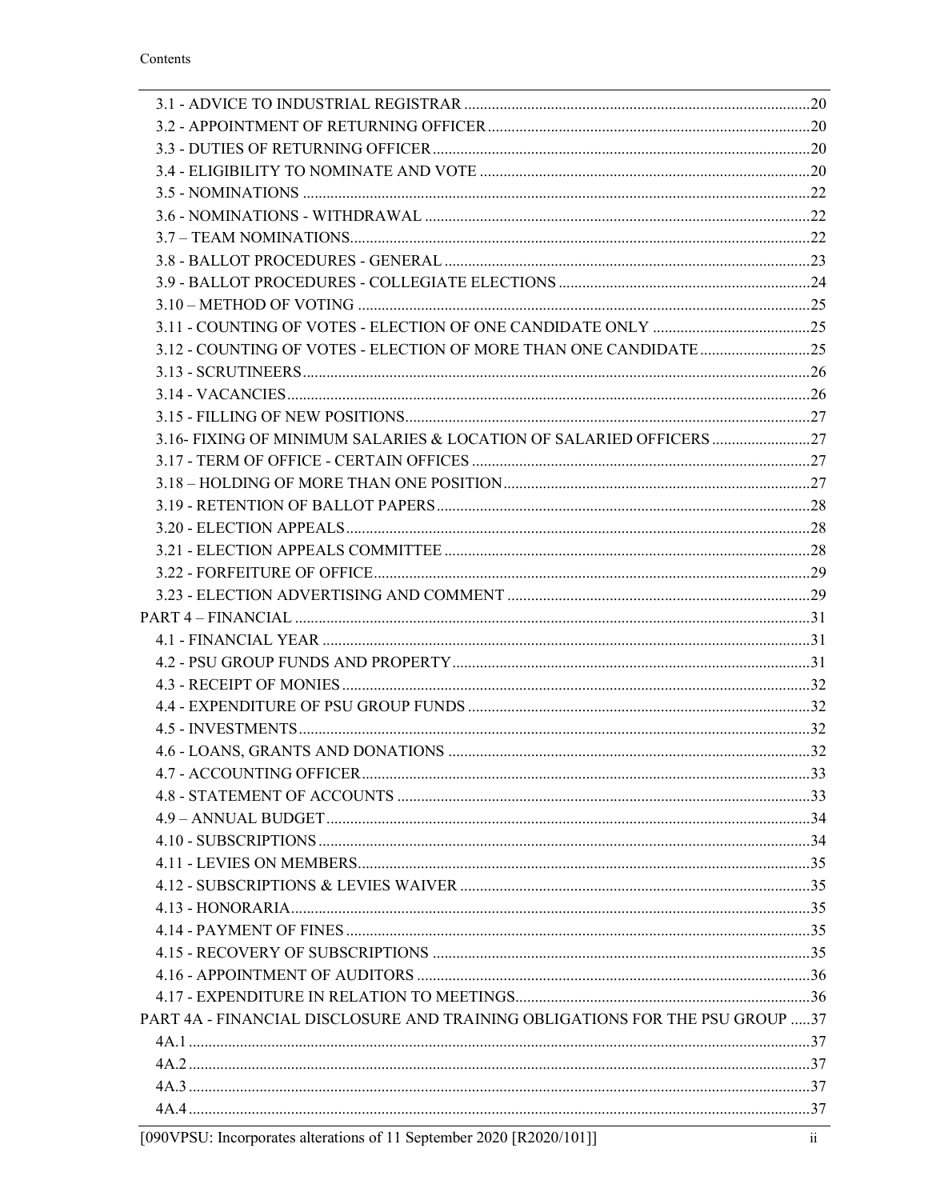3.1 - ADVICE TO INDUSTRIAL REGISTRAR ........ 20
3.2 - APPOINTMENT OF RETURNING OFFICER ........ 20
3.3 - DUTIES OF RETURNING OFFICER ........ 20
3.4 - ELIGIBILITY TO NOMINATE AND VOTE ........ 20
3.5 - NOMINATIONS ........ 22
3.6 - NOMINATIONS - WITHDRAWAL ........ 22
3.7 – TEAM NOMINATIONS ........ 22
3.8 - BALLOT PROCEDURES - GENERAL ........ 23
3.9 - BALLOT PROCEDURES - COLLEGIATE ELECTIONS ........ 24
3.10 – METHOD OF VOTING ........ 25
3.11 - COUNTING OF VOTES - ELECTION OF ONE CANDIDATE ONLY ........ 25
3.12 - COUNTING OF VOTES - ELECTION OF MORE THAN ONE CANDIDATE ........ 25
3.13 - SCRUTINEERS ........ 26
3.14 - VACANCIES ........ 26
3.15 - FILLING OF NEW POSITIONS ........ 27
3.16- FIXING OF MINIMUM SALARIES & LOCATION OF SALARIED OFFICERS ........ 27
3.17 - TERM OF OFFICE - CERTAIN OFFICES ........ 27
3.18 – HOLDING OF MORE THAN ONE POSITION ........ 27
3.19 - RETENTION OF BALLOT PAPERS ........ 28
3.20 - ELECTION APPEALS ........ 28
3.21 - ELECTION APPEALS COMMITTEE ........ 28
3.22 - FORFEITURE OF OFFICE ........ 29
3.23 - ELECTION ADVERTISING AND COMMENT ........ 29

PART 4 – FINANCIAL ........ 31

4.1 - FINANCIAL YEAR ........ 31
4.2 - PSU GROUP FUNDS AND PROPERTY ........ 31
4.3 - RECEIPT OF MONIES ........ 32
4.4 - EXPENDITURE OF PSU GROUP FUNDS ........ 32
4.5 - INVESTMENTS ........ 32
4.6 - LOANS, GRANTS AND DONATIONS ........ 32
4.7 - ACCOUNTING OFFICER ........ 33
4.8 - STATEMENT OF ACCOUNTS ........ 33
4.9 – ANNUAL BUDGET ........ 34
4.10 - SUBSCRIPTIONS ........ 34
4.11 - LEVIES ON MEMBERS ........ 35
4.12 - SUBSCRIPTIONS & LEVIES WAIVER ........ 35
4.13 - HONORARIA ........ 35
4.14 - PAYMENT OF FINES ........ 35
4.15 - RECOVERY OF SUBSCRIPTIONS ........ 35
4.16 - APPOINTMENT OF AUDITORS ........ 36
4.17 - EXPENDITURE IN RELATION TO MEETINGS ........ 36

PART 4A - FINANCIAL DISCLOSURE AND TRAINING OBLIGATIONS FOR THE PSU GROUP ........ 37

4A.1 ........ 37
4A.2 ........ 37
4A.3 ........ 37
4A.4 ........ 37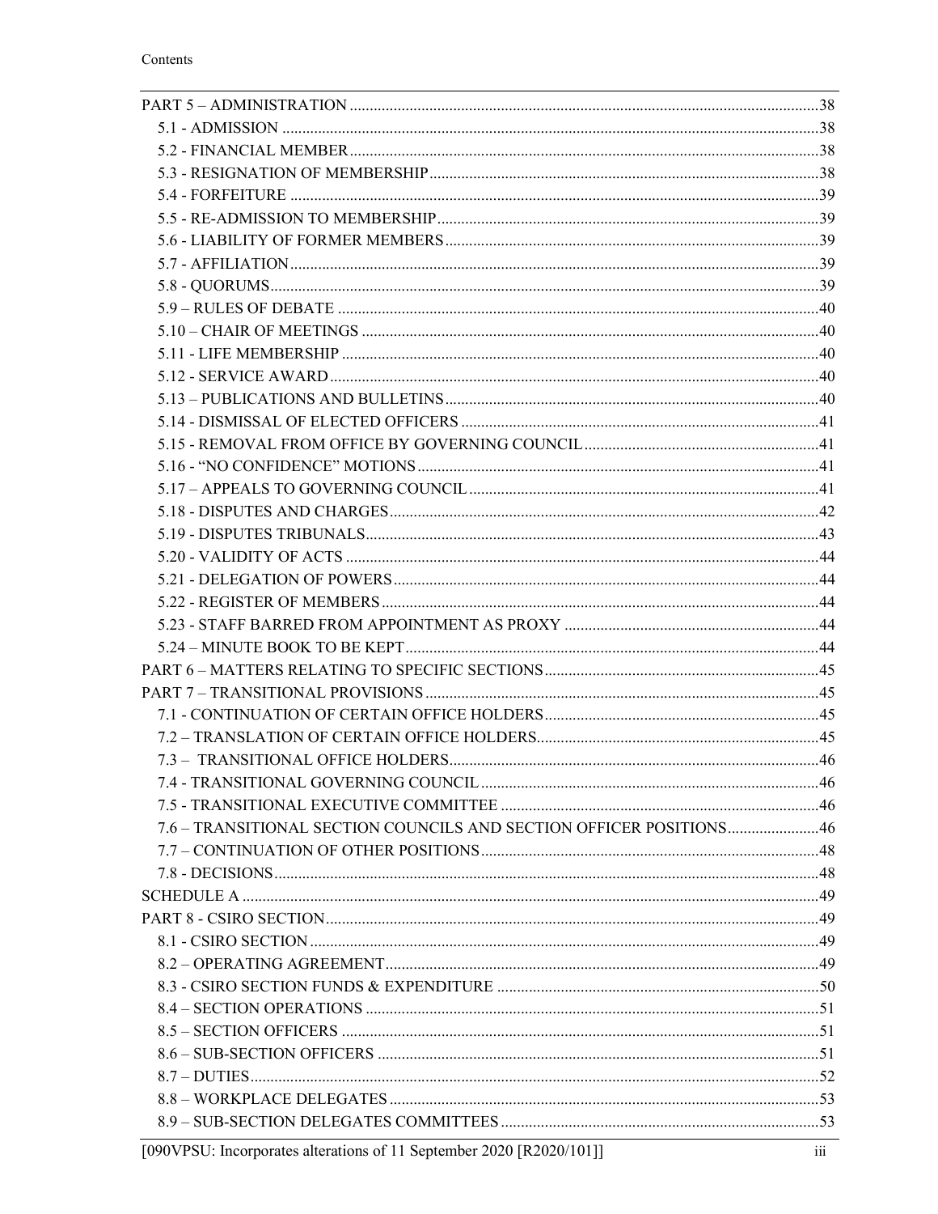| | |
|---|---|
| PART 5 – ADMINISTRATION | 38 |
| 5.1 - ADMISSION | 38 |
| 5.2 - FINANCIAL MEMBER | 38 |
| 5.3 - RESIGNATION OF MEMBERSHIP | 38 |
| 5.4 - FORFEITURE | 39 |
| 5.5 - RE-ADMISSION TO MEMBERSHIP | 39 |
| 5.6 - LIABILITY OF FORMER MEMBERS | 39 |
| 5.7 - AFFILIATION | 39 |
| 5.8 - QUORUMS | 39 |
| 5.9 – RULES OF DEBATE | 40 |
| 5.10 – CHAIR OF MEETINGS | 40 |
| 5.11 - LIFE MEMBERSHIP | 40 |
| 5.12 - SERVICE AWARD | 40 |
| 5.13 – PUBLICATIONS AND BULLETINS | 40 |
| 5.14 - DISMISSAL OF ELECTED OFFICERS | 41 |
| 5.15 - REMOVAL FROM OFFICE BY GOVERNING COUNCIL | 41 |
| 5.16 - "NO CONFIDENCE" MOTIONS | 41 |
| 5.17 – APPEALS TO GOVERNING COUNCIL | 41 |
| 5.18 - DISPUTES AND CHARGES | 42 |
| 5.19 - DISPUTES TRIBUNALS | 43 |
| 5.20 - VALIDITY OF ACTS | 44 |
| 5.21 - DELEGATION OF POWERS | 44 |
| 5.22 - REGISTER OF MEMBERS | 44 |
| 5.23 - STAFF BARRED FROM APPOINTMENT AS PROXY | 44 |
| 5.24 – MINUTE BOOK TO BE KEPT | 44 |
| PART 6 – MATTERS RELATING TO SPECIFIC SECTIONS | 45 |
| PART 7 – TRANSITIONAL PROVISIONS | 45 |
| 7.1 - CONTINUATION OF CERTAIN OFFICE HOLDERS | 45 |
| 7.2 – TRANSLATION OF CERTAIN OFFICE HOLDERS | 45 |
| 7.3 – TRANSITIONAL OFFICE HOLDERS | 46 |
| 7.4 - TRANSITIONAL GOVERNING COUNCIL | 46 |
| 7.5 - TRANSITIONAL EXECUTIVE COMMITTEE | 46 |
| 7.6 – TRANSITIONAL SECTION COUNCILS AND SECTION OFFICER POSITIONS | 46 |
| 7.7 – CONTINUATION OF OTHER POSITIONS | 48 |
| 7.8 - DECISIONS | 48 |
| SCHEDULE A | 49 |
| PART 8 - CSIRO SECTION | 49 |
| 8.1 - CSIRO SECTION | 49 |
| 8.2 – OPERATING AGREEMENT | 49 |
| 8.3 - CSIRO SECTION FUNDS & EXPENDITURE | 50 |
| 8.4 – SECTION OPERATIONS | 51 |
| 8.5 – SECTION OFFICERS | 51 |
| 8.6 – SUB-SECTION OFFICERS | 51 |
| 8.7 – DUTIES | 52 |
| 8.8 – WORKPLACE DELEGATES | 53 |
| 8.9 – SUB-SECTION DELEGATES COMMITTEES | 53 |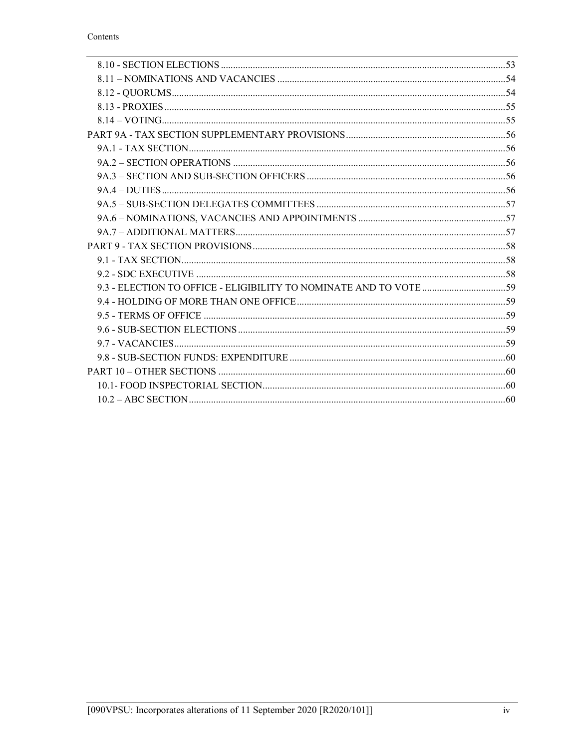8.10 - SECTION ELECTIONS ....................................................................................................................53
8.11 – NOMINATIONS AND VACANCIES .............................................................................................54
8.12 - QUORUMS........................................................................................................................................54
8.13 - PROXIES...........................................................................................................................................55
8.14 – VOTING............................................................................................................................................55

PART 9A - TAX SECTION SUPPLEMENTARY PROVISIONS.................................................................56
9A.1 - TAX SECTION.................................................................................................................................56
9A.2 – SECTION OPERATIONS ...............................................................................................................56
9A.3 – SECTION AND SUB-SECTION OFFICERS .................................................................................56
9A.4 – DUTIES............................................................................................................................................56
9A.5 – SUB-SECTION DELEGATES COMMITTEES .............................................................................57
9A.6 – NOMINATIONS, VACANCIES AND APPOINTMENTS ............................................................57
9A.7 – ADDITIONAL MATTERS..............................................................................................................57

PART 9 - TAX SECTION PROVISIONS.......................................................................................................58
9.1 - TAX SECTION....................................................................................................................................58
9.2 - SDC EXECUTIVE ..............................................................................................................................58
9.3 - ELECTION TO OFFICE - ELIGIBILITY TO NOMINATE AND TO VOTE ..................................59
9.4 - HOLDING OF MORE THAN ONE OFFICE.....................................................................................59
9.5 - TERMS OF OFFICE ...........................................................................................................................59
9.6 - SUB-SECTION ELECTIONS.............................................................................................................59
9.7 - VACANCIES.......................................................................................................................................59
9.8 - SUB-SECTION FUNDS: EXPENDITURE........................................................................................60

PART 10 – OTHER SECTIONS .....................................................................................................................60
10.1- FOOD INSPECTORIAL SECTION....................................................................................................60
10.2 – ABC SECTION.................................................................................................................................60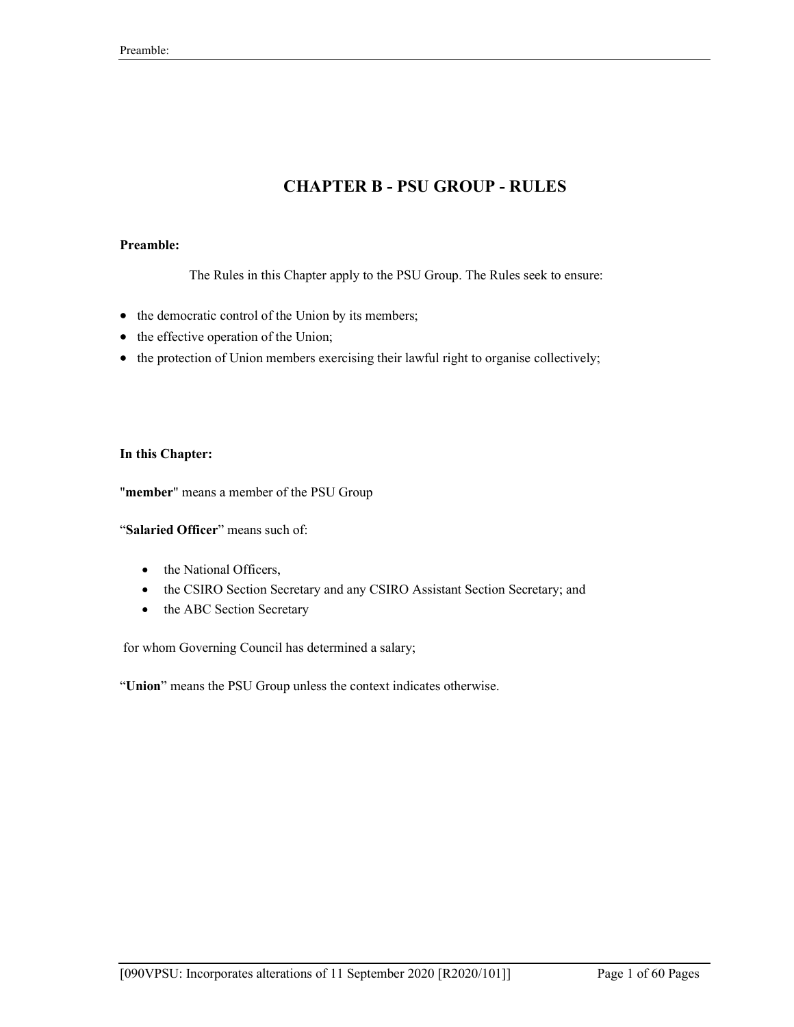# CHAPTER B - PSU GROUP - RULES

**Preamble:**

The Rules in this Chapter apply to the PSU Group. The Rules seek to ensure:

- the democratic control of the Union by its members;
- the effective operation of the Union;
- the protection of Union members exercising their lawful right to organise collectively;

**In this Chapter:**

"**member**" means a member of the PSU Group

"**Salaried Officer**" means such of:

- the National Officers,
- the CSIRO Section Secretary and any CSIRO Assistant Section Secretary; and
- the ABC Section Secretary

for whom Governing Council has determined a salary;

"**Union**" means the PSU Group unless the context indicates otherwise.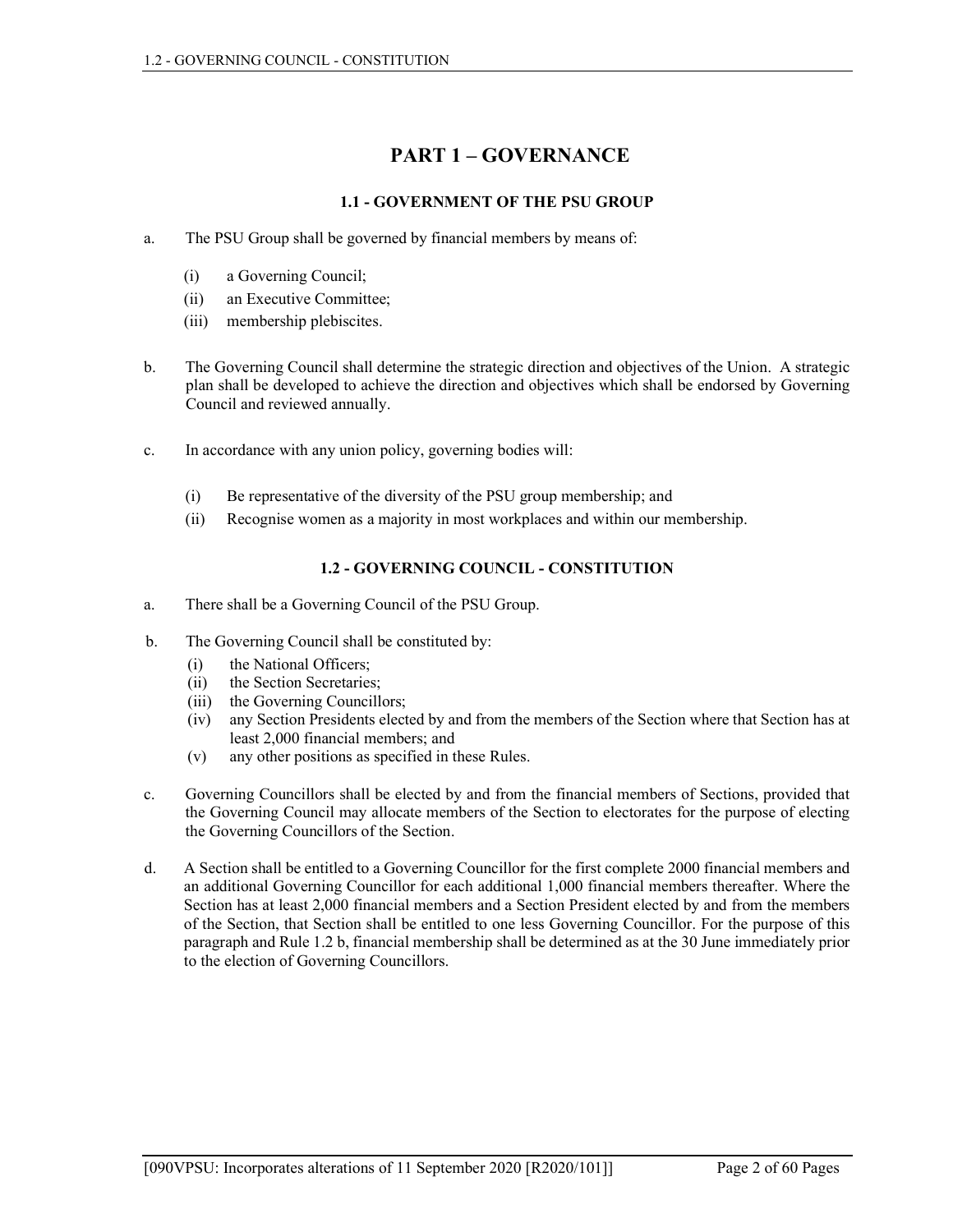# PART 1 – GOVERNANCE

### 1.1 - GOVERNMENT OF THE PSU GROUP

a. The PSU Group shall be governed by financial members by means of:

   (i) a Governing Council;
   (ii) an Executive Committee;
   (iii) membership plebiscites.

b. The Governing Council shall determine the strategic direction and objectives of the Union. A strategic plan shall be developed to achieve the direction and objectives which shall be endorsed by Governing Council and reviewed annually.

c. In accordance with any union policy, governing bodies will:

   (i) Be representative of the diversity of the PSU group membership; and
   (ii) Recognise women as a majority in most workplaces and within our membership.

### 1.2 - GOVERNING COUNCIL - CONSTITUTION

a. There shall be a Governing Council of the PSU Group.

b. The Governing Council shall be constituted by:
   (i) the National Officers;
   (ii) the Section Secretaries;
   (iii) the Governing Councillors;
   (iv) any Section Presidents elected by and from the members of the Section where that Section has at least 2,000 financial members; and
   (v) any other positions as specified in these Rules.

c. Governing Councillors shall be elected by and from the financial members of Sections, provided that the Governing Council may allocate members of the Section to electorates for the purpose of electing the Governing Councillors of the Section.

d. A Section shall be entitled to a Governing Councillor for the first complete 2000 financial members and an additional Governing Councillor for each additional 1,000 financial members thereafter. Where the Section has at least 2,000 financial members and a Section President elected by and from the members of the Section, that Section shall be entitled to one less Governing Councillor. For the purpose of this paragraph and Rule 1.2 b, financial membership shall be determined as at the 30 June immediately prior to the election of Governing Councillors.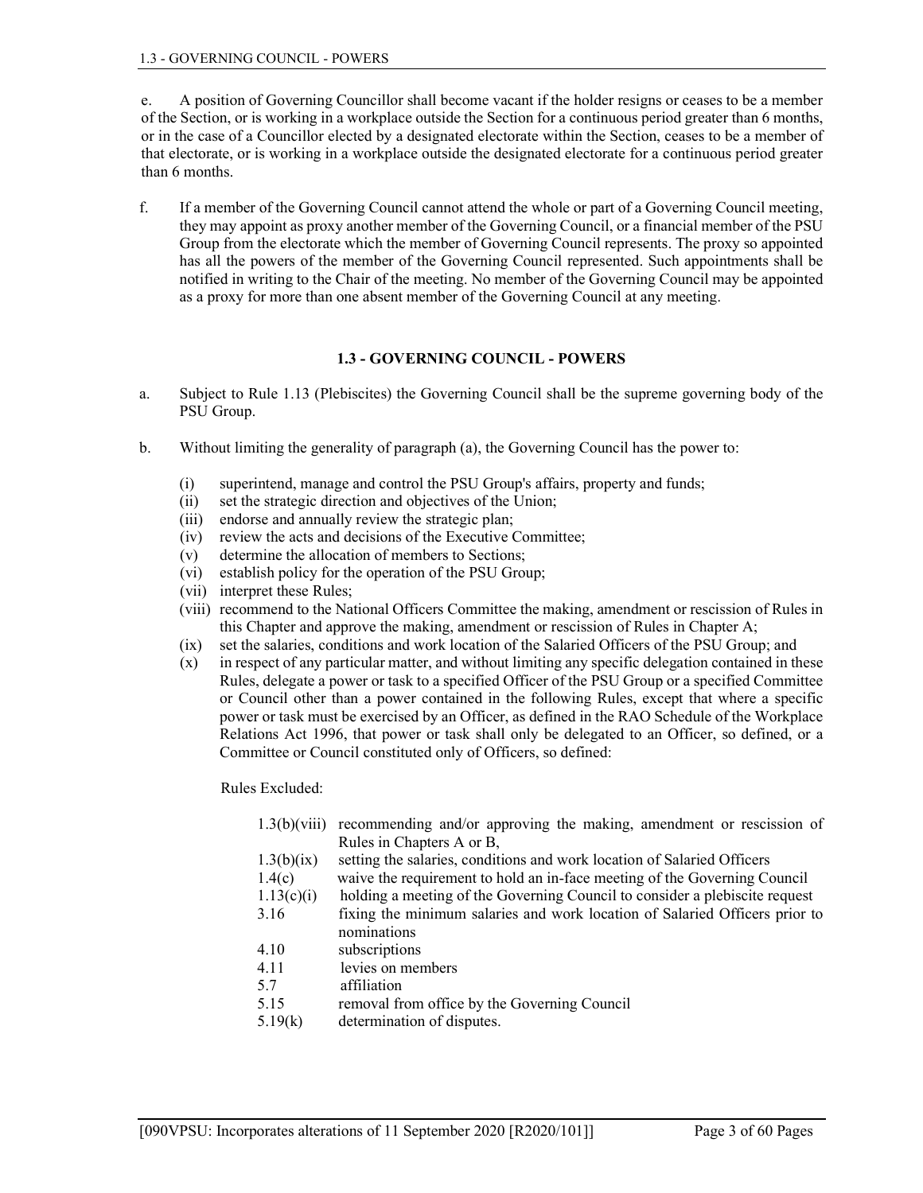e. A position of Governing Councillor shall become vacant if the holder resigns or ceases to be a member of the Section, or is working in a workplace outside the Section for a continuous period greater than 6 months, or in the case of a Councillor elected by a designated electorate within the Section, ceases to be a member of that electorate, or is working in a workplace outside the designated electorate for a continuous period greater than 6 months.

f. If a member of the Governing Council cannot attend the whole or part of a Governing Council meeting, they may appoint as proxy another member of the Governing Council, or a financial member of the PSU Group from the electorate which the member of Governing Council represents. The proxy so appointed has all the powers of the member of the Governing Council represented. Such appointments shall be notified in writing to the Chair of the meeting. No member of the Governing Council may be appointed as a proxy for more than one absent member of the Governing Council at any meeting.

## 1.3 - GOVERNING COUNCIL - POWERS

a. Subject to Rule 1.13 (Plebiscites) the Governing Council shall be the supreme governing body of the PSU Group.

b. Without limiting the generality of paragraph (a), the Governing Council has the power to:

(i) superintend, manage and control the PSU Group's affairs, property and funds;
(ii) set the strategic direction and objectives of the Union;
(iii) endorse and annually review the strategic plan;
(iv) review the acts and decisions of the Executive Committee;
(v) determine the allocation of members to Sections;
(vi) establish policy for the operation of the PSU Group;
(vii) interpret these Rules;
(viii) recommend to the National Officers Committee the making, amendment or rescission of Rules in this Chapter and approve the making, amendment or rescission of Rules in Chapter A;
(ix) set the salaries, conditions and work location of the Salaried Officers of the PSU Group; and
(x) in respect of any particular matter, and without limiting any specific delegation contained in these Rules, delegate a power or task to a specified Officer of the PSU Group or a specified Committee or Council other than a power contained in the following Rules, except that where a specific power or task must be exercised by an Officer, as defined in the RAO Schedule of the Workplace Relations Act 1996, that power or task shall only be delegated to an Officer, so defined, or a Committee or Council constituted only of Officers, so defined:

Rules Excluded:

| | |
|---|---|
| 1.3(b)(viii) | recommending and/or approving the making, amendment or rescission of Rules in Chapters A or B, |
| 1.3(b)(ix) | setting the salaries, conditions and work location of Salaried Officers |
| 1.4(c) | waive the requirement to hold an in-face meeting of the Governing Council |
| 1.13(c)(i) | holding a meeting of the Governing Council to consider a plebiscite request |
| 3.16 | fixing the minimum salaries and work location of Salaried Officers prior to nominations |
| 4.10 | subscriptions |
| 4.11 | levies on members |
| 5.7 | affiliation |
| 5.15 | removal from office by the Governing Council |
| 5.19(k) | determination of disputes. |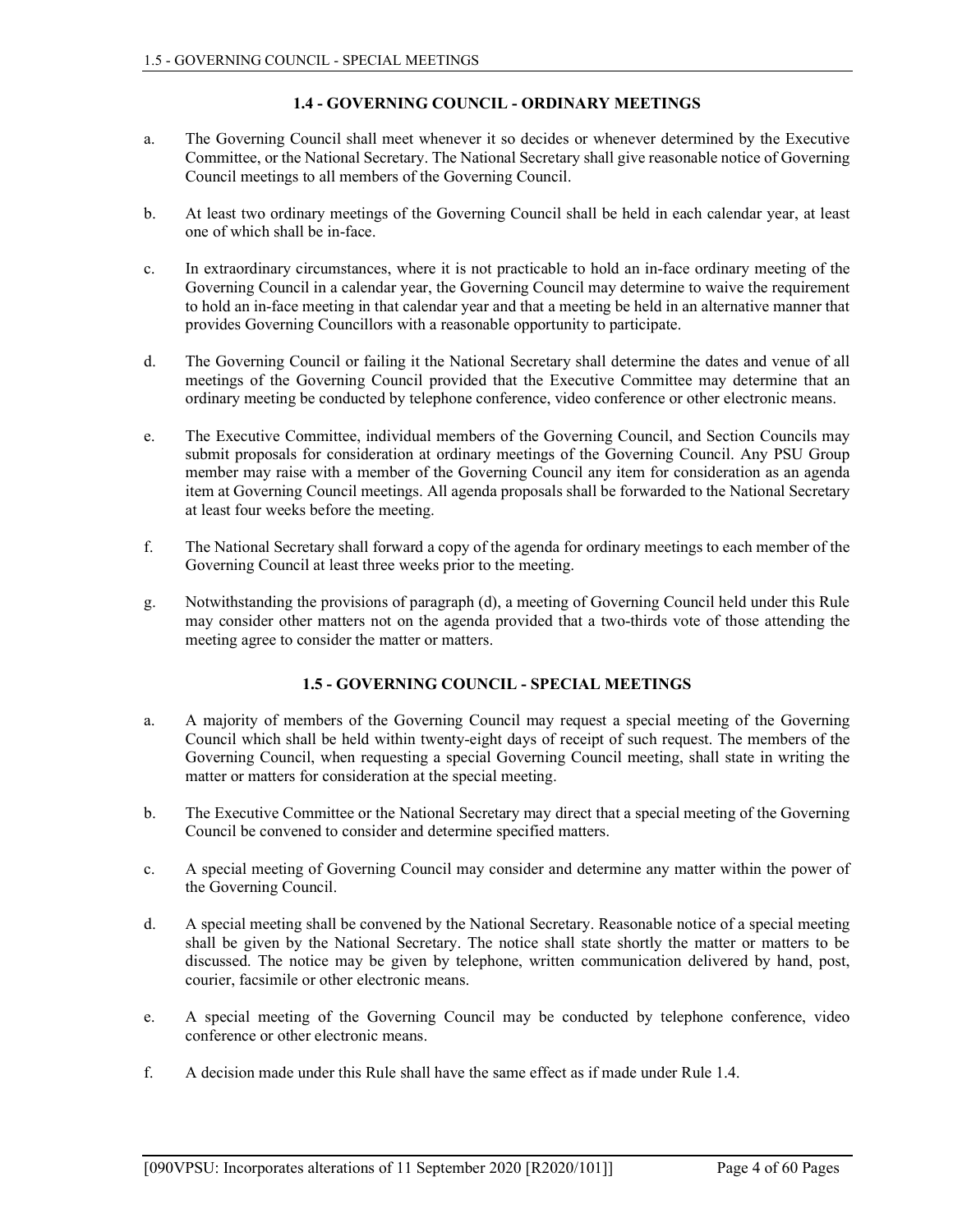## 1.4 - GOVERNING COUNCIL - ORDINARY MEETINGS

a. The Governing Council shall meet whenever it so decides or whenever determined by the Executive Committee, or the National Secretary. The National Secretary shall give reasonable notice of Governing Council meetings to all members of the Governing Council.

b. At least two ordinary meetings of the Governing Council shall be held in each calendar year, at least one of which shall be in-face.

c. In extraordinary circumstances, where it is not practicable to hold an in-face ordinary meeting of the Governing Council in a calendar year, the Governing Council may determine to waive the requirement to hold an in-face meeting in that calendar year and that a meeting be held in an alternative manner that provides Governing Councillors with a reasonable opportunity to participate.

d. The Governing Council or failing it the National Secretary shall determine the dates and venue of all meetings of the Governing Council provided that the Executive Committee may determine that an ordinary meeting be conducted by telephone conference, video conference or other electronic means.

e. The Executive Committee, individual members of the Governing Council, and Section Councils may submit proposals for consideration at ordinary meetings of the Governing Council. Any PSU Group member may raise with a member of the Governing Council any item for consideration as an agenda item at Governing Council meetings. All agenda proposals shall be forwarded to the National Secretary at least four weeks before the meeting.

f. The National Secretary shall forward a copy of the agenda for ordinary meetings to each member of the Governing Council at least three weeks prior to the meeting.

g. Notwithstanding the provisions of paragraph (d), a meeting of Governing Council held under this Rule may consider other matters not on the agenda provided that a two-thirds vote of those attending the meeting agree to consider the matter or matters.

## 1.5 - GOVERNING COUNCIL - SPECIAL MEETINGS

a. A majority of members of the Governing Council may request a special meeting of the Governing Council which shall be held within twenty-eight days of receipt of such request. The members of the Governing Council, when requesting a special Governing Council meeting, shall state in writing the matter or matters for consideration at the special meeting.

b. The Executive Committee or the National Secretary may direct that a special meeting of the Governing Council be convened to consider and determine specified matters.

c. A special meeting of Governing Council may consider and determine any matter within the power of the Governing Council.

d. A special meeting shall be convened by the National Secretary. Reasonable notice of a special meeting shall be given by the National Secretary. The notice shall state shortly the matter or matters to be discussed. The notice may be given by telephone, written communication delivered by hand, post, courier, facsimile or other electronic means.

e. A special meeting of the Governing Council may be conducted by telephone conference, video conference or other electronic means.

f. A decision made under this Rule shall have the same effect as if made under Rule 1.4.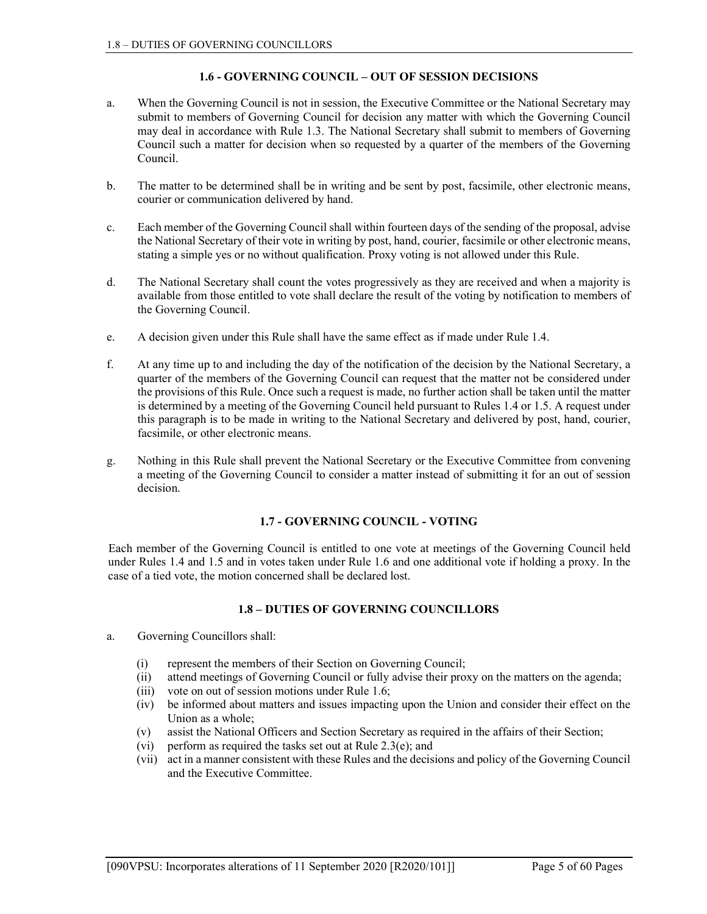### 1.6 - GOVERNING COUNCIL – OUT OF SESSION DECISIONS

a. When the Governing Council is not in session, the Executive Committee or the National Secretary may submit to members of Governing Council for decision any matter with which the Governing Council may deal in accordance with Rule 1.3. The National Secretary shall submit to members of Governing Council such a matter for decision when so requested by a quarter of the members of the Governing Council.

b. The matter to be determined shall be in writing and be sent by post, facsimile, other electronic means, courier or communication delivered by hand.

c. Each member of the Governing Council shall within fourteen days of the sending of the proposal, advise the National Secretary of their vote in writing by post, hand, courier, facsimile or other electronic means, stating a simple yes or no without qualification. Proxy voting is not allowed under this Rule.

d. The National Secretary shall count the votes progressively as they are received and when a majority is available from those entitled to vote shall declare the result of the voting by notification to members of the Governing Council.

e. A decision given under this Rule shall have the same effect as if made under Rule 1.4.

f. At any time up to and including the day of the notification of the decision by the National Secretary, a quarter of the members of the Governing Council can request that the matter not be considered under the provisions of this Rule. Once such a request is made, no further action shall be taken until the matter is determined by a meeting of the Governing Council held pursuant to Rules 1.4 or 1.5. A request under this paragraph is to be made in writing to the National Secretary and delivered by post, hand, courier, facsimile, or other electronic means.

g. Nothing in this Rule shall prevent the National Secretary or the Executive Committee from convening a meeting of the Governing Council to consider a matter instead of submitting it for an out of session decision.

### 1.7 - GOVERNING COUNCIL - VOTING

Each member of the Governing Council is entitled to one vote at meetings of the Governing Council held under Rules 1.4 and 1.5 and in votes taken under Rule 1.6 and one additional vote if holding a proxy. In the case of a tied vote, the motion concerned shall be declared lost.

### 1.8 – DUTIES OF GOVERNING COUNCILLORS

a. Governing Councillors shall:

   (i) represent the members of their Section on Governing Council;
   (ii) attend meetings of Governing Council or fully advise their proxy on the matters on the agenda;
   (iii) vote on out of session motions under Rule 1.6;
   (iv) be informed about matters and issues impacting upon the Union and consider their effect on the Union as a whole;
   (v) assist the National Officers and Section Secretary as required in the affairs of their Section;
   (vi) perform as required the tasks set out at Rule 2.3(e); and
   (vii) act in a manner consistent with these Rules and the decisions and policy of the Governing Council and the Executive Committee.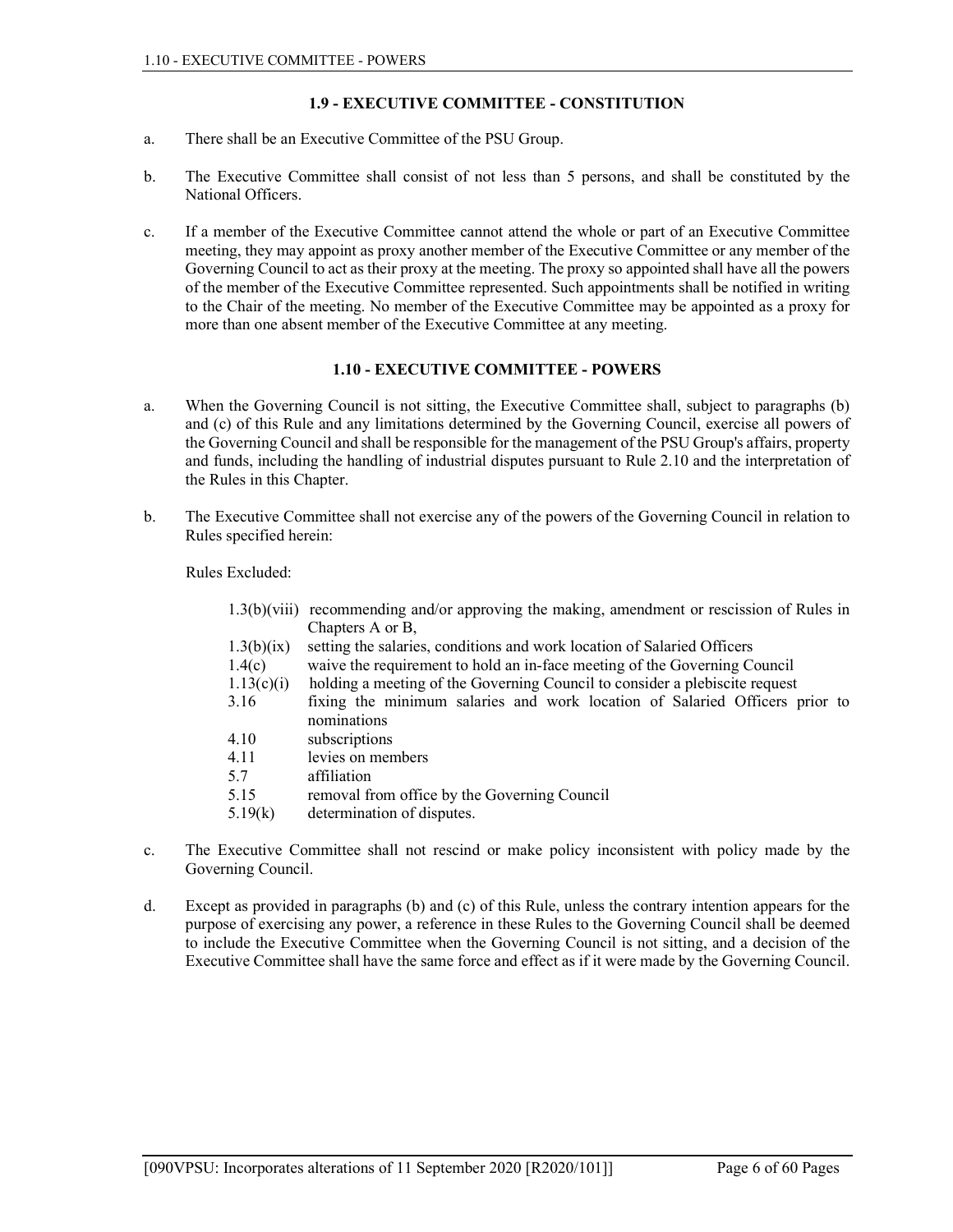### 1.9 - EXECUTIVE COMMITTEE - CONSTITUTION

a. There shall be an Executive Committee of the PSU Group.

b. The Executive Committee shall consist of not less than 5 persons, and shall be constituted by the National Officers.

c. If a member of the Executive Committee cannot attend the whole or part of an Executive Committee meeting, they may appoint as proxy another member of the Executive Committee or any member of the Governing Council to act as their proxy at the meeting. The proxy so appointed shall have all the powers of the member of the Executive Committee represented. Such appointments shall be notified in writing to the Chair of the meeting. No member of the Executive Committee may be appointed as a proxy for more than one absent member of the Executive Committee at any meeting.

### 1.10 - EXECUTIVE COMMITTEE - POWERS

a. When the Governing Council is not sitting, the Executive Committee shall, subject to paragraphs (b) and (c) of this Rule and any limitations determined by the Governing Council, exercise all powers of the Governing Council and shall be responsible for the management of the PSU Group's affairs, property and funds, including the handling of industrial disputes pursuant to Rule 2.10 and the interpretation of the Rules in this Chapter.

b. The Executive Committee shall not exercise any of the powers of the Governing Council in relation to Rules specified herein:

   Rules Excluded:

   | | |
   |---|---|
   | 1.3(b)(viii) | recommending and/or approving the making, amendment or rescission of Rules in Chapters A or B, |
   | 1.3(b)(ix) | setting the salaries, conditions and work location of Salaried Officers |
   | 1.4(c) | waive the requirement to hold an in-face meeting of the Governing Council |
   | 1.13(c)(i) | holding a meeting of the Governing Council to consider a plebiscite request |
   | 3.16 | fixing the minimum salaries and work location of Salaried Officers prior to nominations |
   | 4.10 | subscriptions |
   | 4.11 | levies on members |
   | 5.7 | affiliation |
   | 5.15 | removal from office by the Governing Council |
   | 5.19(k) | determination of disputes. |

c. The Executive Committee shall not rescind or make policy inconsistent with policy made by the Governing Council.

d. Except as provided in paragraphs (b) and (c) of this Rule, unless the contrary intention appears for the purpose of exercising any power, a reference in these Rules to the Governing Council shall be deemed to include the Executive Committee when the Governing Council is not sitting, and a decision of the Executive Committee shall have the same force and effect as if it were made by the Governing Council.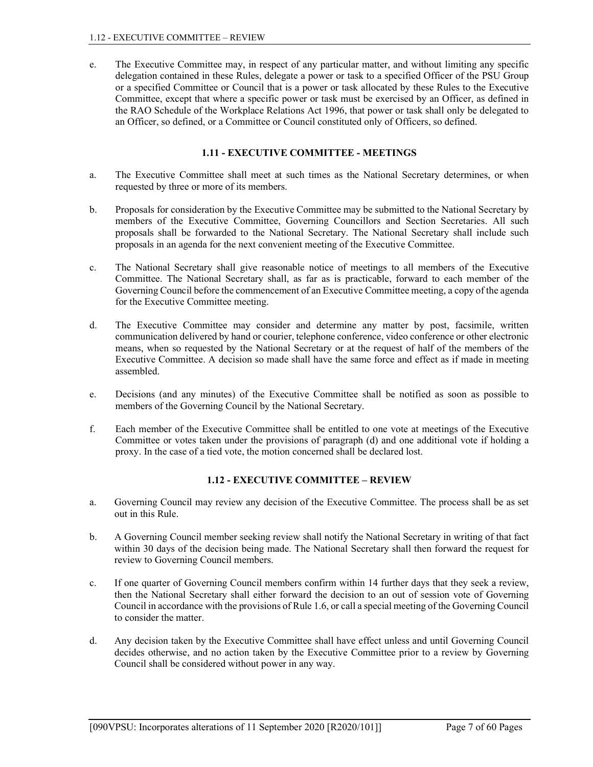e. The Executive Committee may, in respect of any particular matter, and without limiting any specific delegation contained in these Rules, delegate a power or task to a specified Officer of the PSU Group or a specified Committee or Council that is a power or task allocated by these Rules to the Executive Committee, except that where a specific power or task must be exercised by an Officer, as defined in the RAO Schedule of the Workplace Relations Act 1996, that power or task shall only be delegated to an Officer, so defined, or a Committee or Council constituted only of Officers, so defined.

### 1.11 - EXECUTIVE COMMITTEE - MEETINGS

a. The Executive Committee shall meet at such times as the National Secretary determines, or when requested by three or more of its members.

b. Proposals for consideration by the Executive Committee may be submitted to the National Secretary by members of the Executive Committee, Governing Councillors and Section Secretaries. All such proposals shall be forwarded to the National Secretary. The National Secretary shall include such proposals in an agenda for the next convenient meeting of the Executive Committee.

c. The National Secretary shall give reasonable notice of meetings to all members of the Executive Committee. The National Secretary shall, as far as is practicable, forward to each member of the Governing Council before the commencement of an Executive Committee meeting, a copy of the agenda for the Executive Committee meeting.

d. The Executive Committee may consider and determine any matter by post, facsimile, written communication delivered by hand or courier, telephone conference, video conference or other electronic means, when so requested by the National Secretary or at the request of half of the members of the Executive Committee. A decision so made shall have the same force and effect as if made in meeting assembled.

e. Decisions (and any minutes) of the Executive Committee shall be notified as soon as possible to members of the Governing Council by the National Secretary.

f. Each member of the Executive Committee shall be entitled to one vote at meetings of the Executive Committee or votes taken under the provisions of paragraph (d) and one additional vote if holding a proxy. In the case of a tied vote, the motion concerned shall be declared lost.

### 1.12 - EXECUTIVE COMMITTEE – REVIEW

a. Governing Council may review any decision of the Executive Committee. The process shall be as set out in this Rule.

b. A Governing Council member seeking review shall notify the National Secretary in writing of that fact within 30 days of the decision being made. The National Secretary shall then forward the request for review to Governing Council members.

c. If one quarter of Governing Council members confirm within 14 further days that they seek a review, then the National Secretary shall either forward the decision to an out of session vote of Governing Council in accordance with the provisions of Rule 1.6, or call a special meeting of the Governing Council to consider the matter.

d. Any decision taken by the Executive Committee shall have effect unless and until Governing Council decides otherwise, and no action taken by the Executive Committee prior to a review by Governing Council shall be considered without power in any way.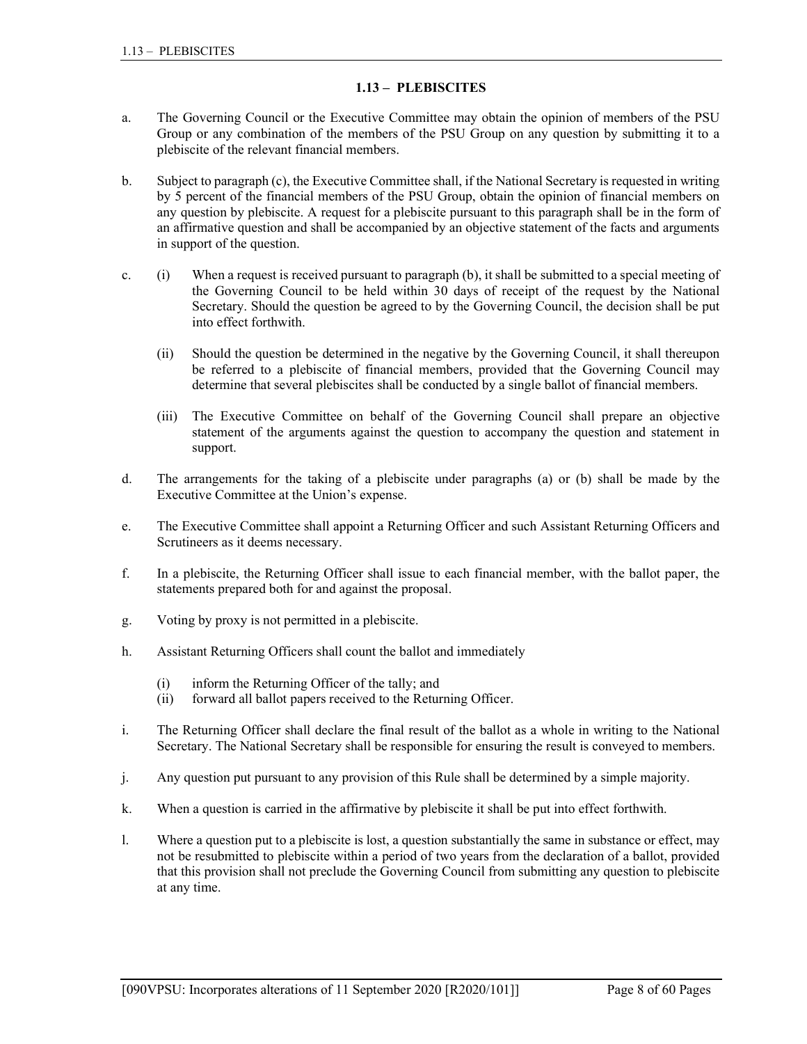## 1.13 – PLEBISCITES

a. The Governing Council or the Executive Committee may obtain the opinion of members of the PSU Group or any combination of the members of the PSU Group on any question by submitting it to a plebiscite of the relevant financial members.

b. Subject to paragraph (c), the Executive Committee shall, if the National Secretary is requested in writing by 5 percent of the financial members of the PSU Group, obtain the opinion of financial members on any question by plebiscite. A request for a plebiscite pursuant to this paragraph shall be in the form of an affirmative question and shall be accompanied by an objective statement of the facts and arguments in support of the question.

c. (i) When a request is received pursuant to paragraph (b), it shall be submitted to a special meeting of the Governing Council to be held within 30 days of receipt of the request by the National Secretary. Should the question be agreed to by the Governing Council, the decision shall be put into effect forthwith.

   (ii) Should the question be determined in the negative by the Governing Council, it shall thereupon be referred to a plebiscite of financial members, provided that the Governing Council may determine that several plebiscites shall be conducted by a single ballot of financial members.

   (iii) The Executive Committee on behalf of the Governing Council shall prepare an objective statement of the arguments against the question to accompany the question and statement in support.

d. The arrangements for the taking of a plebiscite under paragraphs (a) or (b) shall be made by the Executive Committee at the Union's expense.

e. The Executive Committee shall appoint a Returning Officer and such Assistant Returning Officers and Scrutineers as it deems necessary.

f. In a plebiscite, the Returning Officer shall issue to each financial member, with the ballot paper, the statements prepared both for and against the proposal.

g. Voting by proxy is not permitted in a plebiscite.

h. Assistant Returning Officers shall count the ballot and immediately

   (i) inform the Returning Officer of the tally; and
   (ii) forward all ballot papers received to the Returning Officer.

i. The Returning Officer shall declare the final result of the ballot as a whole in writing to the National Secretary. The National Secretary shall be responsible for ensuring the result is conveyed to members.

j. Any question put pursuant to any provision of this Rule shall be determined by a simple majority.

k. When a question is carried in the affirmative by plebiscite it shall be put into effect forthwith.

l. Where a question put to a plebiscite is lost, a question substantially the same in substance or effect, may not be resubmitted to plebiscite within a period of two years from the declaration of a ballot, provided that this provision shall not preclude the Governing Council from submitting any question to plebiscite at any time.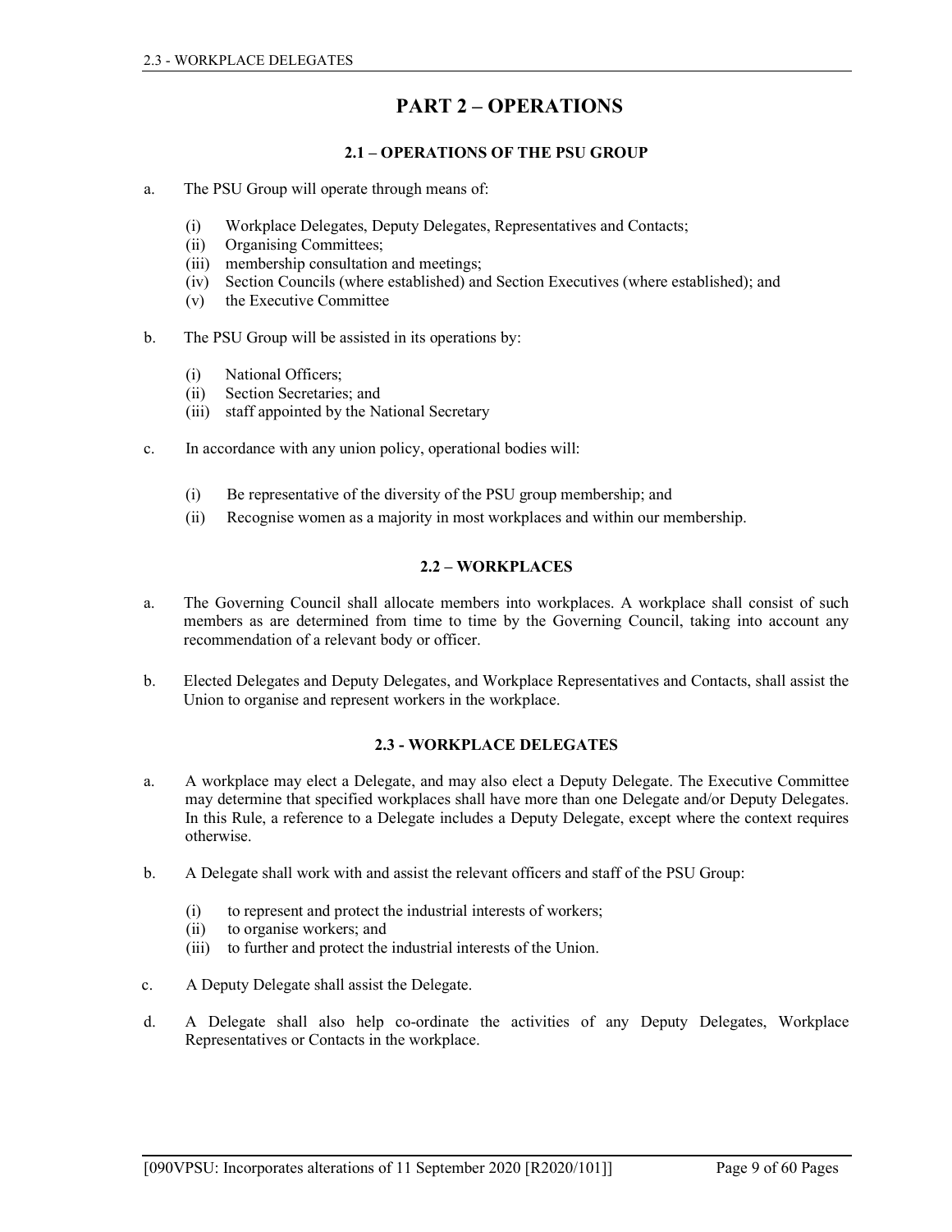# PART 2 – OPERATIONS

### 2.1 – OPERATIONS OF THE PSU GROUP

a. The PSU Group will operate through means of:

   (i) Workplace Delegates, Deputy Delegates, Representatives and Contacts;
   (ii) Organising Committees;
   (iii) membership consultation and meetings;
   (iv) Section Councils (where established) and Section Executives (where established); and
   (v) the Executive Committee

b. The PSU Group will be assisted in its operations by:

   (i) National Officers;
   (ii) Section Secretaries; and
   (iii) staff appointed by the National Secretary

c. In accordance with any union policy, operational bodies will:

   (i) Be representative of the diversity of the PSU group membership; and
   (ii) Recognise women as a majority in most workplaces and within our membership.

### 2.2 – WORKPLACES

a. The Governing Council shall allocate members into workplaces. A workplace shall consist of such members as are determined from time to time by the Governing Council, taking into account any recommendation of a relevant body or officer.

b. Elected Delegates and Deputy Delegates, and Workplace Representatives and Contacts, shall assist the Union to organise and represent workers in the workplace.

### 2.3 - WORKPLACE DELEGATES

a. A workplace may elect a Delegate, and may also elect a Deputy Delegate. The Executive Committee may determine that specified workplaces shall have more than one Delegate and/or Deputy Delegates. In this Rule, a reference to a Delegate includes a Deputy Delegate, except where the context requires otherwise.

b. A Delegate shall work with and assist the relevant officers and staff of the PSU Group:

   (i) to represent and protect the industrial interests of workers;
   (ii) to organise workers; and
   (iii) to further and protect the industrial interests of the Union.

c. A Deputy Delegate shall assist the Delegate.

d. A Delegate shall also help co-ordinate the activities of any Deputy Delegates, Workplace Representatives or Contacts in the workplace.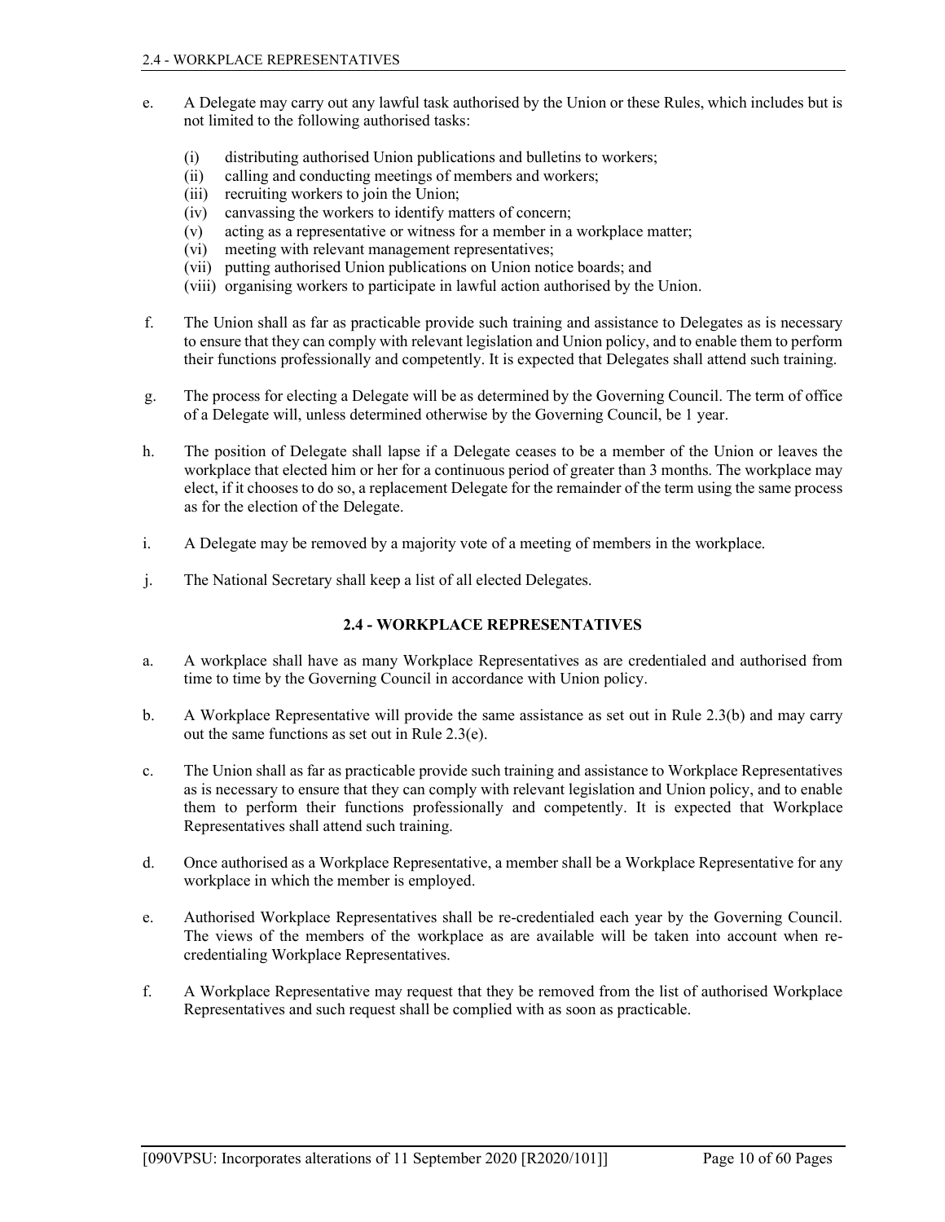e. A Delegate may carry out any lawful task authorised by the Union or these Rules, which includes but is not limited to the following authorised tasks:

   (i) distributing authorised Union publications and bulletins to workers;
   (ii) calling and conducting meetings of members and workers;
   (iii) recruiting workers to join the Union;
   (iv) canvassing the workers to identify matters of concern;
   (v) acting as a representative or witness for a member in a workplace matter;
   (vi) meeting with relevant management representatives;
   (vii) putting authorised Union publications on Union notice boards; and
   (viii) organising workers to participate in lawful action authorised by the Union.

f. The Union shall as far as practicable provide such training and assistance to Delegates as is necessary to ensure that they can comply with relevant legislation and Union policy, and to enable them to perform their functions professionally and competently. It is expected that Delegates shall attend such training.

g. The process for electing a Delegate will be as determined by the Governing Council. The term of office of a Delegate will, unless determined otherwise by the Governing Council, be 1 year.

h. The position of Delegate shall lapse if a Delegate ceases to be a member of the Union or leaves the workplace that elected him or her for a continuous period of greater than 3 months. The workplace may elect, if it chooses to do so, a replacement Delegate for the remainder of the term using the same process as for the election of the Delegate.

i. A Delegate may be removed by a majority vote of a meeting of members in the workplace.

j. The National Secretary shall keep a list of all elected Delegates.

## 2.4 - WORKPLACE REPRESENTATIVES

a. A workplace shall have as many Workplace Representatives as are credentialed and authorised from time to time by the Governing Council in accordance with Union policy.

b. A Workplace Representative will provide the same assistance as set out in Rule 2.3(b) and may carry out the same functions as set out in Rule 2.3(e).

c. The Union shall as far as practicable provide such training and assistance to Workplace Representatives as is necessary to ensure that they can comply with relevant legislation and Union policy, and to enable them to perform their functions professionally and competently. It is expected that Workplace Representatives shall attend such training.

d. Once authorised as a Workplace Representative, a member shall be a Workplace Representative for any workplace in which the member is employed.

e. Authorised Workplace Representatives shall be re-credentialed each year by the Governing Council. The views of the members of the workplace as are available will be taken into account when re-credentialing Workplace Representatives.

f. A Workplace Representative may request that they be removed from the list of authorised Workplace Representatives and such request shall be complied with as soon as practicable.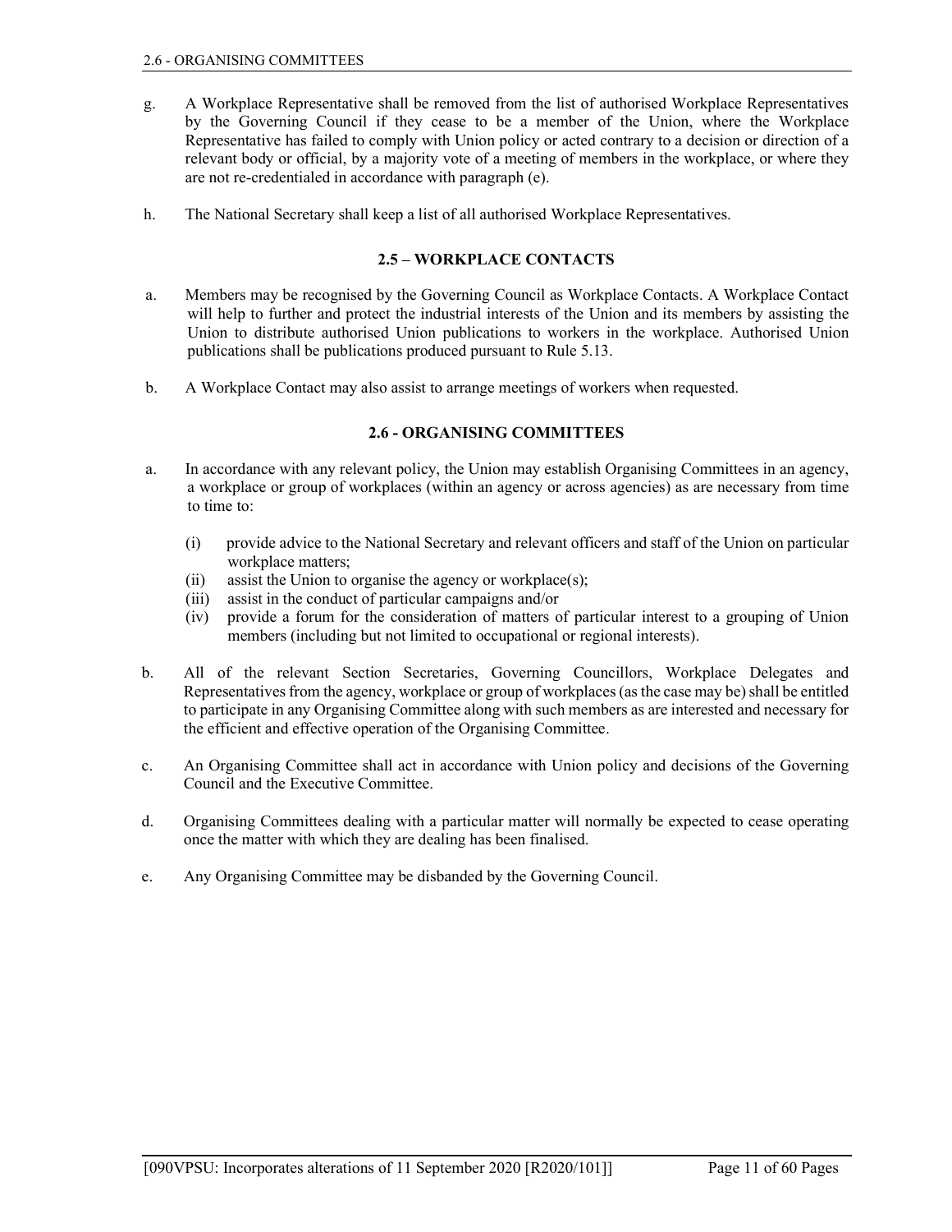g. A Workplace Representative shall be removed from the list of authorised Workplace Representatives by the Governing Council if they cease to be a member of the Union, where the Workplace Representative has failed to comply with Union policy or acted contrary to a decision or direction of a relevant body or official, by a majority vote of a meeting of members in the workplace, or where they are not re-credentialed in accordance with paragraph (e).

h. The National Secretary shall keep a list of all authorised Workplace Representatives.

### 2.5 – WORKPLACE CONTACTS

a. Members may be recognised by the Governing Council as Workplace Contacts. A Workplace Contact will help to further and protect the industrial interests of the Union and its members by assisting the Union to distribute authorised Union publications to workers in the workplace. Authorised Union publications shall be publications produced pursuant to Rule 5.13.

b. A Workplace Contact may also assist to arrange meetings of workers when requested.

### 2.6 - ORGANISING COMMITTEES

a. In accordance with any relevant policy, the Union may establish Organising Committees in an agency, a workplace or group of workplaces (within an agency or across agencies) as are necessary from time to time to:

   (i) provide advice to the National Secretary and relevant officers and staff of the Union on particular workplace matters;
   (ii) assist the Union to organise the agency or workplace(s);
   (iii) assist in the conduct of particular campaigns and/or
   (iv) provide a forum for the consideration of matters of particular interest to a grouping of Union members (including but not limited to occupational or regional interests).

b. All of the relevant Section Secretaries, Governing Councillors, Workplace Delegates and Representatives from the agency, workplace or group of workplaces (as the case may be) shall be entitled to participate in any Organising Committee along with such members as are interested and necessary for the efficient and effective operation of the Organising Committee.

c. An Organising Committee shall act in accordance with Union policy and decisions of the Governing Council and the Executive Committee.

d. Organising Committees dealing with a particular matter will normally be expected to cease operating once the matter with which they are dealing has been finalised.

e. Any Organising Committee may be disbanded by the Governing Council.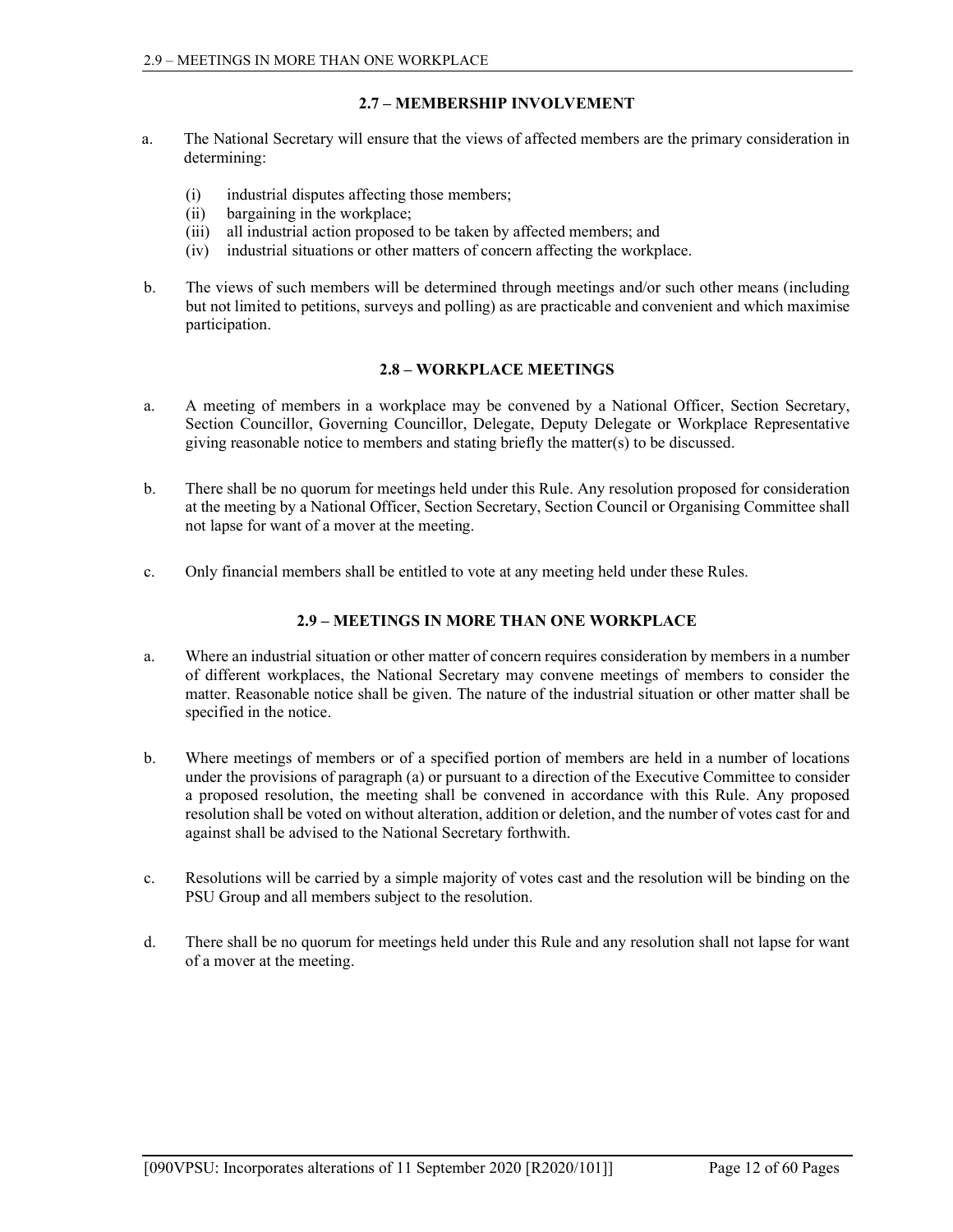## 2.7 – MEMBERSHIP INVOLVEMENT

a. The National Secretary will ensure that the views of affected members are the primary consideration in determining:

   (i) industrial disputes affecting those members;
   (ii) bargaining in the workplace;
   (iii) all industrial action proposed to be taken by affected members; and
   (iv) industrial situations or other matters of concern affecting the workplace.

b. The views of such members will be determined through meetings and/or such other means (including but not limited to petitions, surveys and polling) as are practicable and convenient and which maximise participation.

## 2.8 – WORKPLACE MEETINGS

a. A meeting of members in a workplace may be convened by a National Officer, Section Secretary, Section Councillor, Governing Councillor, Delegate, Deputy Delegate or Workplace Representative giving reasonable notice to members and stating briefly the matter(s) to be discussed.

b. There shall be no quorum for meetings held under this Rule. Any resolution proposed for consideration at the meeting by a National Officer, Section Secretary, Section Council or Organising Committee shall not lapse for want of a mover at the meeting.

c. Only financial members shall be entitled to vote at any meeting held under these Rules.

## 2.9 – MEETINGS IN MORE THAN ONE WORKPLACE

a. Where an industrial situation or other matter of concern requires consideration by members in a number of different workplaces, the National Secretary may convene meetings of members to consider the matter. Reasonable notice shall be given. The nature of the industrial situation or other matter shall be specified in the notice.

b. Where meetings of members or of a specified portion of members are held in a number of locations under the provisions of paragraph (a) or pursuant to a direction of the Executive Committee to consider a proposed resolution, the meeting shall be convened in accordance with this Rule. Any proposed resolution shall be voted on without alteration, addition or deletion, and the number of votes cast for and against shall be advised to the National Secretary forthwith.

c. Resolutions will be carried by a simple majority of votes cast and the resolution will be binding on the PSU Group and all members subject to the resolution.

d. There shall be no quorum for meetings held under this Rule and any resolution shall not lapse for want of a mover at the meeting.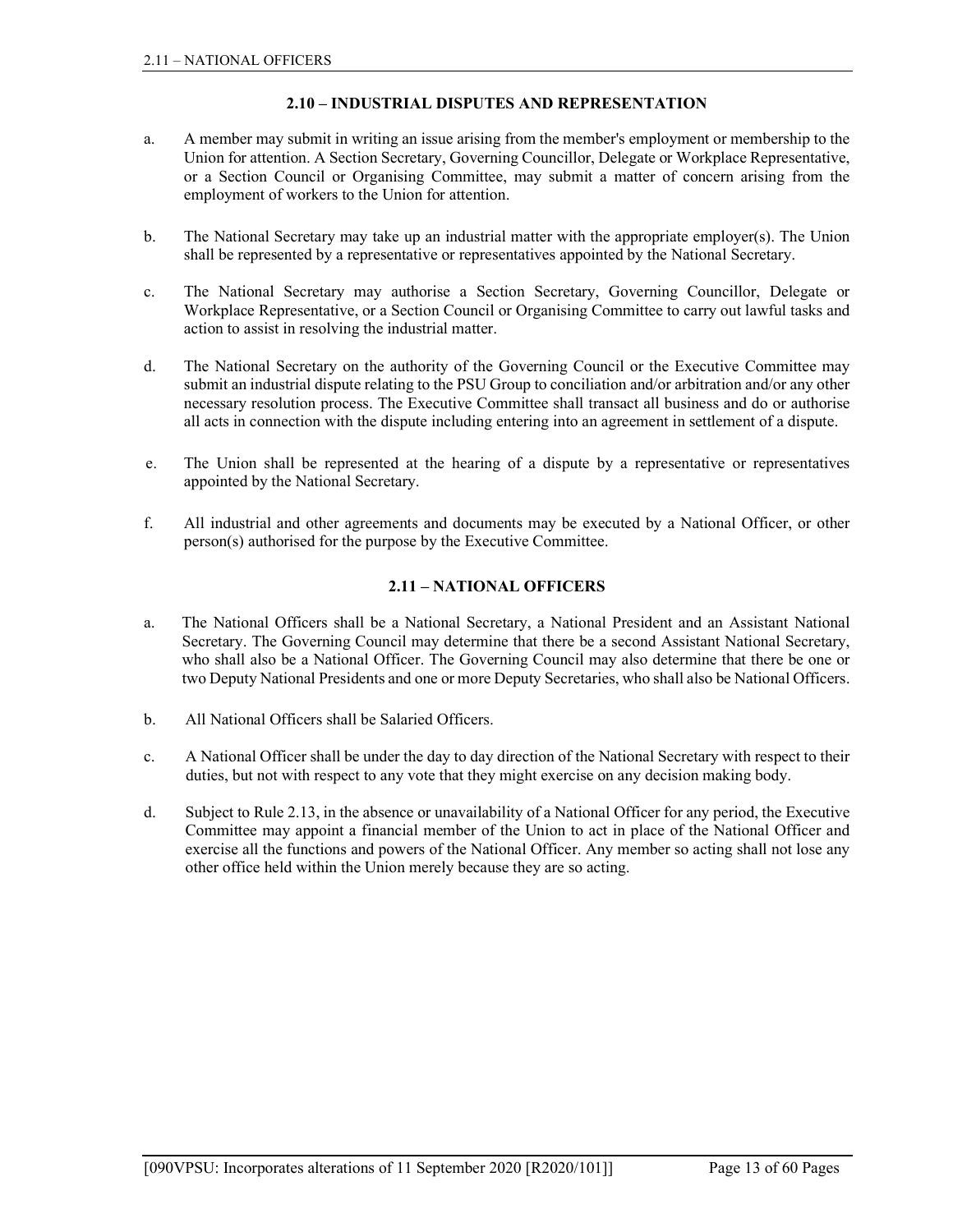## 2.10 – INDUSTRIAL DISPUTES AND REPRESENTATION

a. A member may submit in writing an issue arising from the member's employment or membership to the Union for attention. A Section Secretary, Governing Councillor, Delegate or Workplace Representative, or a Section Council or Organising Committee, may submit a matter of concern arising from the employment of workers to the Union for attention.

b. The National Secretary may take up an industrial matter with the appropriate employer(s). The Union shall be represented by a representative or representatives appointed by the National Secretary.

c. The National Secretary may authorise a Section Secretary, Governing Councillor, Delegate or Workplace Representative, or a Section Council or Organising Committee to carry out lawful tasks and action to assist in resolving the industrial matter.

d. The National Secretary on the authority of the Governing Council or the Executive Committee may submit an industrial dispute relating to the PSU Group to conciliation and/or arbitration and/or any other necessary resolution process. The Executive Committee shall transact all business and do or authorise all acts in connection with the dispute including entering into an agreement in settlement of a dispute.

e. The Union shall be represented at the hearing of a dispute by a representative or representatives appointed by the National Secretary.

f. All industrial and other agreements and documents may be executed by a National Officer, or other person(s) authorised for the purpose by the Executive Committee.

## 2.11 – NATIONAL OFFICERS

a. The National Officers shall be a National Secretary, a National President and an Assistant National Secretary. The Governing Council may determine that there be a second Assistant National Secretary, who shall also be a National Officer. The Governing Council may also determine that there be one or two Deputy National Presidents and one or more Deputy Secretaries, who shall also be National Officers.

b. All National Officers shall be Salaried Officers.

c. A National Officer shall be under the day to day direction of the National Secretary with respect to their duties, but not with respect to any vote that they might exercise on any decision making body.

d. Subject to Rule 2.13, in the absence or unavailability of a National Officer for any period, the Executive Committee may appoint a financial member of the Union to act in place of the National Officer and exercise all the functions and powers of the National Officer. Any member so acting shall not lose any other office held within the Union merely because they are so acting.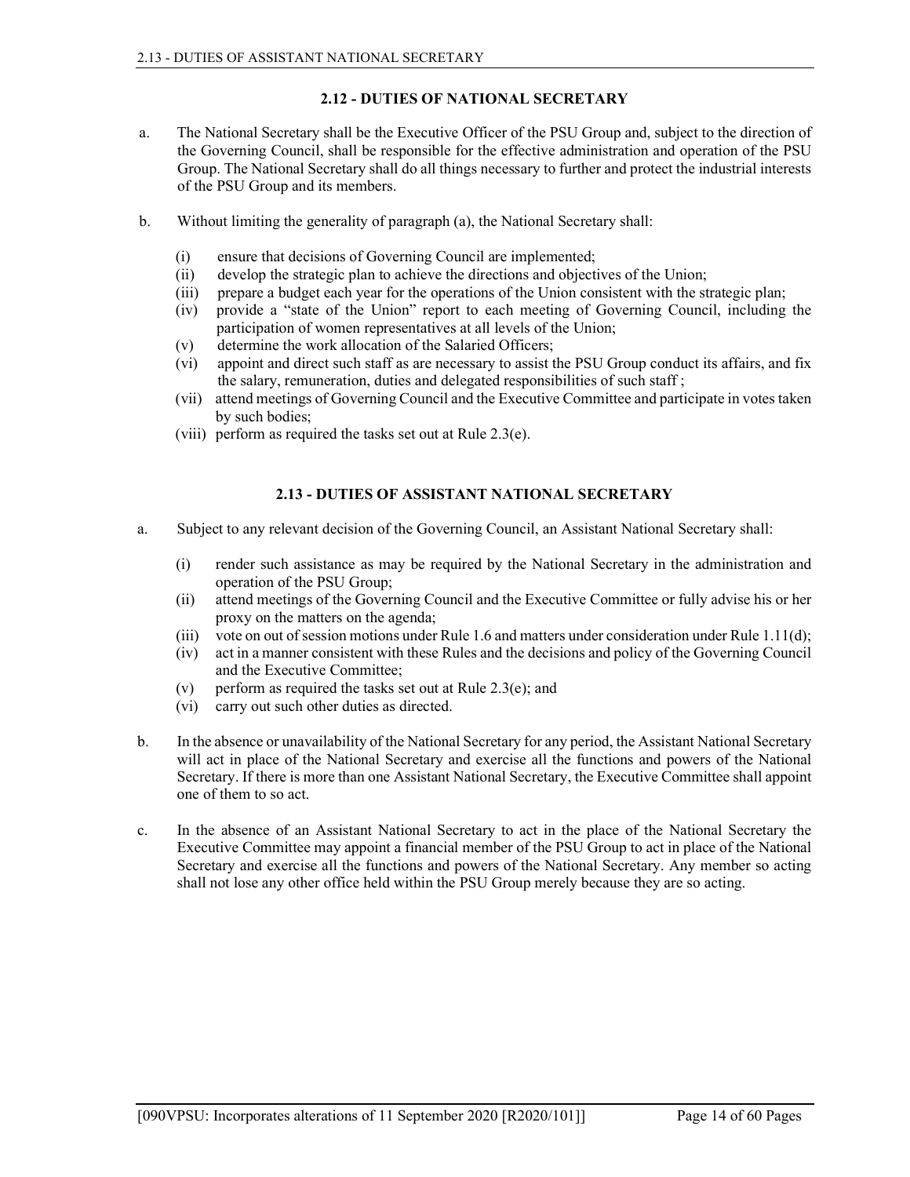## 2.12 - DUTIES OF NATIONAL SECRETARY

a. The National Secretary shall be the Executive Officer of the PSU Group and, subject to the direction of the Governing Council, shall be responsible for the effective administration and operation of the PSU Group. The National Secretary shall do all things necessary to further and protect the industrial interests of the PSU Group and its members.

b. Without limiting the generality of paragraph (a), the National Secretary shall:

   (i) ensure that decisions of Governing Council are implemented;
   (ii) develop the strategic plan to achieve the directions and objectives of the Union;
   (iii) prepare a budget each year for the operations of the Union consistent with the strategic plan;
   (iv) provide a "state of the Union" report to each meeting of Governing Council, including the participation of women representatives at all levels of the Union;
   (v) determine the work allocation of the Salaried Officers;
   (vi) appoint and direct such staff as are necessary to assist the PSU Group conduct its affairs, and fix the salary, remuneration, duties and delegated responsibilities of such staff ;
   (vii) attend meetings of Governing Council and the Executive Committee and participate in votes taken by such bodies;
   (viii) perform as required the tasks set out at Rule 2.3(e).

## 2.13 - DUTIES OF ASSISTANT NATIONAL SECRETARY

a. Subject to any relevant decision of the Governing Council, an Assistant National Secretary shall:

   (i) render such assistance as may be required by the National Secretary in the administration and operation of the PSU Group;
   (ii) attend meetings of the Governing Council and the Executive Committee or fully advise his or her proxy on the matters on the agenda;
   (iii) vote on out of session motions under Rule 1.6 and matters under consideration under Rule 1.11(d);
   (iv) act in a manner consistent with these Rules and the decisions and policy of the Governing Council and the Executive Committee;
   (v) perform as required the tasks set out at Rule 2.3(e); and
   (vi) carry out such other duties as directed.

b. In the absence or unavailability of the National Secretary for any period, the Assistant National Secretary will act in place of the National Secretary and exercise all the functions and powers of the National Secretary. If there is more than one Assistant National Secretary, the Executive Committee shall appoint one of them to so act.

c. In the absence of an Assistant National Secretary to act in the place of the National Secretary the Executive Committee may appoint a financial member of the PSU Group to act in place of the National Secretary and exercise all the functions and powers of the National Secretary. Any member so acting shall not lose any other office held within the PSU Group merely because they are so acting.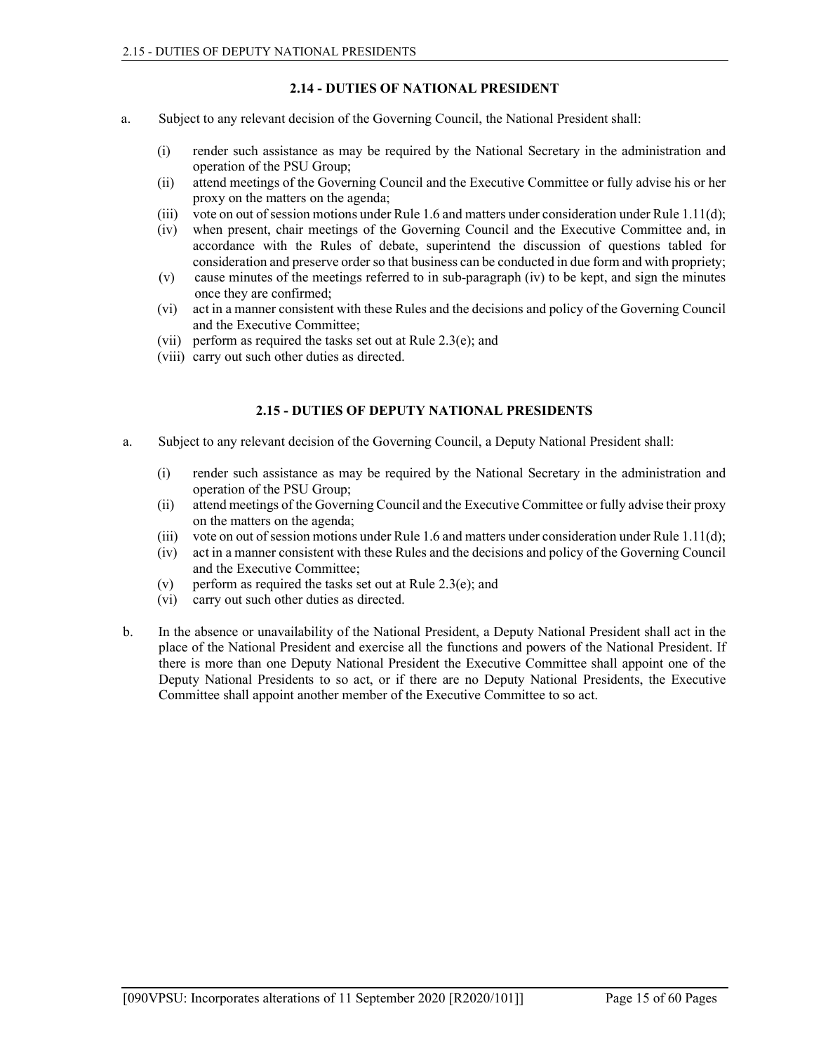## 2.14 - DUTIES OF NATIONAL PRESIDENT

a. Subject to any relevant decision of the Governing Council, the National President shall:

   (i) render such assistance as may be required by the National Secretary in the administration and operation of the PSU Group;
   (ii) attend meetings of the Governing Council and the Executive Committee or fully advise his or her proxy on the matters on the agenda;
   (iii) vote on out of session motions under Rule 1.6 and matters under consideration under Rule 1.11(d);
   (iv) when present, chair meetings of the Governing Council and the Executive Committee and, in accordance with the Rules of debate, superintend the discussion of questions tabled for consideration and preserve order so that business can be conducted in due form and with propriety;
   (v) cause minutes of the meetings referred to in sub-paragraph (iv) to be kept, and sign the minutes once they are confirmed;
   (vi) act in a manner consistent with these Rules and the decisions and policy of the Governing Council and the Executive Committee;
   (vii) perform as required the tasks set out at Rule 2.3(e); and
   (viii) carry out such other duties as directed.

## 2.15 - DUTIES OF DEPUTY NATIONAL PRESIDENTS

a. Subject to any relevant decision of the Governing Council, a Deputy National President shall:

   (i) render such assistance as may be required by the National Secretary in the administration and operation of the PSU Group;
   (ii) attend meetings of the Governing Council and the Executive Committee or fully advise their proxy on the matters on the agenda;
   (iii) vote on out of session motions under Rule 1.6 and matters under consideration under Rule 1.11(d);
   (iv) act in a manner consistent with these Rules and the decisions and policy of the Governing Council and the Executive Committee;
   (v) perform as required the tasks set out at Rule 2.3(e); and
   (vi) carry out such other duties as directed.

b. In the absence or unavailability of the National President, a Deputy National President shall act in the place of the National President and exercise all the functions and powers of the National President. If there is more than one Deputy National President the Executive Committee shall appoint one of the Deputy National Presidents to so act, or if there are no Deputy National Presidents, the Executive Committee shall appoint another member of the Executive Committee to so act.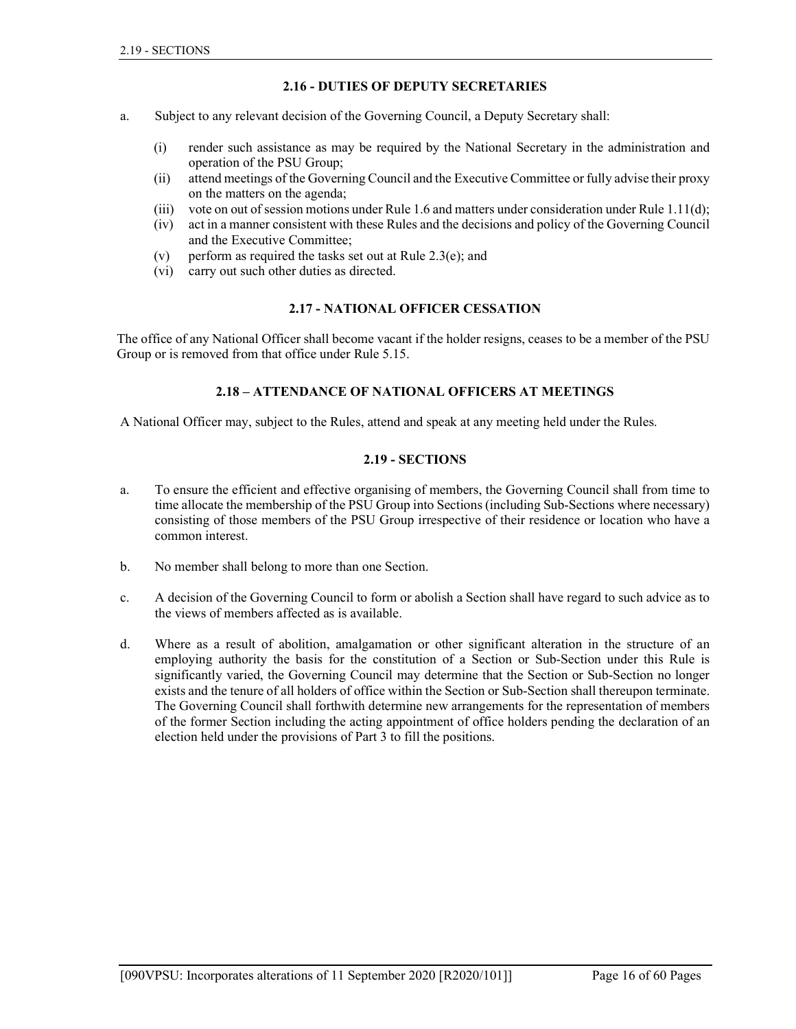### 2.16 - DUTIES OF DEPUTY SECRETARIES

a. Subject to any relevant decision of the Governing Council, a Deputy Secretary shall:

   (i) render such assistance as may be required by the National Secretary in the administration and operation of the PSU Group;
   (ii) attend meetings of the Governing Council and the Executive Committee or fully advise their proxy on the matters on the agenda;
   (iii) vote on out of session motions under Rule 1.6 and matters under consideration under Rule 1.11(d);
   (iv) act in a manner consistent with these Rules and the decisions and policy of the Governing Council and the Executive Committee;
   (v) perform as required the tasks set out at Rule 2.3(e); and
   (vi) carry out such other duties as directed.

### 2.17 - NATIONAL OFFICER CESSATION

The office of any National Officer shall become vacant if the holder resigns, ceases to be a member of the PSU Group or is removed from that office under Rule 5.15.

### 2.18 – ATTENDANCE OF NATIONAL OFFICERS AT MEETINGS

A National Officer may, subject to the Rules, attend and speak at any meeting held under the Rules.

### 2.19 - SECTIONS

a. To ensure the efficient and effective organising of members, the Governing Council shall from time to time allocate the membership of the PSU Group into Sections (including Sub-Sections where necessary) consisting of those members of the PSU Group irrespective of their residence or location who have a common interest.

b. No member shall belong to more than one Section.

c. A decision of the Governing Council to form or abolish a Section shall have regard to such advice as to the views of members affected as is available.

d. Where as a result of abolition, amalgamation or other significant alteration in the structure of an employing authority the basis for the constitution of a Section or Sub-Section under this Rule is significantly varied, the Governing Council may determine that the Section or Sub-Section no longer exists and the tenure of all holders of office within the Section or Sub-Section shall thereupon terminate. The Governing Council shall forthwith determine new arrangements for the representation of members of the former Section including the acting appointment of office holders pending the declaration of an election held under the provisions of Part 3 to fill the positions.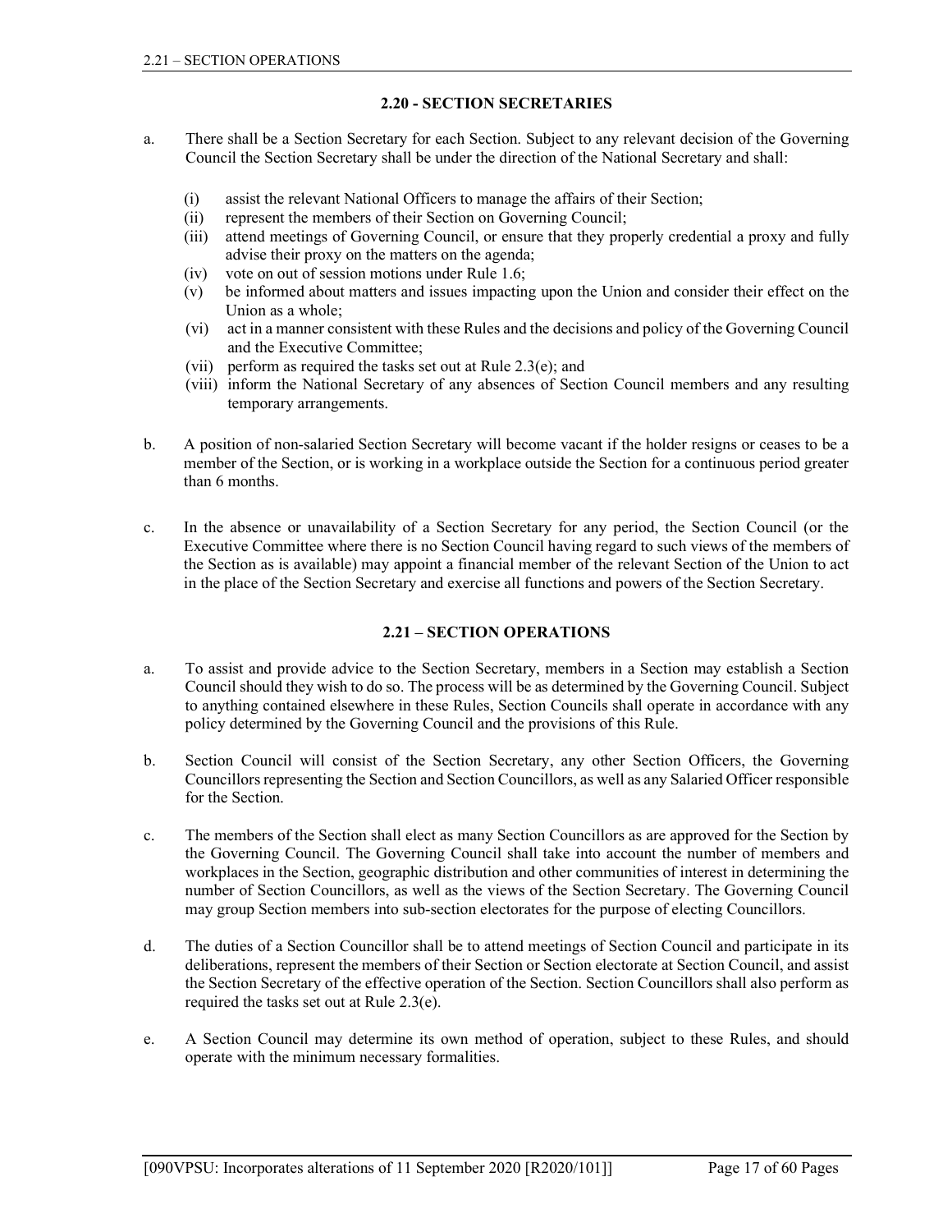## 2.20 - SECTION SECRETARIES

a. There shall be a Section Secretary for each Section. Subject to any relevant decision of the Governing Council the Section Secretary shall be under the direction of the National Secretary and shall:

   (i) assist the relevant National Officers to manage the affairs of their Section;
   (ii) represent the members of their Section on Governing Council;
   (iii) attend meetings of Governing Council, or ensure that they properly credential a proxy and fully advise their proxy on the matters on the agenda;
   (iv) vote on out of session motions under Rule 1.6;
   (v) be informed about matters and issues impacting upon the Union and consider their effect on the Union as a whole;
   (vi) act in a manner consistent with these Rules and the decisions and policy of the Governing Council and the Executive Committee;
   (vii) perform as required the tasks set out at Rule 2.3(e); and
   (viii) inform the National Secretary of any absences of Section Council members and any resulting temporary arrangements.

b. A position of non-salaried Section Secretary will become vacant if the holder resigns or ceases to be a member of the Section, or is working in a workplace outside the Section for a continuous period greater than 6 months.

c. In the absence or unavailability of a Section Secretary for any period, the Section Council (or the Executive Committee where there is no Section Council having regard to such views of the members of the Section as is available) may appoint a financial member of the relevant Section of the Union to act in the place of the Section Secretary and exercise all functions and powers of the Section Secretary.

## 2.21 – SECTION OPERATIONS

a. To assist and provide advice to the Section Secretary, members in a Section may establish a Section Council should they wish to do so. The process will be as determined by the Governing Council. Subject to anything contained elsewhere in these Rules, Section Councils shall operate in accordance with any policy determined by the Governing Council and the provisions of this Rule.

b. Section Council will consist of the Section Secretary, any other Section Officers, the Governing Councillors representing the Section and Section Councillors, as well as any Salaried Officer responsible for the Section.

c. The members of the Section shall elect as many Section Councillors as are approved for the Section by the Governing Council. The Governing Council shall take into account the number of members and workplaces in the Section, geographic distribution and other communities of interest in determining the number of Section Councillors, as well as the views of the Section Secretary. The Governing Council may group Section members into sub-section electorates for the purpose of electing Councillors.

d. The duties of a Section Councillor shall be to attend meetings of Section Council and participate in its deliberations, represent the members of their Section or Section electorate at Section Council, and assist the Section Secretary of the effective operation of the Section. Section Councillors shall also perform as required the tasks set out at Rule 2.3(e).

e. A Section Council may determine its own method of operation, subject to these Rules, and should operate with the minimum necessary formalities.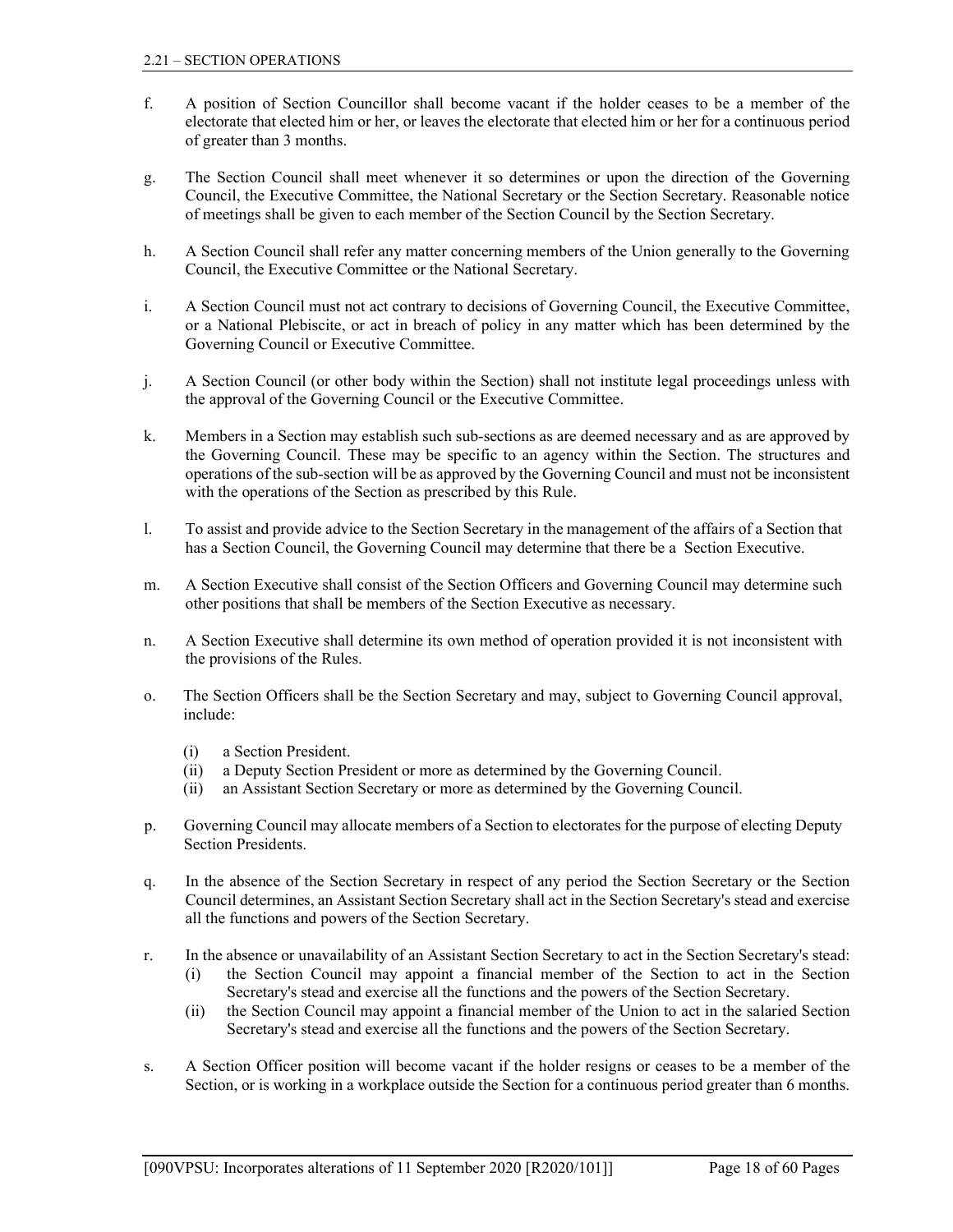f. A position of Section Councillor shall become vacant if the holder ceases to be a member of the electorate that elected him or her, or leaves the electorate that elected him or her for a continuous period of greater than 3 months.

g. The Section Council shall meet whenever it so determines or upon the direction of the Governing Council, the Executive Committee, the National Secretary or the Section Secretary. Reasonable notice of meetings shall be given to each member of the Section Council by the Section Secretary.

h. A Section Council shall refer any matter concerning members of the Union generally to the Governing Council, the Executive Committee or the National Secretary.

i. A Section Council must not act contrary to decisions of Governing Council, the Executive Committee, or a National Plebiscite, or act in breach of policy in any matter which has been determined by the Governing Council or Executive Committee.

j. A Section Council (or other body within the Section) shall not institute legal proceedings unless with the approval of the Governing Council or the Executive Committee.

k. Members in a Section may establish such sub-sections as are deemed necessary and as are approved by the Governing Council. These may be specific to an agency within the Section. The structures and operations of the sub-section will be as approved by the Governing Council and must not be inconsistent with the operations of the Section as prescribed by this Rule.

l. To assist and provide advice to the Section Secretary in the management of the affairs of a Section that has a Section Council, the Governing Council may determine that there be a Section Executive.

m. A Section Executive shall consist of the Section Officers and Governing Council may determine such other positions that shall be members of the Section Executive as necessary.

n. A Section Executive shall determine its own method of operation provided it is not inconsistent with the provisions of the Rules.

o. The Section Officers shall be the Section Secretary and may, subject to Governing Council approval, include:

   (i) a Section President.
   (ii) a Deputy Section President or more as determined by the Governing Council.
   (ii) an Assistant Section Secretary or more as determined by the Governing Council.

p. Governing Council may allocate members of a Section to electorates for the purpose of electing Deputy Section Presidents.

q. In the absence of the Section Secretary in respect of any period the Section Secretary or the Section Council determines, an Assistant Section Secretary shall act in the Section Secretary's stead and exercise all the functions and powers of the Section Secretary.

r. In the absence or unavailability of an Assistant Section Secretary to act in the Section Secretary's stead:
   (i) the Section Council may appoint a financial member of the Section to act in the Section Secretary's stead and exercise all the functions and the powers of the Section Secretary.
   (ii) the Section Council may appoint a financial member of the Union to act in the salaried Section Secretary's stead and exercise all the functions and the powers of the Section Secretary.

s. A Section Officer position will become vacant if the holder resigns or ceases to be a member of the Section, or is working in a workplace outside the Section for a continuous period greater than 6 months.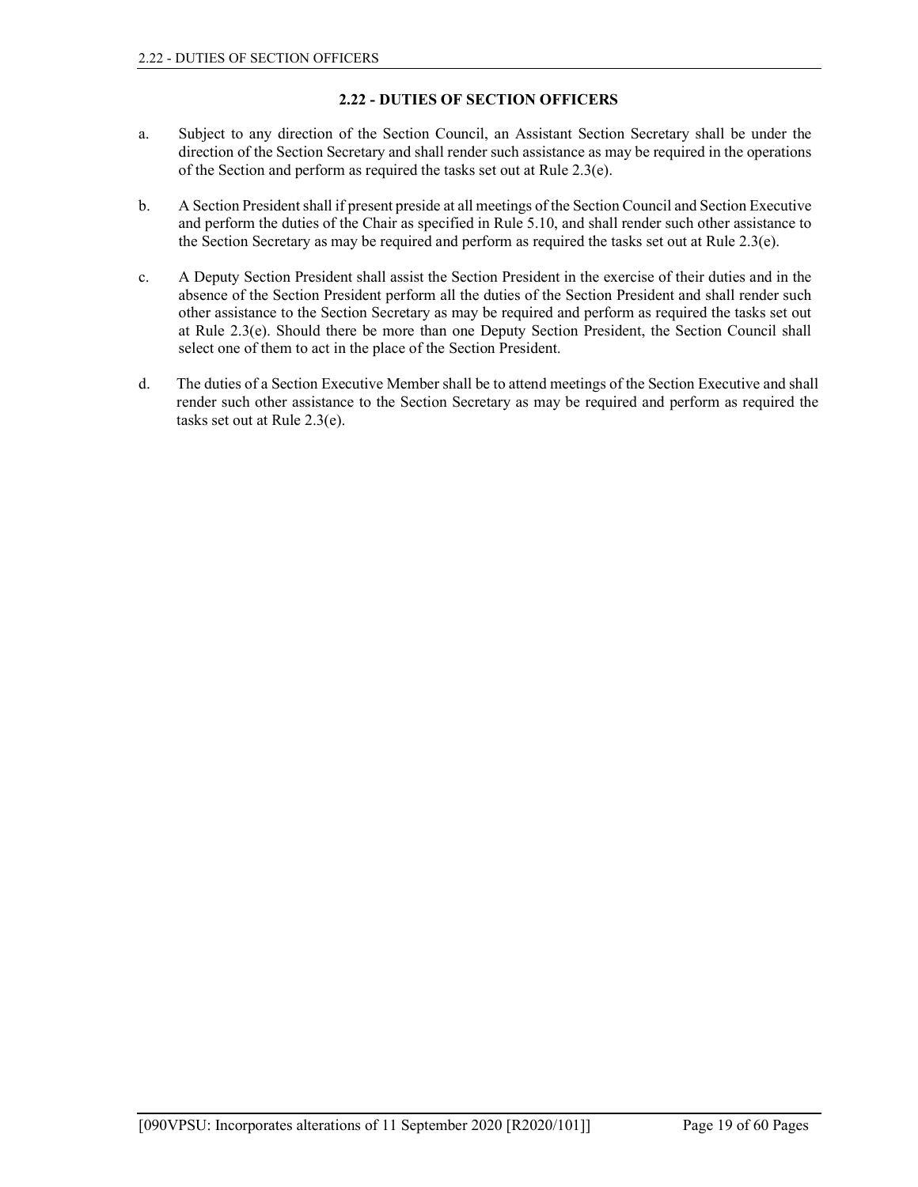## 2.22 - DUTIES OF SECTION OFFICERS

a. Subject to any direction of the Section Council, an Assistant Section Secretary shall be under the direction of the Section Secretary and shall render such assistance as may be required in the operations of the Section and perform as required the tasks set out at Rule 2.3(e).

b. A Section President shall if present preside at all meetings of the Section Council and Section Executive and perform the duties of the Chair as specified in Rule 5.10, and shall render such other assistance to the Section Secretary as may be required and perform as required the tasks set out at Rule 2.3(e).

c. A Deputy Section President shall assist the Section President in the exercise of their duties and in the absence of the Section President perform all the duties of the Section President and shall render such other assistance to the Section Secretary as may be required and perform as required the tasks set out at Rule 2.3(e). Should there be more than one Deputy Section President, the Section Council shall select one of them to act in the place of the Section President.

d. The duties of a Section Executive Member shall be to attend meetings of the Section Executive and shall render such other assistance to the Section Secretary as may be required and perform as required the tasks set out at Rule 2.3(e).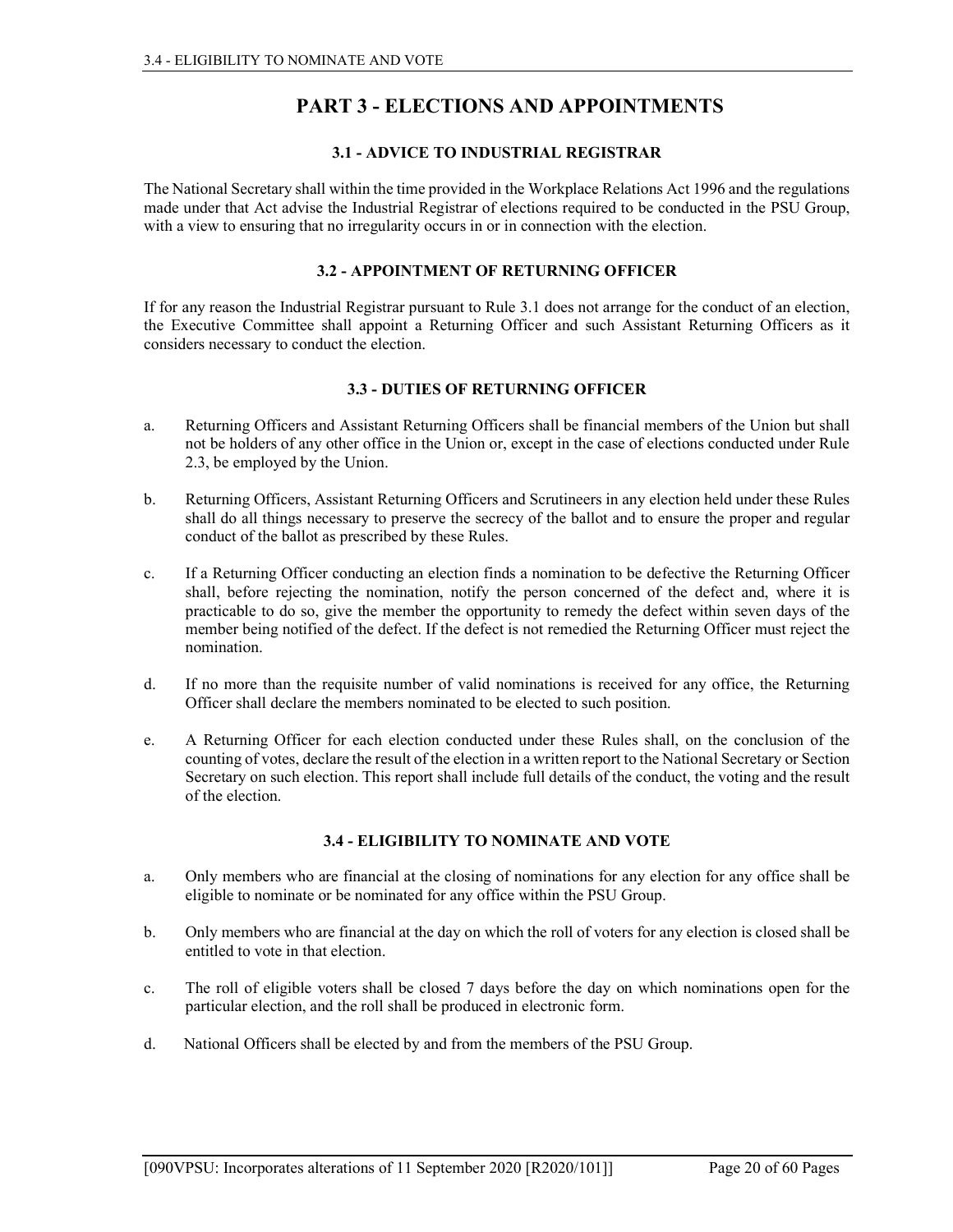# PART 3 - ELECTIONS AND APPOINTMENTS

### 3.1 - ADVICE TO INDUSTRIAL REGISTRAR

The National Secretary shall within the time provided in the Workplace Relations Act 1996 and the regulations made under that Act advise the Industrial Registrar of elections required to be conducted in the PSU Group, with a view to ensuring that no irregularity occurs in or in connection with the election.

### 3.2 - APPOINTMENT OF RETURNING OFFICER

If for any reason the Industrial Registrar pursuant to Rule 3.1 does not arrange for the conduct of an election, the Executive Committee shall appoint a Returning Officer and such Assistant Returning Officers as it considers necessary to conduct the election.

### 3.3 - DUTIES OF RETURNING OFFICER

a. Returning Officers and Assistant Returning Officers shall be financial members of the Union but shall not be holders of any other office in the Union or, except in the case of elections conducted under Rule 2.3, be employed by the Union.

b. Returning Officers, Assistant Returning Officers and Scrutineers in any election held under these Rules shall do all things necessary to preserve the secrecy of the ballot and to ensure the proper and regular conduct of the ballot as prescribed by these Rules.

c. If a Returning Officer conducting an election finds a nomination to be defective the Returning Officer shall, before rejecting the nomination, notify the person concerned of the defect and, where it is practicable to do so, give the member the opportunity to remedy the defect within seven days of the member being notified of the defect. If the defect is not remedied the Returning Officer must reject the nomination.

d. If no more than the requisite number of valid nominations is received for any office, the Returning Officer shall declare the members nominated to be elected to such position.

e. A Returning Officer for each election conducted under these Rules shall, on the conclusion of the counting of votes, declare the result of the election in a written report to the National Secretary or Section Secretary on such election. This report shall include full details of the conduct, the voting and the result of the election.

### 3.4 - ELIGIBILITY TO NOMINATE AND VOTE

a. Only members who are financial at the closing of nominations for any election for any office shall be eligible to nominate or be nominated for any office within the PSU Group.

b. Only members who are financial at the day on which the roll of voters for any election is closed shall be entitled to vote in that election.

c. The roll of eligible voters shall be closed 7 days before the day on which nominations open for the particular election, and the roll shall be produced in electronic form.

d. National Officers shall be elected by and from the members of the PSU Group.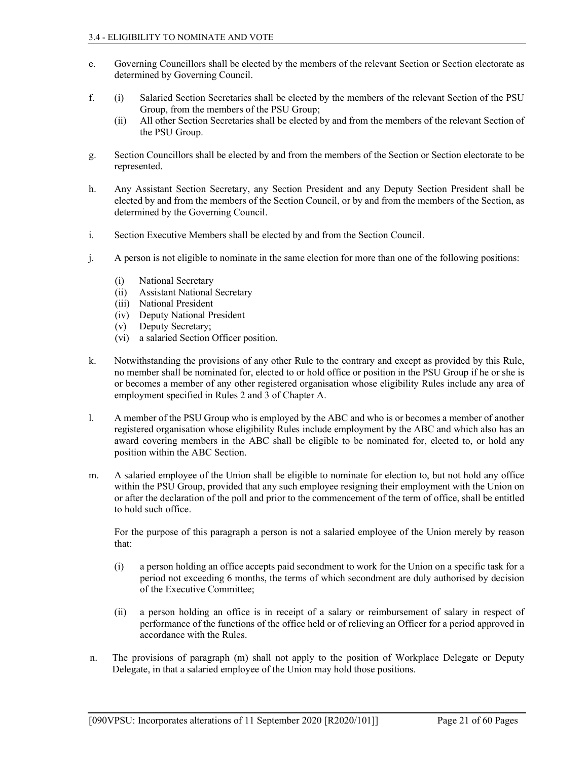e. Governing Councillors shall be elected by the members of the relevant Section or Section electorate as determined by Governing Council.

f. (i) Salaried Section Secretaries shall be elected by the members of the relevant Section of the PSU Group, from the members of the PSU Group;
   (ii) All other Section Secretaries shall be elected by and from the members of the relevant Section of the PSU Group.

g. Section Councillors shall be elected by and from the members of the Section or Section electorate to be represented.

h. Any Assistant Section Secretary, any Section President and any Deputy Section President shall be elected by and from the members of the Section Council, or by and from the members of the Section, as determined by the Governing Council.

i. Section Executive Members shall be elected by and from the Section Council.

j. A person is not eligible to nominate in the same election for more than one of the following positions:

   (i) National Secretary
   (ii) Assistant National Secretary
   (iii) National President
   (iv) Deputy National President
   (v) Deputy Secretary;
   (vi) a salaried Section Officer position.

k. Notwithstanding the provisions of any other Rule to the contrary and except as provided by this Rule, no member shall be nominated for, elected to or hold office or position in the PSU Group if he or she is or becomes a member of any other registered organisation whose eligibility Rules include any area of employment specified in Rules 2 and 3 of Chapter A.

l. A member of the PSU Group who is employed by the ABC and who is or becomes a member of another registered organisation whose eligibility Rules include employment by the ABC and which also has an award covering members in the ABC shall be eligible to be nominated for, elected to, or hold any position within the ABC Section.

m. A salaried employee of the Union shall be eligible to nominate for election to, but not hold any office within the PSU Group, provided that any such employee resigning their employment with the Union on or after the declaration of the poll and prior to the commencement of the term of office, shall be entitled to hold such office.

   For the purpose of this paragraph a person is not a salaried employee of the Union merely by reason that:

   (i) a person holding an office accepts paid secondment to work for the Union on a specific task for a period not exceeding 6 months, the terms of which secondment are duly authorised by decision of the Executive Committee;

   (ii) a person holding an office is in receipt of a salary or reimbursement of salary in respect of performance of the functions of the office held or of relieving an Officer for a period approved in accordance with the Rules.

n. The provisions of paragraph (m) shall not apply to the position of Workplace Delegate or Deputy Delegate, in that a salaried employee of the Union may hold those positions.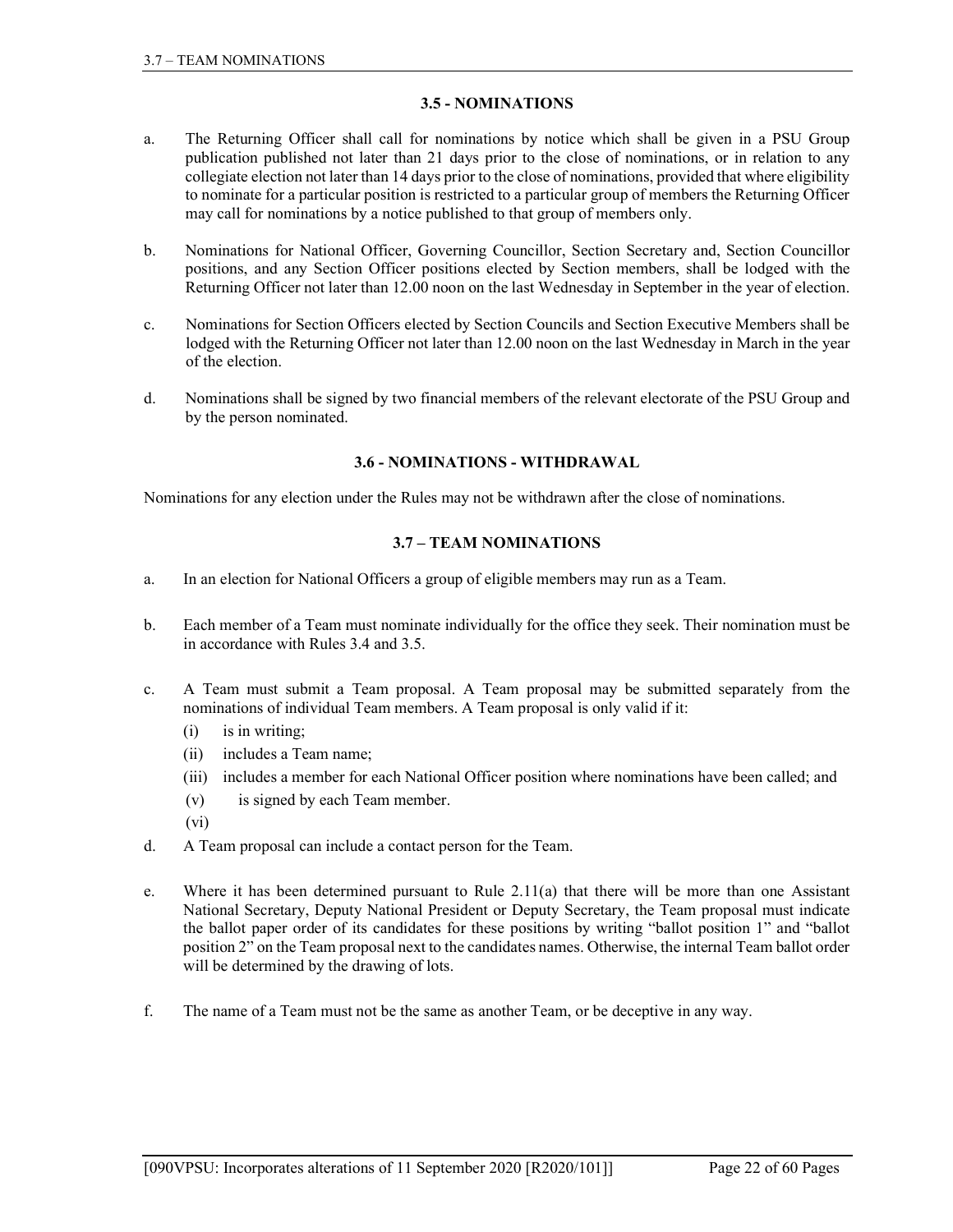### 3.5 - NOMINATIONS

a. The Returning Officer shall call for nominations by notice which shall be given in a PSU Group publication published not later than 21 days prior to the close of nominations, or in relation to any collegiate election not later than 14 days prior to the close of nominations, provided that where eligibility to nominate for a particular position is restricted to a particular group of members the Returning Officer may call for nominations by a notice published to that group of members only.

b. Nominations for National Officer, Governing Councillor, Section Secretary and, Section Councillor positions, and any Section Officer positions elected by Section members, shall be lodged with the Returning Officer not later than 12.00 noon on the last Wednesday in September in the year of election.

c. Nominations for Section Officers elected by Section Councils and Section Executive Members shall be lodged with the Returning Officer not later than 12.00 noon on the last Wednesday in March in the year of the election.

d. Nominations shall be signed by two financial members of the relevant electorate of the PSU Group and by the person nominated.

### 3.6 - NOMINATIONS - WITHDRAWAL

Nominations for any election under the Rules may not be withdrawn after the close of nominations.

### 3.7 – TEAM NOMINATIONS

a. In an election for National Officers a group of eligible members may run as a Team.

b. Each member of a Team must nominate individually for the office they seek. Their nomination must be in accordance with Rules 3.4 and 3.5.

c. A Team must submit a Team proposal. A Team proposal may be submitted separately from the nominations of individual Team members. A Team proposal is only valid if it:
   (i) is in writing;
   (ii) includes a Team name;
   (iii) includes a member for each National Officer position where nominations have been called; and
   (v) is signed by each Team member.
   (vi)

d. A Team proposal can include a contact person for the Team.

e. Where it has been determined pursuant to Rule 2.11(a) that there will be more than one Assistant National Secretary, Deputy National President or Deputy Secretary, the Team proposal must indicate the ballot paper order of its candidates for these positions by writing "ballot position 1" and "ballot position 2" on the Team proposal next to the candidates names. Otherwise, the internal Team ballot order will be determined by the drawing of lots.

f. The name of a Team must not be the same as another Team, or be deceptive in any way.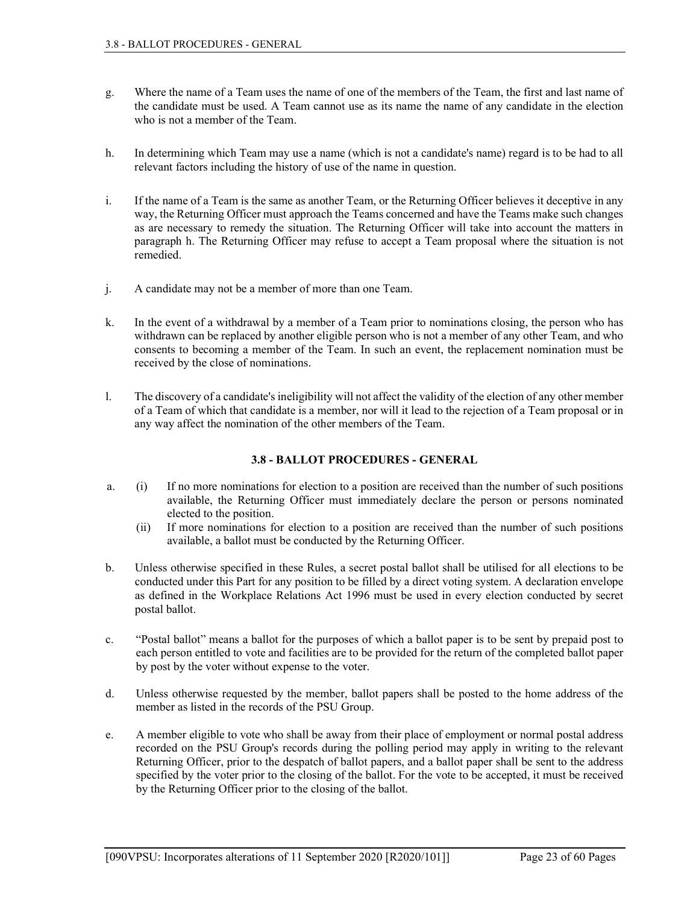g. Where the name of a Team uses the name of one of the members of the Team, the first and last name of the candidate must be used. A Team cannot use as its name the name of any candidate in the election who is not a member of the Team.

h. In determining which Team may use a name (which is not a candidate's name) regard is to be had to all relevant factors including the history of use of the name in question.

i. If the name of a Team is the same as another Team, or the Returning Officer believes it deceptive in any way, the Returning Officer must approach the Teams concerned and have the Teams make such changes as are necessary to remedy the situation. The Returning Officer will take into account the matters in paragraph h. The Returning Officer may refuse to accept a Team proposal where the situation is not remedied.

j. A candidate may not be a member of more than one Team.

k. In the event of a withdrawal by a member of a Team prior to nominations closing, the person who has withdrawn can be replaced by another eligible person who is not a member of any other Team, and who consents to becoming a member of the Team. In such an event, the replacement nomination must be received by the close of nominations.

l. The discovery of a candidate's ineligibility will not affect the validity of the election of any other member of a Team of which that candidate is a member, nor will it lead to the rejection of a Team proposal or in any way affect the nomination of the other members of the Team.

## 3.8 - BALLOT PROCEDURES - GENERAL

a. (i) If no more nominations for election to a position are received than the number of such positions available, the Returning Officer must immediately declare the person or persons nominated elected to the position.

   (ii) If more nominations for election to a position are received than the number of such positions available, a ballot must be conducted by the Returning Officer.

b. Unless otherwise specified in these Rules, a secret postal ballot shall be utilised for all elections to be conducted under this Part for any position to be filled by a direct voting system. A declaration envelope as defined in the Workplace Relations Act 1996 must be used in every election conducted by secret postal ballot.

c. "Postal ballot" means a ballot for the purposes of which a ballot paper is to be sent by prepaid post to each person entitled to vote and facilities are to be provided for the return of the completed ballot paper by post by the voter without expense to the voter.

d. Unless otherwise requested by the member, ballot papers shall be posted to the home address of the member as listed in the records of the PSU Group.

e. A member eligible to vote who shall be away from their place of employment or normal postal address recorded on the PSU Group's records during the polling period may apply in writing to the relevant Returning Officer, prior to the despatch of ballot papers, and a ballot paper shall be sent to the address specified by the voter prior to the closing of the ballot. For the vote to be accepted, it must be received by the Returning Officer prior to the closing of the ballot.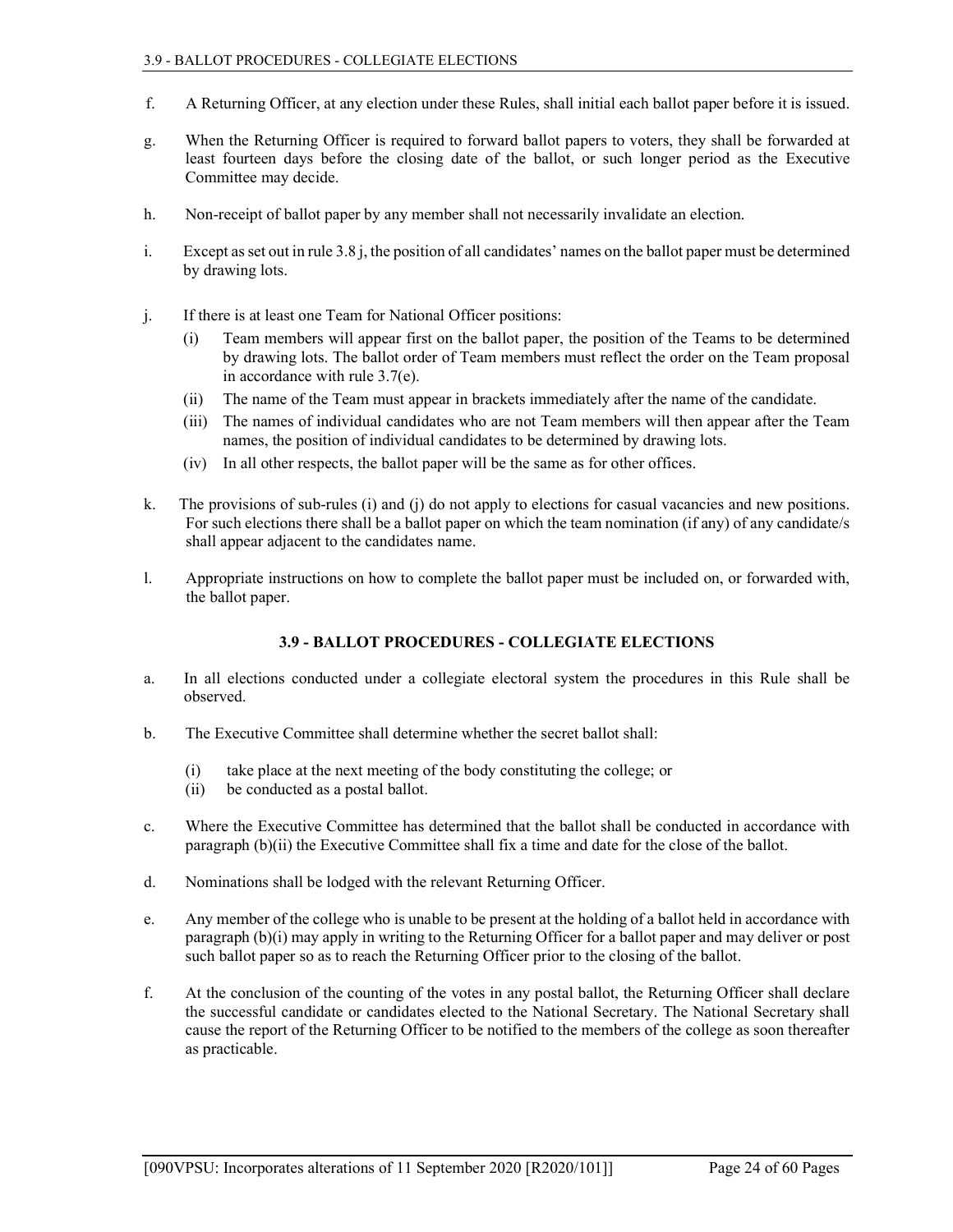f. A Returning Officer, at any election under these Rules, shall initial each ballot paper before it is issued.

g. When the Returning Officer is required to forward ballot papers to voters, they shall be forwarded at least fourteen days before the closing date of the ballot, or such longer period as the Executive Committee may decide.

h. Non-receipt of ballot paper by any member shall not necessarily invalidate an election.

i. Except as set out in rule 3.8 j, the position of all candidates' names on the ballot paper must be determined by drawing lots.

j. If there is at least one Team for National Officer positions:
   (i) Team members will appear first on the ballot paper, the position of the Teams to be determined by drawing lots. The ballot order of Team members must reflect the order on the Team proposal in accordance with rule 3.7(e).
   (ii) The name of the Team must appear in brackets immediately after the name of the candidate.
   (iii) The names of individual candidates who are not Team members will then appear after the Team names, the position of individual candidates to be determined by drawing lots.
   (iv) In all other respects, the ballot paper will be the same as for other offices.

k. The provisions of sub-rules (i) and (j) do not apply to elections for casual vacancies and new positions. For such elections there shall be a ballot paper on which the team nomination (if any) of any candidate/s shall appear adjacent to the candidates name.

l. Appropriate instructions on how to complete the ballot paper must be included on, or forwarded with, the ballot paper.

## 3.9 - BALLOT PROCEDURES - COLLEGIATE ELECTIONS

a. In all elections conducted under a collegiate electoral system the procedures in this Rule shall be observed.

b. The Executive Committee shall determine whether the secret ballot shall:
   (i) take place at the next meeting of the body constituting the college; or
   (ii) be conducted as a postal ballot.

c. Where the Executive Committee has determined that the ballot shall be conducted in accordance with paragraph (b)(ii) the Executive Committee shall fix a time and date for the close of the ballot.

d. Nominations shall be lodged with the relevant Returning Officer.

e. Any member of the college who is unable to be present at the holding of a ballot held in accordance with paragraph (b)(i) may apply in writing to the Returning Officer for a ballot paper and may deliver or post such ballot paper so as to reach the Returning Officer prior to the closing of the ballot.

f. At the conclusion of the counting of the votes in any postal ballot, the Returning Officer shall declare the successful candidate or candidates elected to the National Secretary. The National Secretary shall cause the report of the Returning Officer to be notified to the members of the college as soon thereafter as practicable.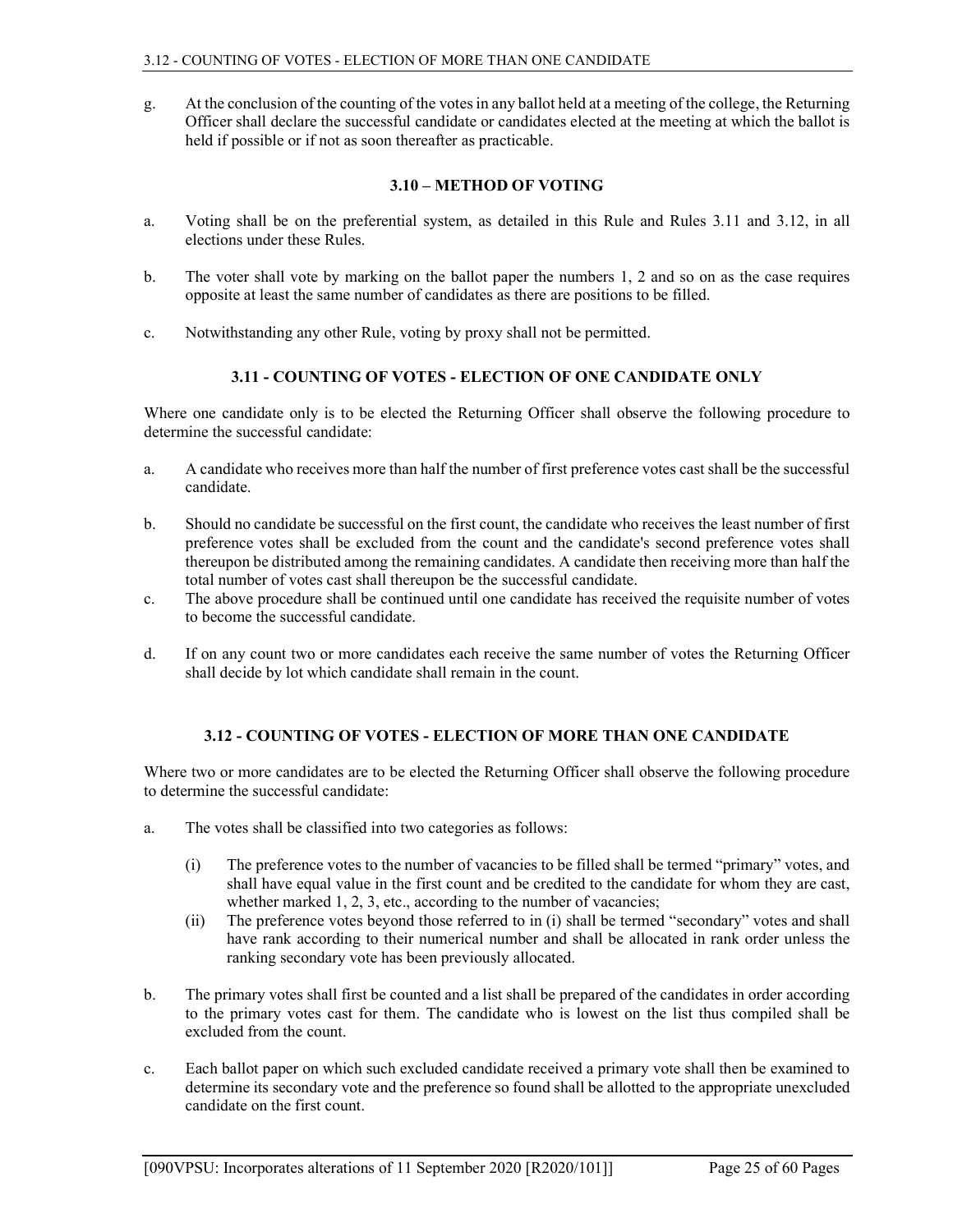g. At the conclusion of the counting of the votes in any ballot held at a meeting of the college, the Returning Officer shall declare the successful candidate or candidates elected at the meeting at which the ballot is held if possible or if not as soon thereafter as practicable.

### 3.10 – METHOD OF VOTING

a. Voting shall be on the preferential system, as detailed in this Rule and Rules 3.11 and 3.12, in all elections under these Rules.

b. The voter shall vote by marking on the ballot paper the numbers 1, 2 and so on as the case requires opposite at least the same number of candidates as there are positions to be filled.

c. Notwithstanding any other Rule, voting by proxy shall not be permitted.

### 3.11 - COUNTING OF VOTES - ELECTION OF ONE CANDIDATE ONLY

Where one candidate only is to be elected the Returning Officer shall observe the following procedure to determine the successful candidate:

a. A candidate who receives more than half the number of first preference votes cast shall be the successful candidate.

b. Should no candidate be successful on the first count, the candidate who receives the least number of first preference votes shall be excluded from the count and the candidate's second preference votes shall thereupon be distributed among the remaining candidates. A candidate then receiving more than half the total number of votes cast shall thereupon be the successful candidate.

c. The above procedure shall be continued until one candidate has received the requisite number of votes to become the successful candidate.

d. If on any count two or more candidates each receive the same number of votes the Returning Officer shall decide by lot which candidate shall remain in the count.

### 3.12 - COUNTING OF VOTES - ELECTION OF MORE THAN ONE CANDIDATE

Where two or more candidates are to be elected the Returning Officer shall observe the following procedure to determine the successful candidate:

a. The votes shall be classified into two categories as follows:

   (i) The preference votes to the number of vacancies to be filled shall be termed "primary" votes, and shall have equal value in the first count and be credited to the candidate for whom they are cast, whether marked 1, 2, 3, etc., according to the number of vacancies;

   (ii) The preference votes beyond those referred to in (i) shall be termed "secondary" votes and shall have rank according to their numerical number and shall be allocated in rank order unless the ranking secondary vote has been previously allocated.

b. The primary votes shall first be counted and a list shall be prepared of the candidates in order according to the primary votes cast for them. The candidate who is lowest on the list thus compiled shall be excluded from the count.

c. Each ballot paper on which such excluded candidate received a primary vote shall then be examined to determine its secondary vote and the preference so found shall be allotted to the appropriate unexcluded candidate on the first count.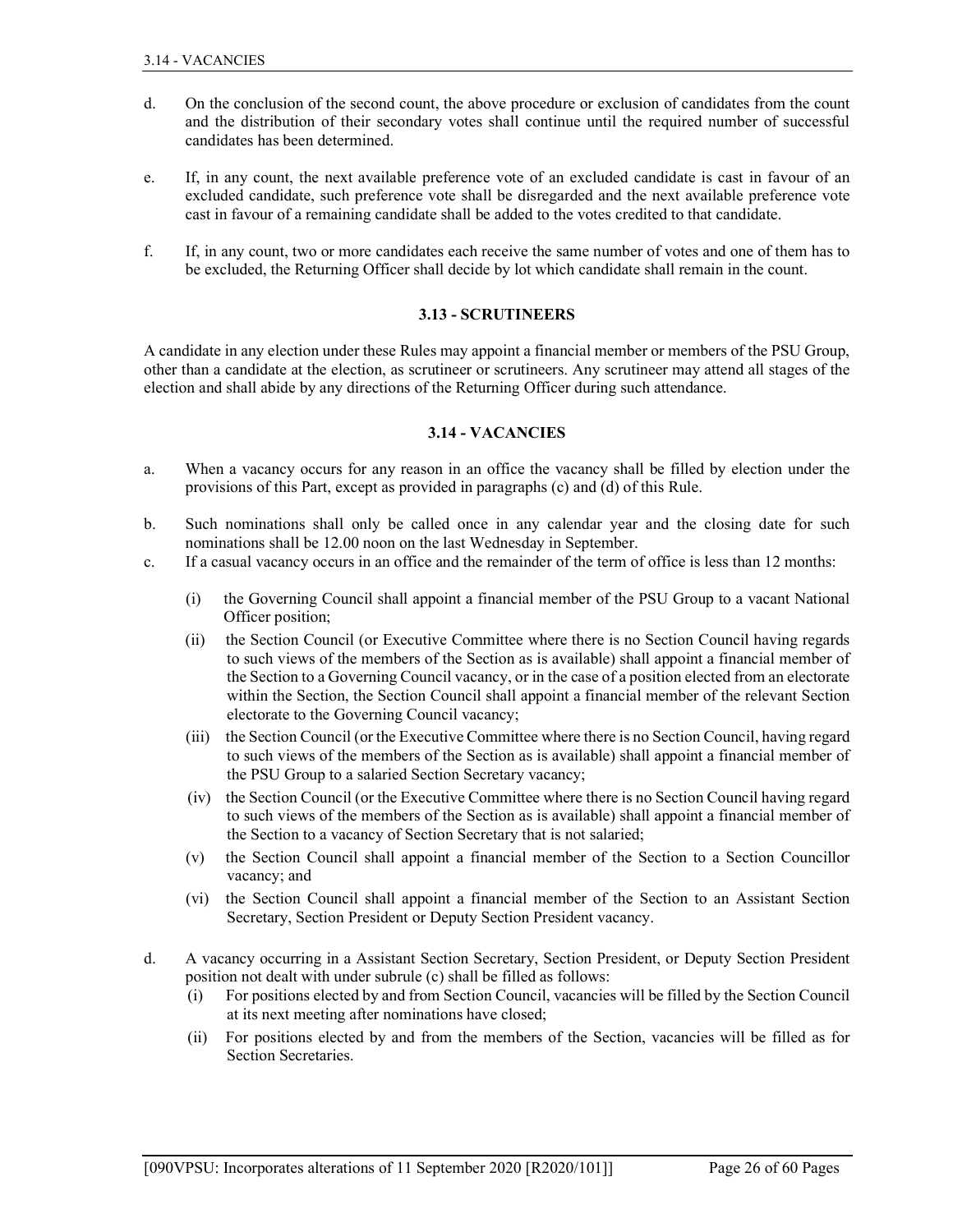d. On the conclusion of the second count, the above procedure or exclusion of candidates from the count and the distribution of their secondary votes shall continue until the required number of successful candidates has been determined.

e. If, in any count, the next available preference vote of an excluded candidate is cast in favour of an excluded candidate, such preference vote shall be disregarded and the next available preference vote cast in favour of a remaining candidate shall be added to the votes credited to that candidate.

f. If, in any count, two or more candidates each receive the same number of votes and one of them has to be excluded, the Returning Officer shall decide by lot which candidate shall remain in the count.

### 3.13 - SCRUTINEERS

A candidate in any election under these Rules may appoint a financial member or members of the PSU Group, other than a candidate at the election, as scrutineer or scrutineers. Any scrutineer may attend all stages of the election and shall abide by any directions of the Returning Officer during such attendance.

### 3.14 - VACANCIES

a. When a vacancy occurs for any reason in an office the vacancy shall be filled by election under the provisions of this Part, except as provided in paragraphs (c) and (d) of this Rule.

b. Such nominations shall only be called once in any calendar year and the closing date for such nominations shall be 12.00 noon on the last Wednesday in September.

c. If a casual vacancy occurs in an office and the remainder of the term of office is less than 12 months:

   (i) the Governing Council shall appoint a financial member of the PSU Group to a vacant National Officer position;

   (ii) the Section Council (or Executive Committee where there is no Section Council having regards to such views of the members of the Section as is available) shall appoint a financial member of the Section to a Governing Council vacancy, or in the case of a position elected from an electorate within the Section, the Section Council shall appoint a financial member of the relevant Section electorate to the Governing Council vacancy;

   (iii) the Section Council (or the Executive Committee where there is no Section Council, having regard to such views of the members of the Section as is available) shall appoint a financial member of the PSU Group to a salaried Section Secretary vacancy;

   (iv) the Section Council (or the Executive Committee where there is no Section Council having regard to such views of the members of the Section as is available) shall appoint a financial member of the Section to a vacancy of Section Secretary that is not salaried;

   (v) the Section Council shall appoint a financial member of the Section to a Section Councillor vacancy; and

   (vi) the Section Council shall appoint a financial member of the Section to an Assistant Section Secretary, Section President or Deputy Section President vacancy.

d. A vacancy occurring in a Assistant Section Secretary, Section President, or Deputy Section President position not dealt with under subrule (c) shall be filled as follows:

   (i) For positions elected by and from Section Council, vacancies will be filled by the Section Council at its next meeting after nominations have closed;

   (ii) For positions elected by and from the members of the Section, vacancies will be filled as for Section Secretaries.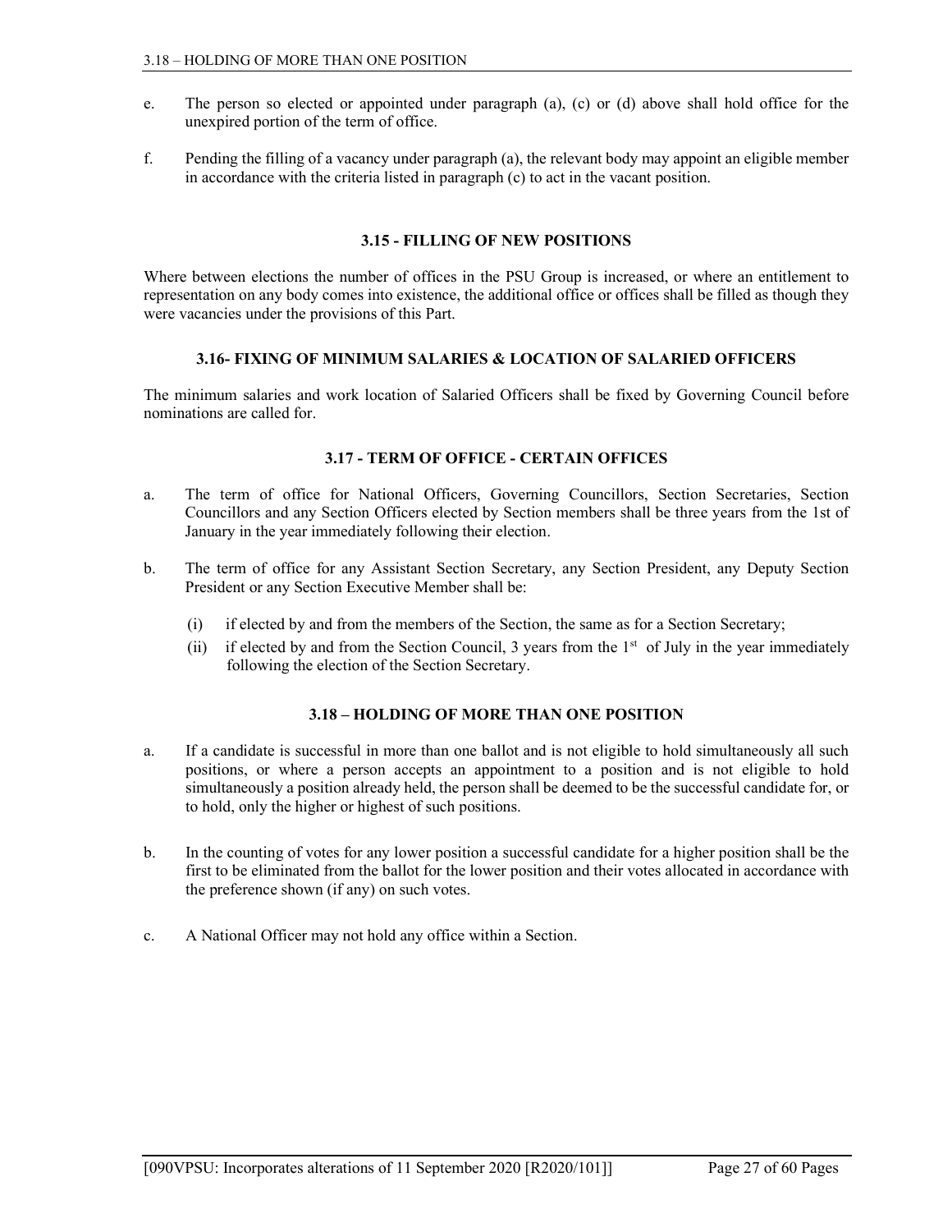e. The person so elected or appointed under paragraph (a), (c) or (d) above shall hold office for the unexpired portion of the term of office.

f. Pending the filling of a vacancy under paragraph (a), the relevant body may appoint an eligible member in accordance with the criteria listed in paragraph (c) to act in the vacant position.

### 3.15 - FILLING OF NEW POSITIONS

Where between elections the number of offices in the PSU Group is increased, or where an entitlement to representation on any body comes into existence, the additional office or offices shall be filled as though they were vacancies under the provisions of this Part.

### 3.16- FIXING OF MINIMUM SALARIES & LOCATION OF SALARIED OFFICERS

The minimum salaries and work location of Salaried Officers shall be fixed by Governing Council before nominations are called for.

### 3.17 - TERM OF OFFICE - CERTAIN OFFICES

a. The term of office for National Officers, Governing Councillors, Section Secretaries, Section Councillors and any Section Officers elected by Section members shall be three years from the 1st of January in the year immediately following their election.

b. The term of office for any Assistant Section Secretary, any Section President, any Deputy Section President or any Section Executive Member shall be:

   (i) if elected by and from the members of the Section, the same as for a Section Secretary;

   (ii) if elected by and from the Section Council, 3 years from the 1st of July in the year immediately following the election of the Section Secretary.

### 3.18 – HOLDING OF MORE THAN ONE POSITION

a. If a candidate is successful in more than one ballot and is not eligible to hold simultaneously all such positions, or where a person accepts an appointment to a position and is not eligible to hold simultaneously a position already held, the person shall be deemed to be the successful candidate for, or to hold, only the higher or highest of such positions.

b. In the counting of votes for any lower position a successful candidate for a higher position shall be the first to be eliminated from the ballot for the lower position and their votes allocated in accordance with the preference shown (if any) on such votes.

c. A National Officer may not hold any office within a Section.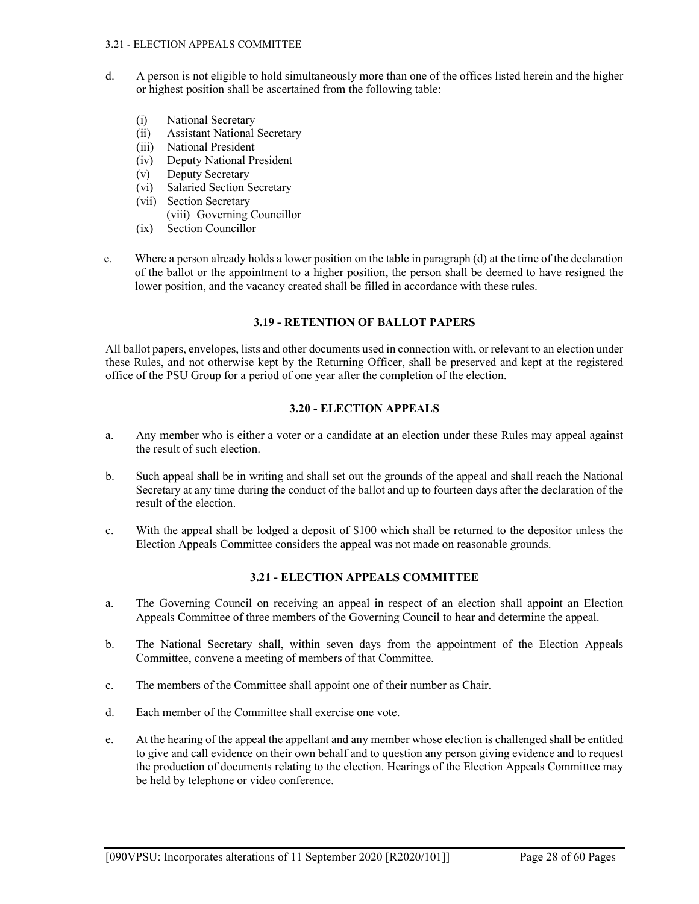d. A person is not eligible to hold simultaneously more than one of the offices listed herein and the higher or highest position shall be ascertained from the following table:

   (i) National Secretary
   (ii) Assistant National Secretary
   (iii) National President
   (iv) Deputy National President
   (v) Deputy Secretary
   (vi) Salaried Section Secretary
   (vii) Section Secretary
   (viii) Governing Councillor
   (ix) Section Councillor

e. Where a person already holds a lower position on the table in paragraph (d) at the time of the declaration of the ballot or the appointment to a higher position, the person shall be deemed to have resigned the lower position, and the vacancy created shall be filled in accordance with these rules.

### 3.19 - RETENTION OF BALLOT PAPERS

All ballot papers, envelopes, lists and other documents used in connection with, or relevant to an election under these Rules, and not otherwise kept by the Returning Officer, shall be preserved and kept at the registered office of the PSU Group for a period of one year after the completion of the election.

### 3.20 - ELECTION APPEALS

a. Any member who is either a voter or a candidate at an election under these Rules may appeal against the result of such election.

b. Such appeal shall be in writing and shall set out the grounds of the appeal and shall reach the National Secretary at any time during the conduct of the ballot and up to fourteen days after the declaration of the result of the election.

c. With the appeal shall be lodged a deposit of $100 which shall be returned to the depositor unless the Election Appeals Committee considers the appeal was not made on reasonable grounds.

### 3.21 - ELECTION APPEALS COMMITTEE

a. The Governing Council on receiving an appeal in respect of an election shall appoint an Election Appeals Committee of three members of the Governing Council to hear and determine the appeal.

b. The National Secretary shall, within seven days from the appointment of the Election Appeals Committee, convene a meeting of members of that Committee.

c. The members of the Committee shall appoint one of their number as Chair.

d. Each member of the Committee shall exercise one vote.

e. At the hearing of the appeal the appellant and any member whose election is challenged shall be entitled to give and call evidence on their own behalf and to question any person giving evidence and to request the production of documents relating to the election. Hearings of the Election Appeals Committee may be held by telephone or video conference.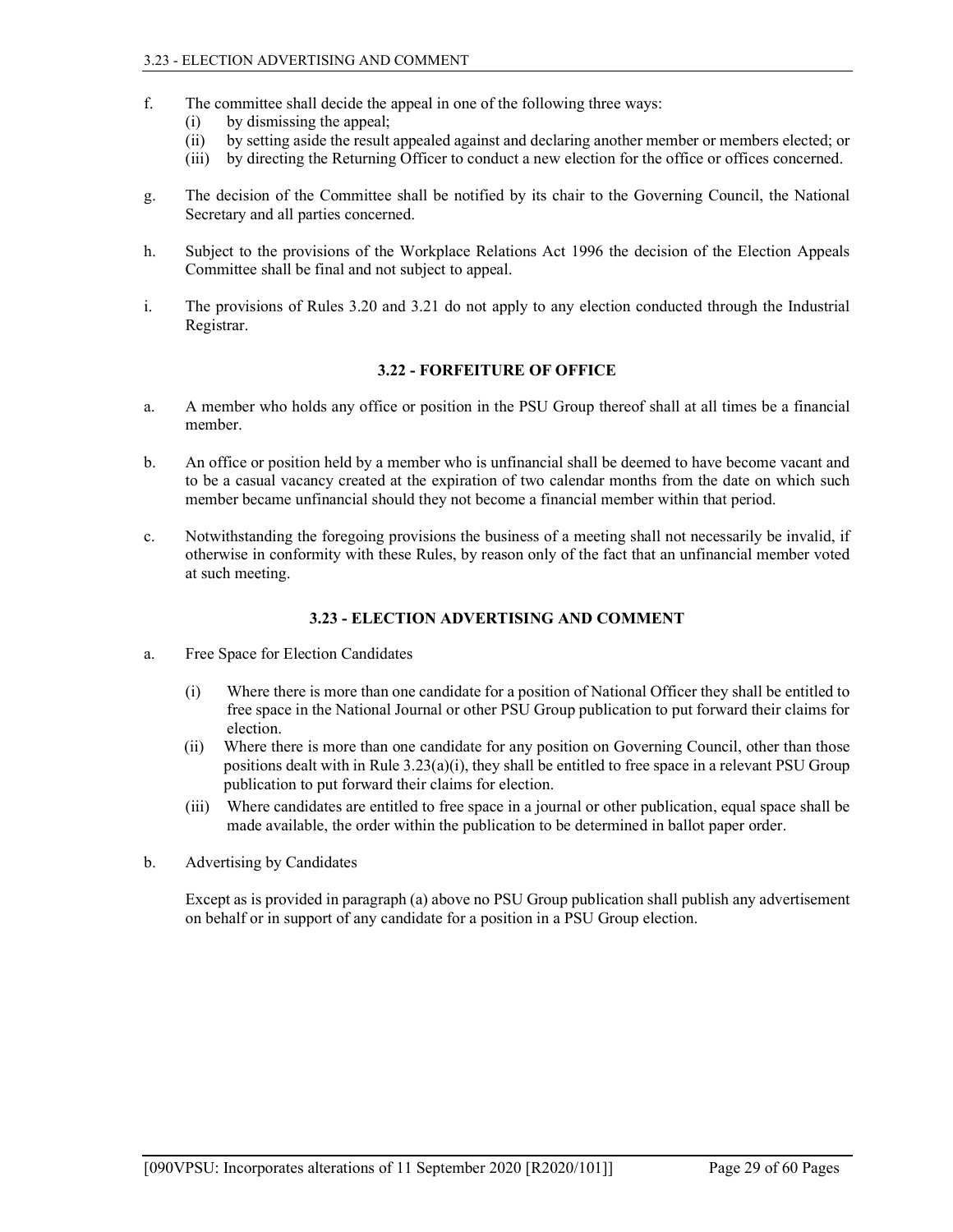f. The committee shall decide the appeal in one of the following three ways:
   (i) by dismissing the appeal;
   (ii) by setting aside the result appealed against and declaring another member or members elected; or
   (iii) by directing the Returning Officer to conduct a new election for the office or offices concerned.

g. The decision of the Committee shall be notified by its chair to the Governing Council, the National Secretary and all parties concerned.

h. Subject to the provisions of the Workplace Relations Act 1996 the decision of the Election Appeals Committee shall be final and not subject to appeal.

i. The provisions of Rules 3.20 and 3.21 do not apply to any election conducted through the Industrial Registrar.

## 3.22 - FORFEITURE OF OFFICE

a. A member who holds any office or position in the PSU Group thereof shall at all times be a financial member.

b. An office or position held by a member who is unfinancial shall be deemed to have become vacant and to be a casual vacancy created at the expiration of two calendar months from the date on which such member became unfinancial should they not become a financial member within that period.

c. Notwithstanding the foregoing provisions the business of a meeting shall not necessarily be invalid, if otherwise in conformity with these Rules, by reason only of the fact that an unfinancial member voted at such meeting.

## 3.23 - ELECTION ADVERTISING AND COMMENT

a. Free Space for Election Candidates

   (i) Where there is more than one candidate for a position of National Officer they shall be entitled to free space in the National Journal or other PSU Group publication to put forward their claims for election.
   (ii) Where there is more than one candidate for any position on Governing Council, other than those positions dealt with in Rule 3.23(a)(i), they shall be entitled to free space in a relevant PSU Group publication to put forward their claims for election.
   (iii) Where candidates are entitled to free space in a journal or other publication, equal space shall be made available, the order within the publication to be determined in ballot paper order.

b. Advertising by Candidates

   Except as is provided in paragraph (a) above no PSU Group publication shall publish any advertisement on behalf or in support of any candidate for a position in a PSU Group election.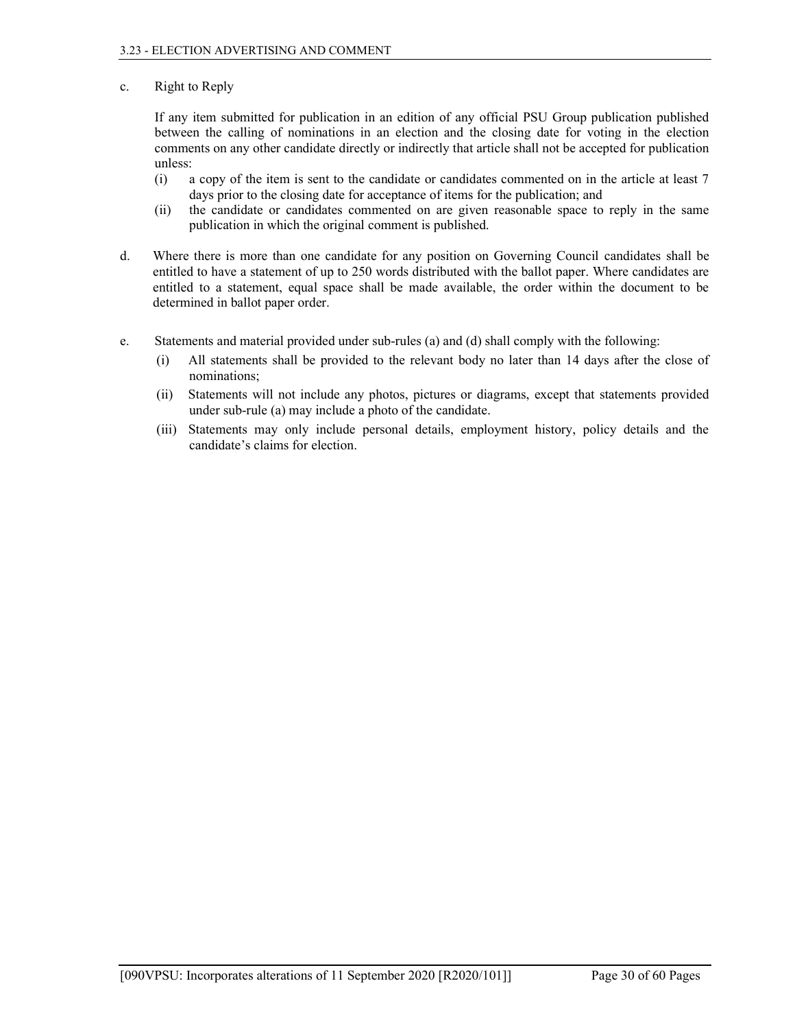c. Right to Reply

If any item submitted for publication in an edition of any official PSU Group publication published between the calling of nominations in an election and the closing date for voting in the election comments on any other candidate directly or indirectly that article shall not be accepted for publication unless:

(i) a copy of the item is sent to the candidate or candidates commented on in the article at least 7 days prior to the closing date for acceptance of items for the publication; and

(ii) the candidate or candidates commented on are given reasonable space to reply in the same publication in which the original comment is published.

d. Where there is more than one candidate for any position on Governing Council candidates shall be entitled to have a statement of up to 250 words distributed with the ballot paper. Where candidates are entitled to a statement, equal space shall be made available, the order within the document to be determined in ballot paper order.

e. Statements and material provided under sub-rules (a) and (d) shall comply with the following:

(i) All statements shall be provided to the relevant body no later than 14 days after the close of nominations;

(ii) Statements will not include any photos, pictures or diagrams, except that statements provided under sub-rule (a) may include a photo of the candidate.

(iii) Statements may only include personal details, employment history, policy details and the candidate's claims for election.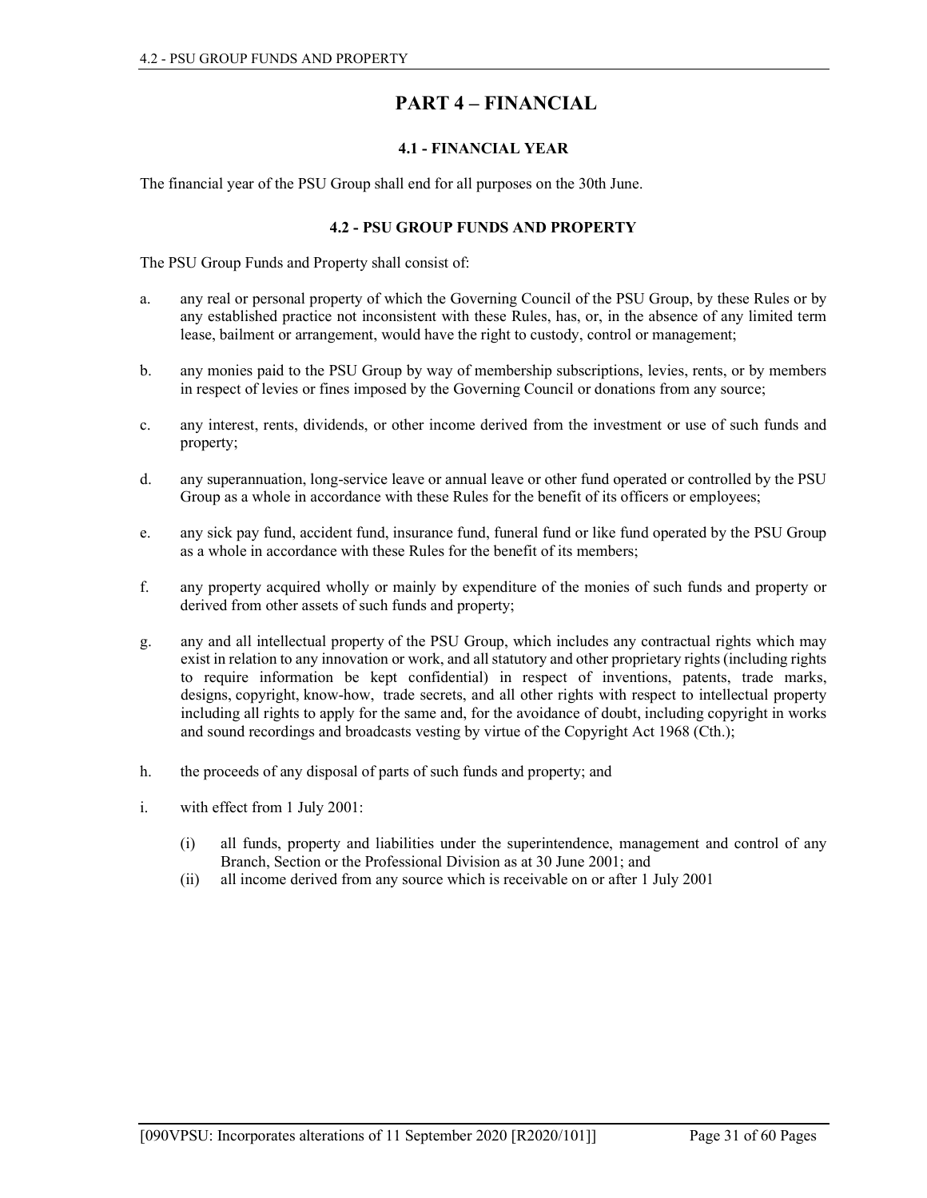# PART 4 – FINANCIAL

### 4.1 - FINANCIAL YEAR

The financial year of the PSU Group shall end for all purposes on the 30th June.

### 4.2 - PSU GROUP FUNDS AND PROPERTY

The PSU Group Funds and Property shall consist of:

a. any real or personal property of which the Governing Council of the PSU Group, by these Rules or by any established practice not inconsistent with these Rules, has, or, in the absence of any limited term lease, bailment or arrangement, would have the right to custody, control or management;

b. any monies paid to the PSU Group by way of membership subscriptions, levies, rents, or by members in respect of levies or fines imposed by the Governing Council or donations from any source;

c. any interest, rents, dividends, or other income derived from the investment or use of such funds and property;

d. any superannuation, long-service leave or annual leave or other fund operated or controlled by the PSU Group as a whole in accordance with these Rules for the benefit of its officers or employees;

e. any sick pay fund, accident fund, insurance fund, funeral fund or like fund operated by the PSU Group as a whole in accordance with these Rules for the benefit of its members;

f. any property acquired wholly or mainly by expenditure of the monies of such funds and property or derived from other assets of such funds and property;

g. any and all intellectual property of the PSU Group, which includes any contractual rights which may exist in relation to any innovation or work, and all statutory and other proprietary rights (including rights to require information be kept confidential) in respect of inventions, patents, trade marks, designs, copyright, know-how, trade secrets, and all other rights with respect to intellectual property including all rights to apply for the same and, for the avoidance of doubt, including copyright in works and sound recordings and broadcasts vesting by virtue of the Copyright Act 1968 (Cth.);

h. the proceeds of any disposal of parts of such funds and property; and

i. with effect from 1 July 2001:

   (i) all funds, property and liabilities under the superintendence, management and control of any Branch, Section or the Professional Division as at 30 June 2001; and
   
   (ii) all income derived from any source which is receivable on or after 1 July 2001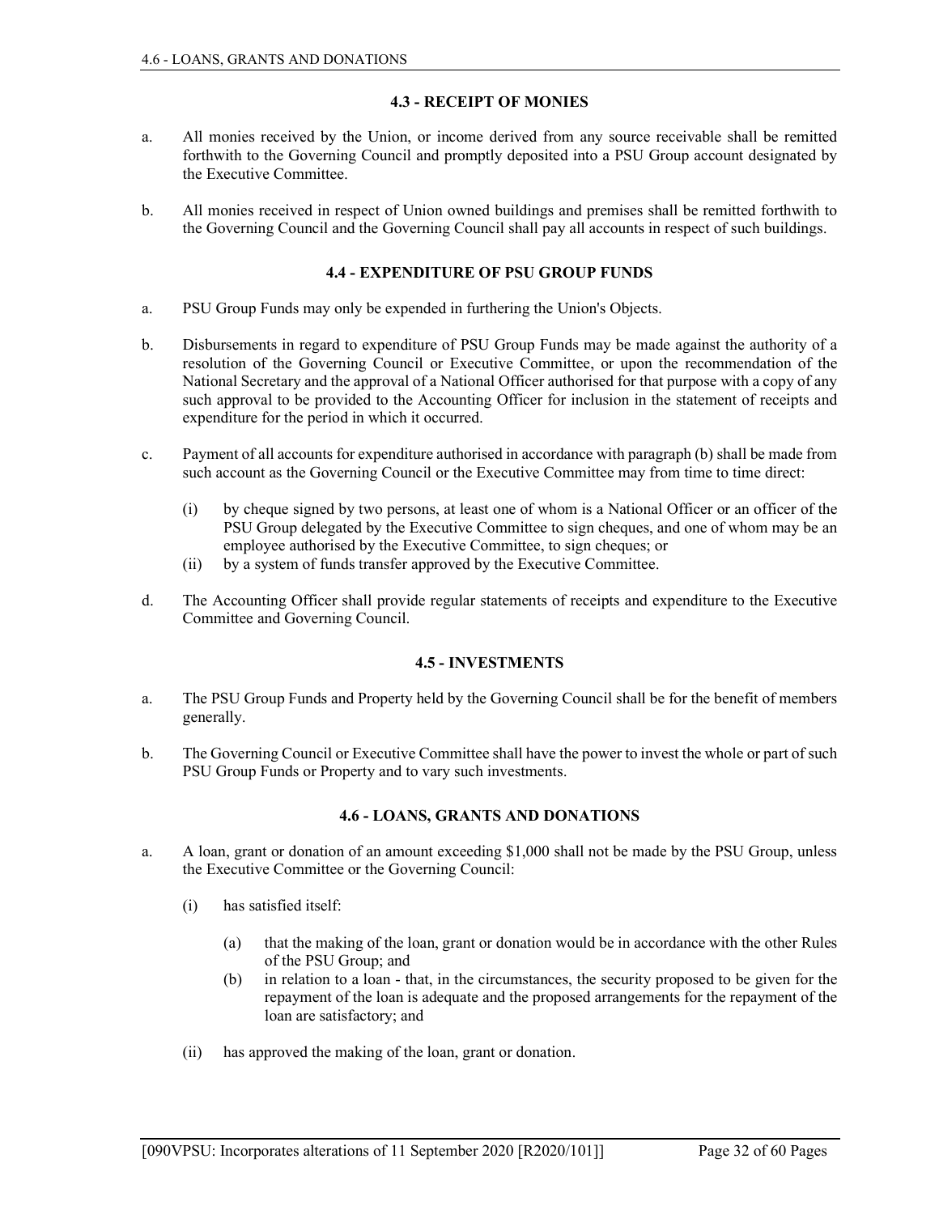### 4.3 - RECEIPT OF MONIES

a. All monies received by the Union, or income derived from any source receivable shall be remitted forthwith to the Governing Council and promptly deposited into a PSU Group account designated by the Executive Committee.

b. All monies received in respect of Union owned buildings and premises shall be remitted forthwith to the Governing Council and the Governing Council shall pay all accounts in respect of such buildings.

### 4.4 - EXPENDITURE OF PSU GROUP FUNDS

a. PSU Group Funds may only be expended in furthering the Union's Objects.

b. Disbursements in regard to expenditure of PSU Group Funds may be made against the authority of a resolution of the Governing Council or Executive Committee, or upon the recommendation of the National Secretary and the approval of a National Officer authorised for that purpose with a copy of any such approval to be provided to the Accounting Officer for inclusion in the statement of receipts and expenditure for the period in which it occurred.

c. Payment of all accounts for expenditure authorised in accordance with paragraph (b) shall be made from such account as the Governing Council or the Executive Committee may from time to time direct:

   (i) by cheque signed by two persons, at least one of whom is a National Officer or an officer of the PSU Group delegated by the Executive Committee to sign cheques, and one of whom may be an employee authorised by the Executive Committee, to sign cheques; or

   (ii) by a system of funds transfer approved by the Executive Committee.

d. The Accounting Officer shall provide regular statements of receipts and expenditure to the Executive Committee and Governing Council.

### 4.5 - INVESTMENTS

a. The PSU Group Funds and Property held by the Governing Council shall be for the benefit of members generally.

b. The Governing Council or Executive Committee shall have the power to invest the whole or part of such PSU Group Funds or Property and to vary such investments.

### 4.6 - LOANS, GRANTS AND DONATIONS

a. A loan, grant or donation of an amount exceeding $1,000 shall not be made by the PSU Group, unless the Executive Committee or the Governing Council:

   (i) has satisfied itself:

      (a) that the making of the loan, grant or donation would be in accordance with the other Rules of the PSU Group; and

      (b) in relation to a loan - that, in the circumstances, the security proposed to be given for the repayment of the loan is adequate and the proposed arrangements for the repayment of the loan are satisfactory; and

   (ii) has approved the making of the loan, grant or donation.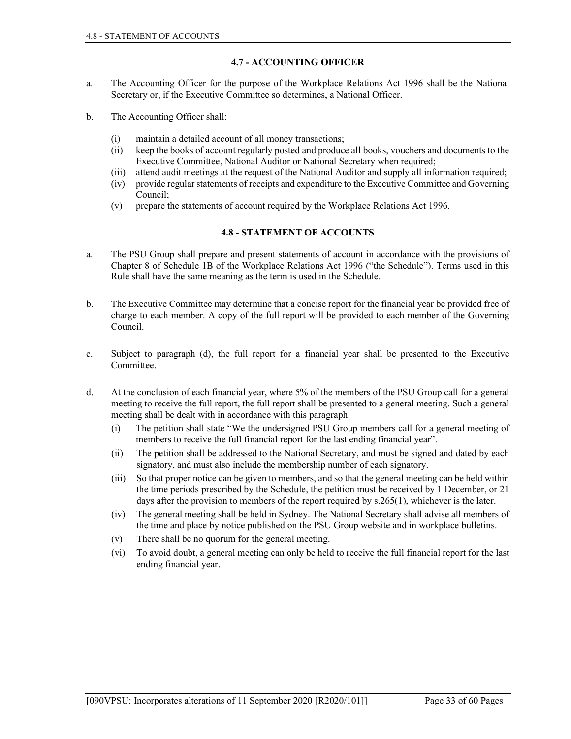## 4.7 - ACCOUNTING OFFICER

a. The Accounting Officer for the purpose of the Workplace Relations Act 1996 shall be the National Secretary or, if the Executive Committee so determines, a National Officer.

b. The Accounting Officer shall:

   (i) maintain a detailed account of all money transactions;
   (ii) keep the books of account regularly posted and produce all books, vouchers and documents to the Executive Committee, National Auditor or National Secretary when required;
   (iii) attend audit meetings at the request of the National Auditor and supply all information required;
   (iv) provide regular statements of receipts and expenditure to the Executive Committee and Governing Council;
   (v) prepare the statements of account required by the Workplace Relations Act 1996.

## 4.8 - STATEMENT OF ACCOUNTS

a. The PSU Group shall prepare and present statements of account in accordance with the provisions of Chapter 8 of Schedule 1B of the Workplace Relations Act 1996 ("the Schedule"). Terms used in this Rule shall have the same meaning as the term is used in the Schedule.

b. The Executive Committee may determine that a concise report for the financial year be provided free of charge to each member. A copy of the full report will be provided to each member of the Governing Council.

c. Subject to paragraph (d), the full report for a financial year shall be presented to the Executive Committee.

d. At the conclusion of each financial year, where 5% of the members of the PSU Group call for a general meeting to receive the full report, the full report shall be presented to a general meeting. Such a general meeting shall be dealt with in accordance with this paragraph.

   (i) The petition shall state "We the undersigned PSU Group members call for a general meeting of members to receive the full financial report for the last ending financial year".
   (ii) The petition shall be addressed to the National Secretary, and must be signed and dated by each signatory, and must also include the membership number of each signatory.
   (iii) So that proper notice can be given to members, and so that the general meeting can be held within the time periods prescribed by the Schedule, the petition must be received by 1 December, or 21 days after the provision to members of the report required by s.265(1), whichever is the later.
   (iv) The general meeting shall be held in Sydney. The National Secretary shall advise all members of the time and place by notice published on the PSU Group website and in workplace bulletins.
   (v) There shall be no quorum for the general meeting.
   (vi) To avoid doubt, a general meeting can only be held to receive the full financial report for the last ending financial year.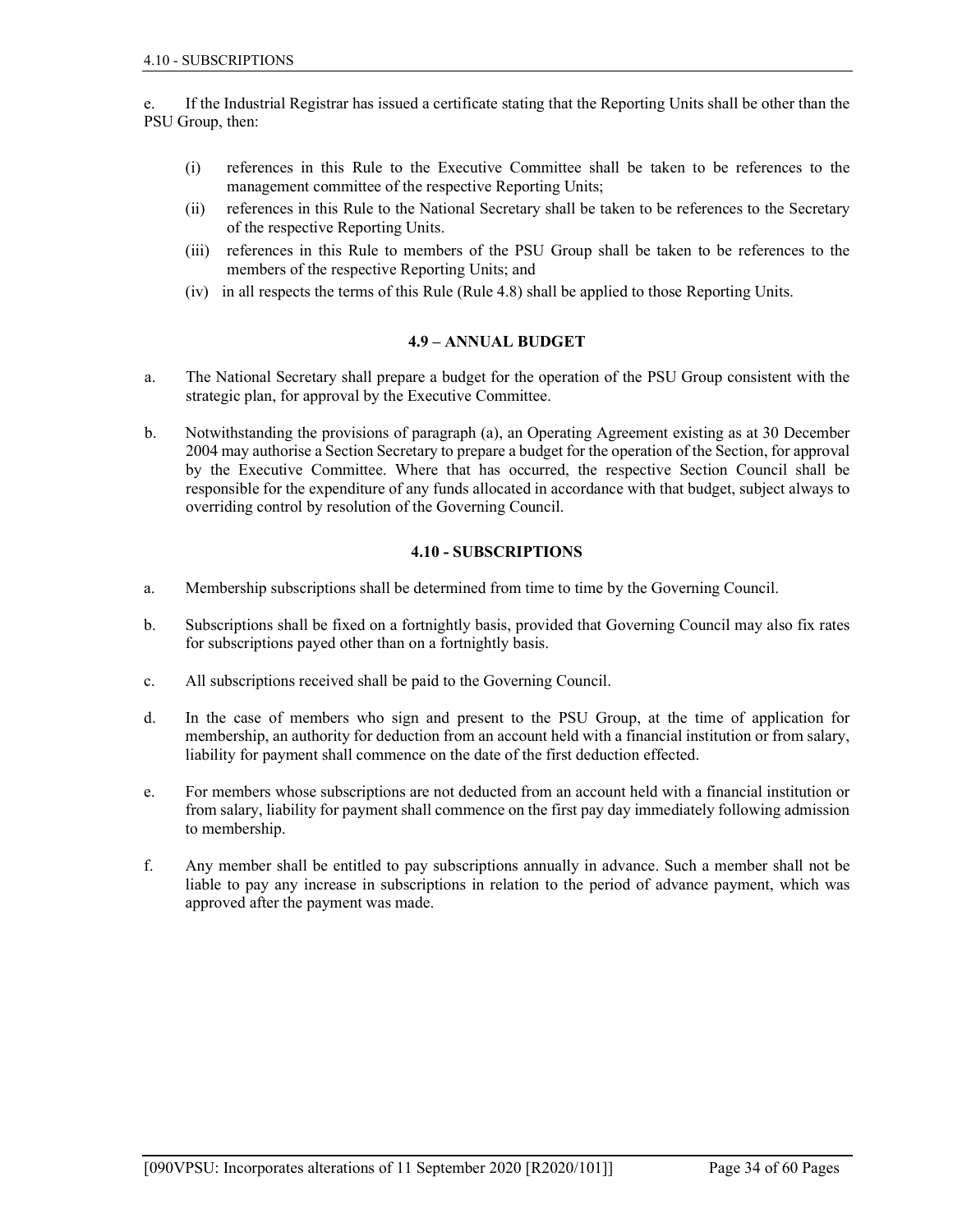e. If the Industrial Registrar has issued a certificate stating that the Reporting Units shall be other than the PSU Group, then:

(i) references in this Rule to the Executive Committee shall be taken to be references to the management committee of the respective Reporting Units;

(ii) references in this Rule to the National Secretary shall be taken to be references to the Secretary of the respective Reporting Units.

(iii) references in this Rule to members of the PSU Group shall be taken to be references to the members of the respective Reporting Units; and

(iv) in all respects the terms of this Rule (Rule 4.8) shall be applied to those Reporting Units.

### 4.9 – ANNUAL BUDGET

a. The National Secretary shall prepare a budget for the operation of the PSU Group consistent with the strategic plan, for approval by the Executive Committee.

b. Notwithstanding the provisions of paragraph (a), an Operating Agreement existing as at 30 December 2004 may authorise a Section Secretary to prepare a budget for the operation of the Section, for approval by the Executive Committee. Where that has occurred, the respective Section Council shall be responsible for the expenditure of any funds allocated in accordance with that budget, subject always to overriding control by resolution of the Governing Council.

### 4.10 - SUBSCRIPTIONS

a. Membership subscriptions shall be determined from time to time by the Governing Council.

b. Subscriptions shall be fixed on a fortnightly basis, provided that Governing Council may also fix rates for subscriptions payed other than on a fortnightly basis.

c. All subscriptions received shall be paid to the Governing Council.

d. In the case of members who sign and present to the PSU Group, at the time of application for membership, an authority for deduction from an account held with a financial institution or from salary, liability for payment shall commence on the date of the first deduction effected.

e. For members whose subscriptions are not deducted from an account held with a financial institution or from salary, liability for payment shall commence on the first pay day immediately following admission to membership.

f. Any member shall be entitled to pay subscriptions annually in advance. Such a member shall not be liable to pay any increase in subscriptions in relation to the period of advance payment, which was approved after the payment was made.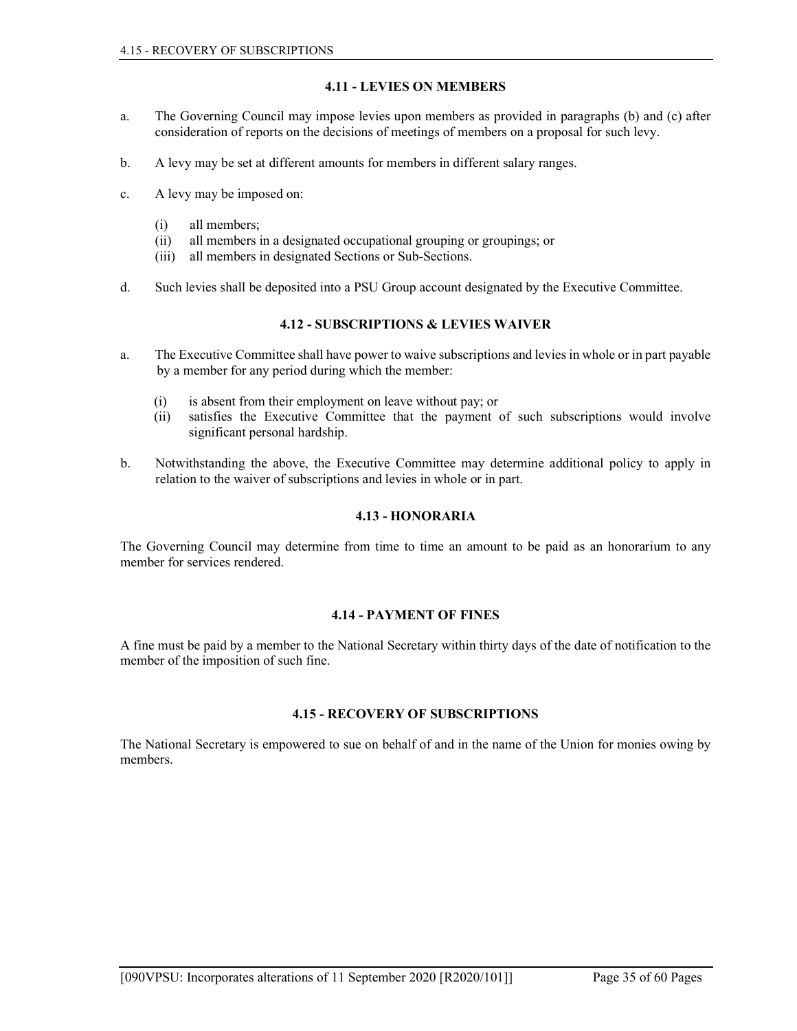### 4.11 - LEVIES ON MEMBERS

a. The Governing Council may impose levies upon members as provided in paragraphs (b) and (c) after consideration of reports on the decisions of meetings of members on a proposal for such levy.

b. A levy may be set at different amounts for members in different salary ranges.

c. A levy may be imposed on:

   (i) all members;
   (ii) all members in a designated occupational grouping or groupings; or
   (iii) all members in designated Sections or Sub-Sections.

d. Such levies shall be deposited into a PSU Group account designated by the Executive Committee.

### 4.12 - SUBSCRIPTIONS & LEVIES WAIVER

a. The Executive Committee shall have power to waive subscriptions and levies in whole or in part payable by a member for any period during which the member:

   (i) is absent from their employment on leave without pay; or
   (ii) satisfies the Executive Committee that the payment of such subscriptions would involve significant personal hardship.

b. Notwithstanding the above, the Executive Committee may determine additional policy to apply in relation to the waiver of subscriptions and levies in whole or in part.

### 4.13 - HONORARIA

The Governing Council may determine from time to time an amount to be paid as an honorarium to any member for services rendered.

### 4.14 - PAYMENT OF FINES

A fine must be paid by a member to the National Secretary within thirty days of the date of notification to the member of the imposition of such fine.

### 4.15 - RECOVERY OF SUBSCRIPTIONS

The National Secretary is empowered to sue on behalf of and in the name of the Union for monies owing by members.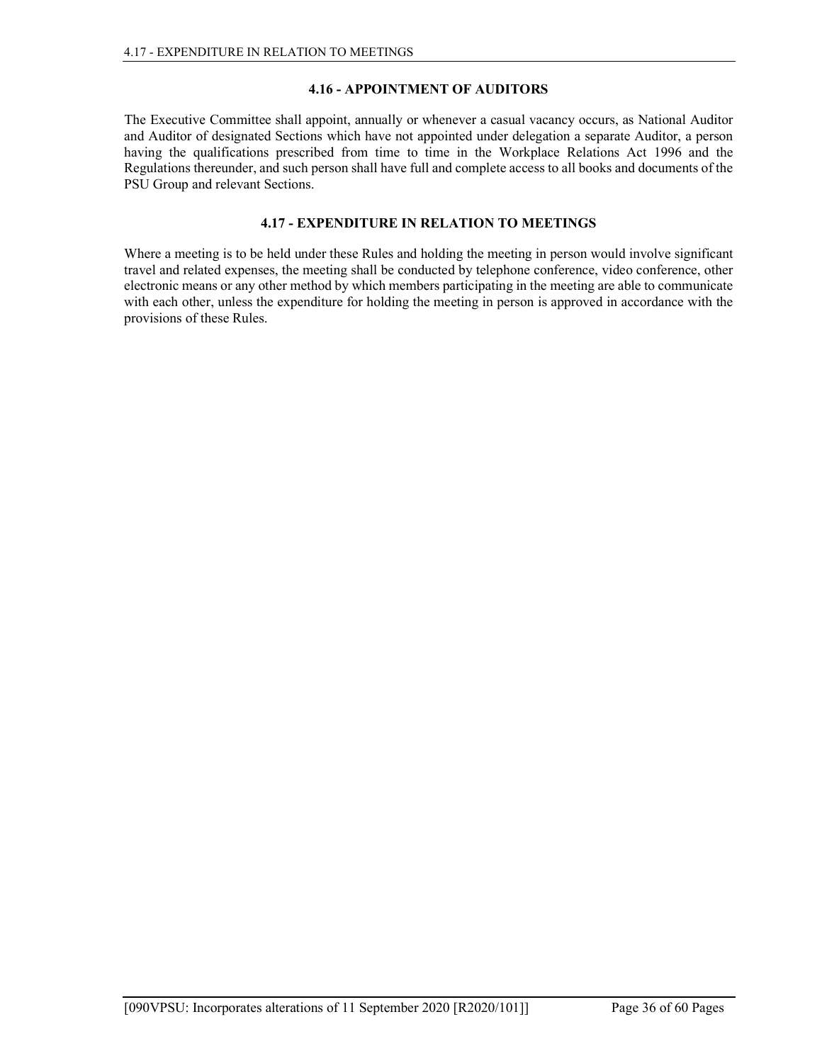### 4.16 - APPOINTMENT OF AUDITORS

The Executive Committee shall appoint, annually or whenever a casual vacancy occurs, as National Auditor and Auditor of designated Sections which have not appointed under delegation a separate Auditor, a person having the qualifications prescribed from time to time in the Workplace Relations Act 1996 and the Regulations thereunder, and such person shall have full and complete access to all books and documents of the PSU Group and relevant Sections.

### 4.17 - EXPENDITURE IN RELATION TO MEETINGS

Where a meeting is to be held under these Rules and holding the meeting in person would involve significant travel and related expenses, the meeting shall be conducted by telephone conference, video conference, other electronic means or any other method by which members participating in the meeting are able to communicate with each other, unless the expenditure for holding the meeting in person is approved in accordance with the provisions of these Rules.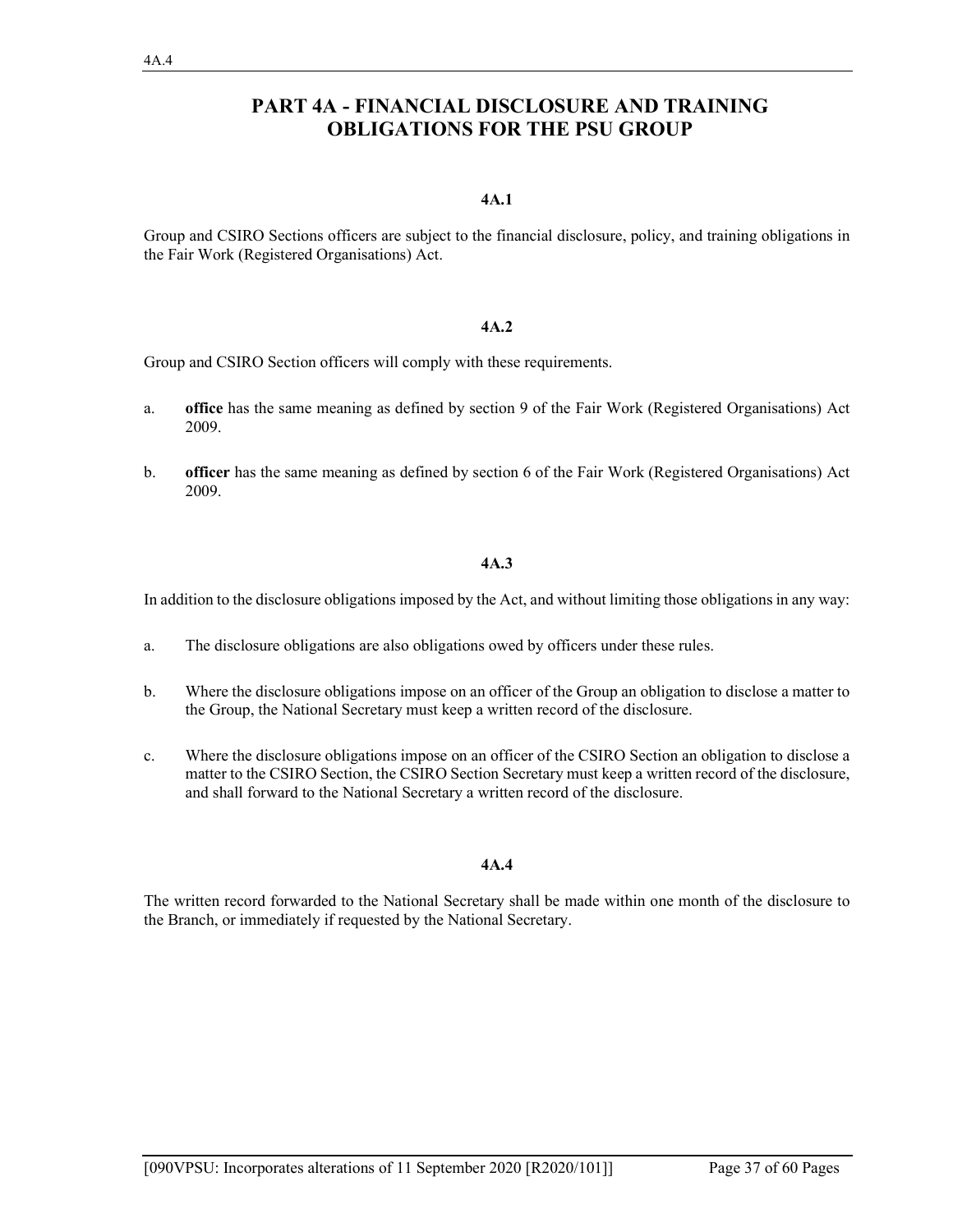# PART 4A - FINANCIAL DISCLOSURE AND TRAINING OBLIGATIONS FOR THE PSU GROUP

#### 4A.1

Group and CSIRO Sections officers are subject to the financial disclosure, policy, and training obligations in the Fair Work (Registered Organisations) Act.

#### 4A.2

Group and CSIRO Section officers will comply with these requirements.

a. **office** has the same meaning as defined by section 9 of the Fair Work (Registered Organisations) Act 2009.

b. **officer** has the same meaning as defined by section 6 of the Fair Work (Registered Organisations) Act 2009.

#### 4A.3

In addition to the disclosure obligations imposed by the Act, and without limiting those obligations in any way:

a. The disclosure obligations are also obligations owed by officers under these rules.

b. Where the disclosure obligations impose on an officer of the Group an obligation to disclose a matter to the Group, the National Secretary must keep a written record of the disclosure.

c. Where the disclosure obligations impose on an officer of the CSIRO Section an obligation to disclose a matter to the CSIRO Section, the CSIRO Section Secretary must keep a written record of the disclosure, and shall forward to the National Secretary a written record of the disclosure.

#### 4A.4

The written record forwarded to the National Secretary shall be made within one month of the disclosure to the Branch, or immediately if requested by the National Secretary.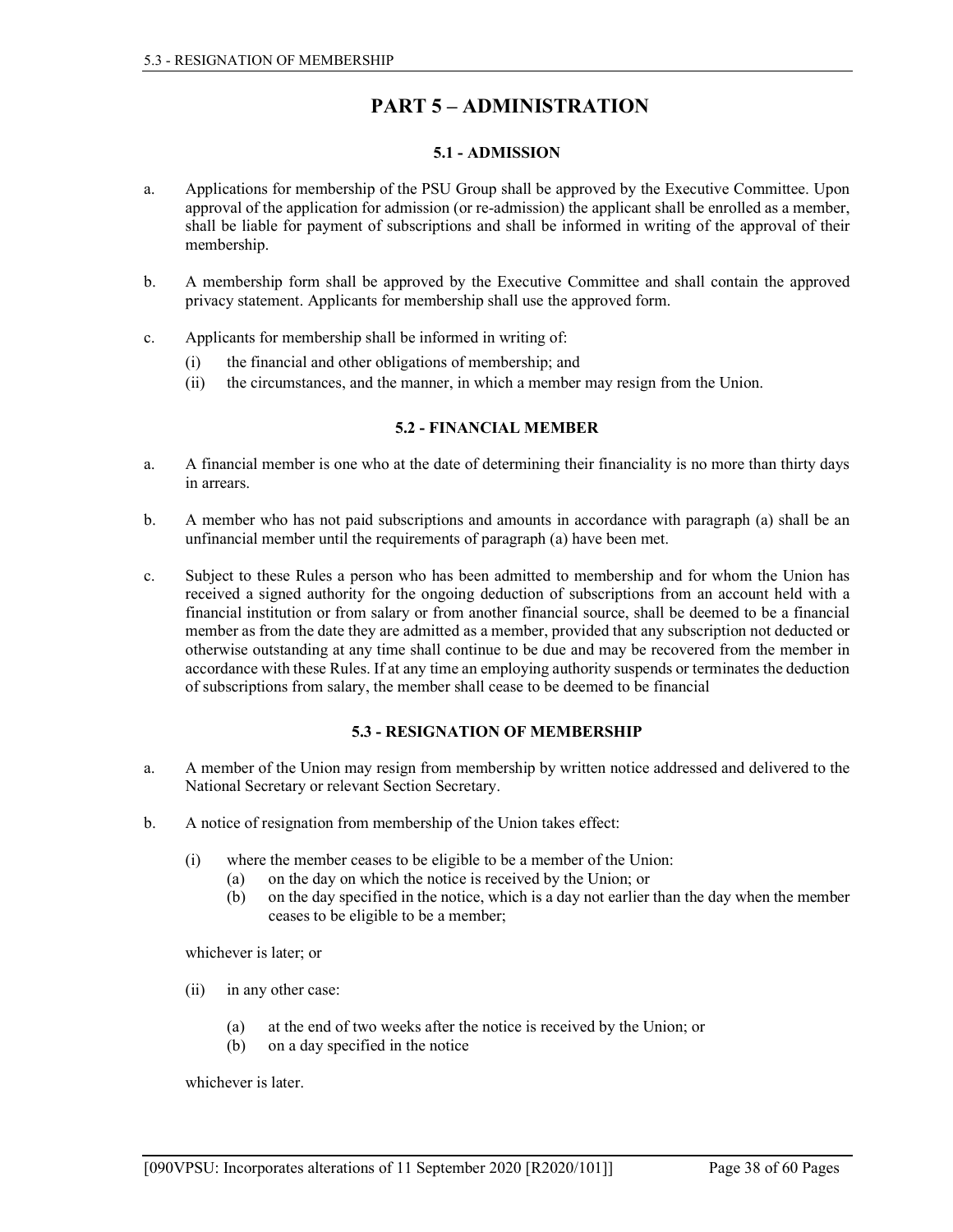# PART 5 – ADMINISTRATION

### 5.1 - ADMISSION

a. Applications for membership of the PSU Group shall be approved by the Executive Committee. Upon approval of the application for admission (or re-admission) the applicant shall be enrolled as a member, shall be liable for payment of subscriptions and shall be informed in writing of the approval of their membership.

b. A membership form shall be approved by the Executive Committee and shall contain the approved privacy statement. Applicants for membership shall use the approved form.

c. Applicants for membership shall be informed in writing of:
   (i) the financial and other obligations of membership; and
   (ii) the circumstances, and the manner, in which a member may resign from the Union.

### 5.2 - FINANCIAL MEMBER

a. A financial member is one who at the date of determining their financiality is no more than thirty days in arrears.

b. A member who has not paid subscriptions and amounts in accordance with paragraph (a) shall be an unfinancial member until the requirements of paragraph (a) have been met.

c. Subject to these Rules a person who has been admitted to membership and for whom the Union has received a signed authority for the ongoing deduction of subscriptions from an account held with a financial institution or from salary or from another financial source, shall be deemed to be a financial member as from the date they are admitted as a member, provided that any subscription not deducted or otherwise outstanding at any time shall continue to be due and may be recovered from the member in accordance with these Rules. If at any time an employing authority suspends or terminates the deduction of subscriptions from salary, the member shall cease to be deemed to be financial

### 5.3 - RESIGNATION OF MEMBERSHIP

a. A member of the Union may resign from membership by written notice addressed and delivered to the National Secretary or relevant Section Secretary.

b. A notice of resignation from membership of the Union takes effect:

   (i) where the member ceases to be eligible to be a member of the Union:
      (a) on the day on which the notice is received by the Union; or
      (b) on the day specified in the notice, which is a day not earlier than the day when the member ceases to be eligible to be a member;

   whichever is later; or

   (ii) in any other case:

      (a) at the end of two weeks after the notice is received by the Union; or
      (b) on a day specified in the notice

   whichever is later.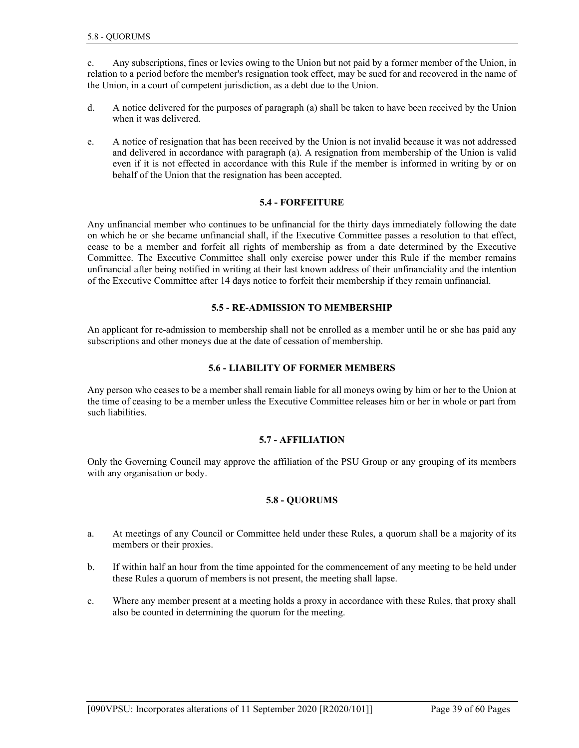c. Any subscriptions, fines or levies owing to the Union but not paid by a former member of the Union, in relation to a period before the member's resignation took effect, may be sued for and recovered in the name of the Union, in a court of competent jurisdiction, as a debt due to the Union.

d. A notice delivered for the purposes of paragraph (a) shall be taken to have been received by the Union when it was delivered.

e. A notice of resignation that has been received by the Union is not invalid because it was not addressed and delivered in accordance with paragraph (a). A resignation from membership of the Union is valid even if it is not effected in accordance with this Rule if the member is informed in writing by or on behalf of the Union that the resignation has been accepted.

### 5.4 - FORFEITURE

Any unfinancial member who continues to be unfinancial for the thirty days immediately following the date on which he or she became unfinancial shall, if the Executive Committee passes a resolution to that effect, cease to be a member and forfeit all rights of membership as from a date determined by the Executive Committee. The Executive Committee shall only exercise power under this Rule if the member remains unfinancial after being notified in writing at their last known address of their unfinanciality and the intention of the Executive Committee after 14 days notice to forfeit their membership if they remain unfinancial.

### 5.5 - RE-ADMISSION TO MEMBERSHIP

An applicant for re-admission to membership shall not be enrolled as a member until he or she has paid any subscriptions and other moneys due at the date of cessation of membership.

### 5.6 - LIABILITY OF FORMER MEMBERS

Any person who ceases to be a member shall remain liable for all moneys owing by him or her to the Union at the time of ceasing to be a member unless the Executive Committee releases him or her in whole or part from such liabilities.

### 5.7 - AFFILIATION

Only the Governing Council may approve the affiliation of the PSU Group or any grouping of its members with any organisation or body.

### 5.8 - QUORUMS

a. At meetings of any Council or Committee held under these Rules, a quorum shall be a majority of its members or their proxies.

b. If within half an hour from the time appointed for the commencement of any meeting to be held under these Rules a quorum of members is not present, the meeting shall lapse.

c. Where any member present at a meeting holds a proxy in accordance with these Rules, that proxy shall also be counted in determining the quorum for the meeting.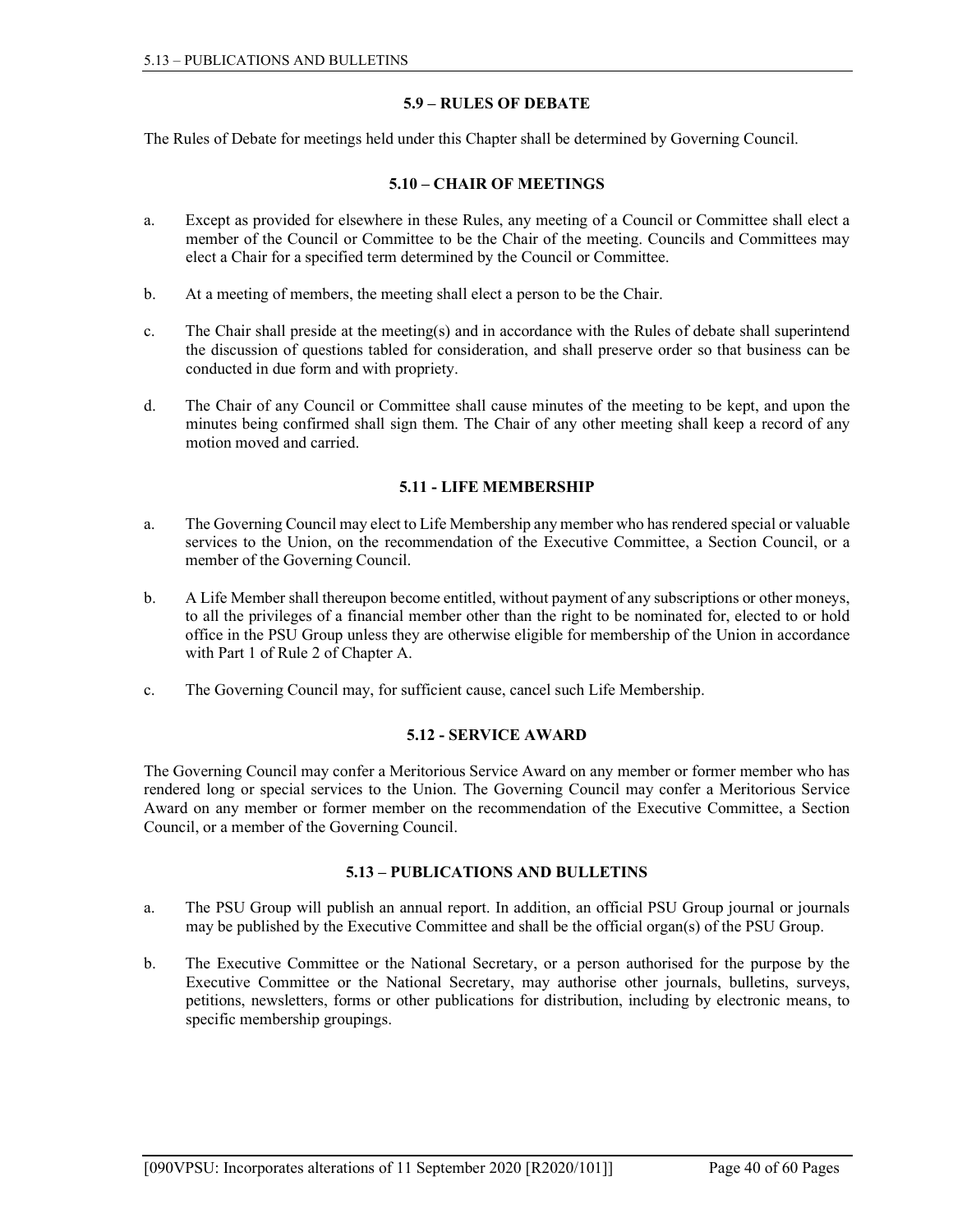### 5.9 – RULES OF DEBATE

The Rules of Debate for meetings held under this Chapter shall be determined by Governing Council.

### 5.10 – CHAIR OF MEETINGS

a. Except as provided for elsewhere in these Rules, any meeting of a Council or Committee shall elect a member of the Council or Committee to be the Chair of the meeting. Councils and Committees may elect a Chair for a specified term determined by the Council or Committee.

b. At a meeting of members, the meeting shall elect a person to be the Chair.

c. The Chair shall preside at the meeting(s) and in accordance with the Rules of debate shall superintend the discussion of questions tabled for consideration, and shall preserve order so that business can be conducted in due form and with propriety.

d. The Chair of any Council or Committee shall cause minutes of the meeting to be kept, and upon the minutes being confirmed shall sign them. The Chair of any other meeting shall keep a record of any motion moved and carried.

### 5.11 - LIFE MEMBERSHIP

a. The Governing Council may elect to Life Membership any member who has rendered special or valuable services to the Union, on the recommendation of the Executive Committee, a Section Council, or a member of the Governing Council.

b. A Life Member shall thereupon become entitled, without payment of any subscriptions or other moneys, to all the privileges of a financial member other than the right to be nominated for, elected to or hold office in the PSU Group unless they are otherwise eligible for membership of the Union in accordance with Part 1 of Rule 2 of Chapter A.

c. The Governing Council may, for sufficient cause, cancel such Life Membership.

### 5.12 - SERVICE AWARD

The Governing Council may confer a Meritorious Service Award on any member or former member who has rendered long or special services to the Union. The Governing Council may confer a Meritorious Service Award on any member or former member on the recommendation of the Executive Committee, a Section Council, or a member of the Governing Council.

### 5.13 – PUBLICATIONS AND BULLETINS

a. The PSU Group will publish an annual report. In addition, an official PSU Group journal or journals may be published by the Executive Committee and shall be the official organ(s) of the PSU Group.

b. The Executive Committee or the National Secretary, or a person authorised for the purpose by the Executive Committee or the National Secretary, may authorise other journals, bulletins, surveys, petitions, newsletters, forms or other publications for distribution, including by electronic means, to specific membership groupings.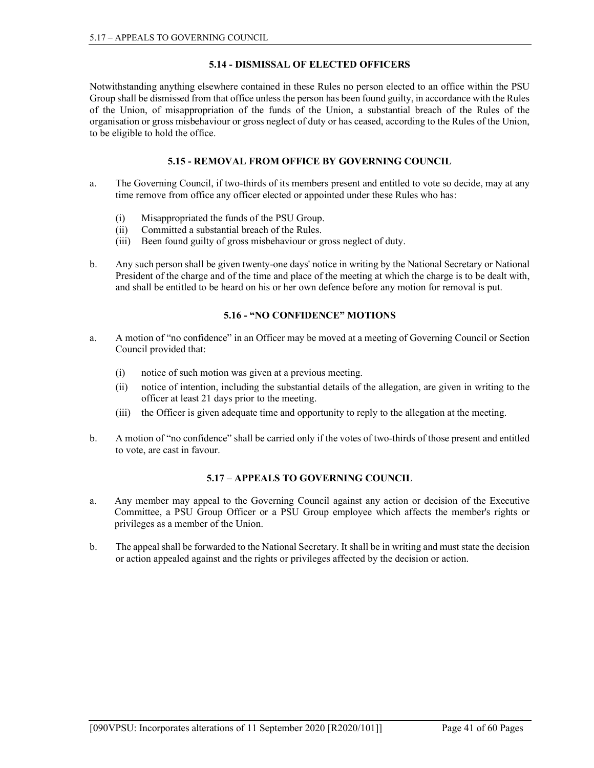### 5.14 - DISMISSAL OF ELECTED OFFICERS

Notwithstanding anything elsewhere contained in these Rules no person elected to an office within the PSU Group shall be dismissed from that office unless the person has been found guilty, in accordance with the Rules of the Union, of misappropriation of the funds of the Union, a substantial breach of the Rules of the organisation or gross misbehaviour or gross neglect of duty or has ceased, according to the Rules of the Union, to be eligible to hold the office.

### 5.15 - REMOVAL FROM OFFICE BY GOVERNING COUNCIL

a. The Governing Council, if two-thirds of its members present and entitled to vote so decide, may at any time remove from office any officer elected or appointed under these Rules who has:

   (i) Misappropriated the funds of the PSU Group.
   (ii) Committed a substantial breach of the Rules.
   (iii) Been found guilty of gross misbehaviour or gross neglect of duty.

b. Any such person shall be given twenty-one days' notice in writing by the National Secretary or National President of the charge and of the time and place of the meeting at which the charge is to be dealt with, and shall be entitled to be heard on his or her own defence before any motion for removal is put.

### 5.16 - "NO CONFIDENCE" MOTIONS

a. A motion of "no confidence" in an Officer may be moved at a meeting of Governing Council or Section Council provided that:

   (i) notice of such motion was given at a previous meeting.
   (ii) notice of intention, including the substantial details of the allegation, are given in writing to the officer at least 21 days prior to the meeting.
   (iii) the Officer is given adequate time and opportunity to reply to the allegation at the meeting.

b. A motion of "no confidence" shall be carried only if the votes of two-thirds of those present and entitled to vote, are cast in favour.

### 5.17 – APPEALS TO GOVERNING COUNCIL

a. Any member may appeal to the Governing Council against any action or decision of the Executive Committee, a PSU Group Officer or a PSU Group employee which affects the member's rights or privileges as a member of the Union.

b. The appeal shall be forwarded to the National Secretary. It shall be in writing and must state the decision or action appealed against and the rights or privileges affected by the decision or action.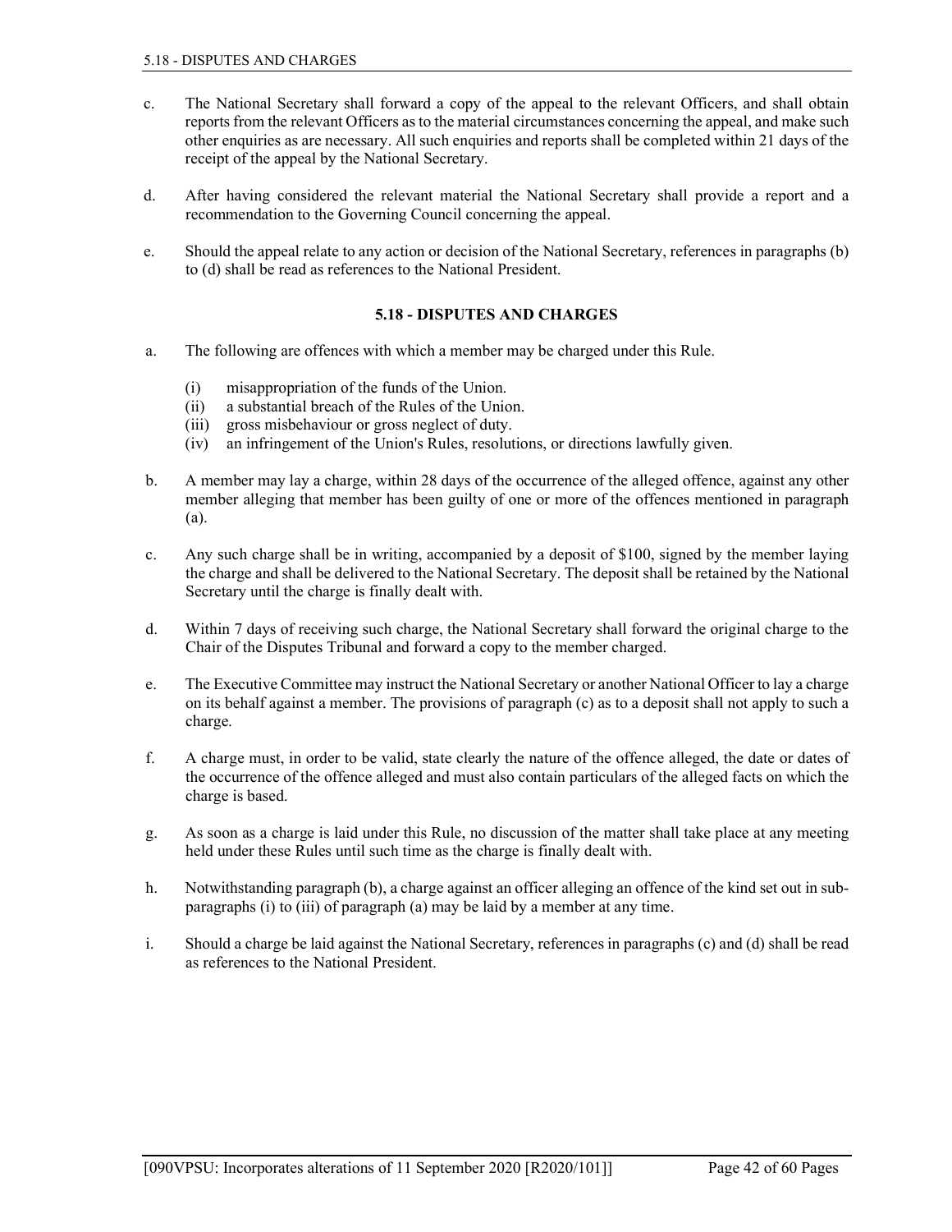c. The National Secretary shall forward a copy of the appeal to the relevant Officers, and shall obtain reports from the relevant Officers as to the material circumstances concerning the appeal, and make such other enquiries as are necessary. All such enquiries and reports shall be completed within 21 days of the receipt of the appeal by the National Secretary.

d. After having considered the relevant material the National Secretary shall provide a report and a recommendation to the Governing Council concerning the appeal.

e. Should the appeal relate to any action or decision of the National Secretary, references in paragraphs (b) to (d) shall be read as references to the National President.

## 5.18 - DISPUTES AND CHARGES

a. The following are offences with which a member may be charged under this Rule.

   (i) misappropriation of the funds of the Union.
   (ii) a substantial breach of the Rules of the Union.
   (iii) gross misbehaviour or gross neglect of duty.
   (iv) an infringement of the Union's Rules, resolutions, or directions lawfully given.

b. A member may lay a charge, within 28 days of the occurrence of the alleged offence, against any other member alleging that member has been guilty of one or more of the offences mentioned in paragraph (a).

c. Any such charge shall be in writing, accompanied by a deposit of $100, signed by the member laying the charge and shall be delivered to the National Secretary. The deposit shall be retained by the National Secretary until the charge is finally dealt with.

d. Within 7 days of receiving such charge, the National Secretary shall forward the original charge to the Chair of the Disputes Tribunal and forward a copy to the member charged.

e. The Executive Committee may instruct the National Secretary or another National Officer to lay a charge on its behalf against a member. The provisions of paragraph (c) as to a deposit shall not apply to such a charge.

f. A charge must, in order to be valid, state clearly the nature of the offence alleged, the date or dates of the occurrence of the offence alleged and must also contain particulars of the alleged facts on which the charge is based.

g. As soon as a charge is laid under this Rule, no discussion of the matter shall take place at any meeting held under these Rules until such time as the charge is finally dealt with.

h. Notwithstanding paragraph (b), a charge against an officer alleging an offence of the kind set out in sub-paragraphs (i) to (iii) of paragraph (a) may be laid by a member at any time.

i. Should a charge be laid against the National Secretary, references in paragraphs (c) and (d) shall be read as references to the National President.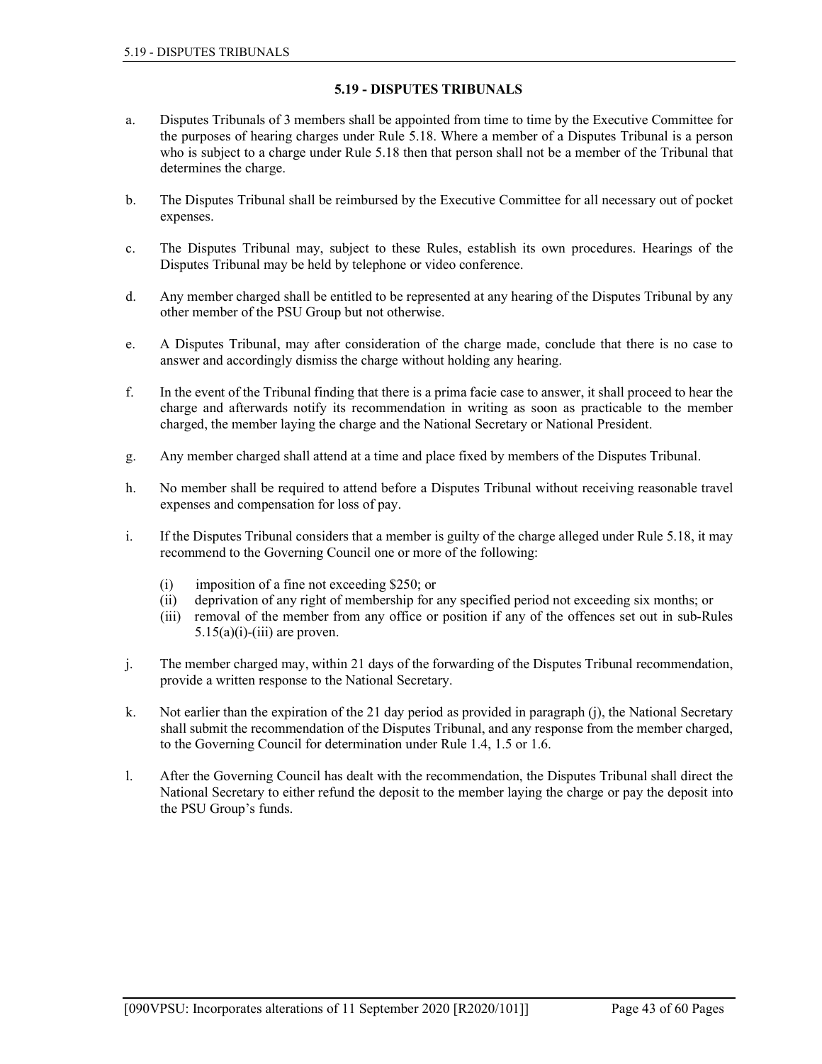## 5.19 - DISPUTES TRIBUNALS

a. Disputes Tribunals of 3 members shall be appointed from time to time by the Executive Committee for the purposes of hearing charges under Rule 5.18. Where a member of a Disputes Tribunal is a person who is subject to a charge under Rule 5.18 then that person shall not be a member of the Tribunal that determines the charge.

b. The Disputes Tribunal shall be reimbursed by the Executive Committee for all necessary out of pocket expenses.

c. The Disputes Tribunal may, subject to these Rules, establish its own procedures. Hearings of the Disputes Tribunal may be held by telephone or video conference.

d. Any member charged shall be entitled to be represented at any hearing of the Disputes Tribunal by any other member of the PSU Group but not otherwise.

e. A Disputes Tribunal, may after consideration of the charge made, conclude that there is no case to answer and accordingly dismiss the charge without holding any hearing.

f. In the event of the Tribunal finding that there is a prima facie case to answer, it shall proceed to hear the charge and afterwards notify its recommendation in writing as soon as practicable to the member charged, the member laying the charge and the National Secretary or National President.

g. Any member charged shall attend at a time and place fixed by members of the Disputes Tribunal.

h. No member shall be required to attend before a Disputes Tribunal without receiving reasonable travel expenses and compensation for loss of pay.

i. If the Disputes Tribunal considers that a member is guilty of the charge alleged under Rule 5.18, it may recommend to the Governing Council one or more of the following:

   (i) imposition of a fine not exceeding $250; or
   (ii) deprivation of any right of membership for any specified period not exceeding six months; or
   (iii) removal of the member from any office or position if any of the offences set out in sub-Rules 5.15(a)(i)-(iii) are proven.

j. The member charged may, within 21 days of the forwarding of the Disputes Tribunal recommendation, provide a written response to the National Secretary.

k. Not earlier than the expiration of the 21 day period as provided in paragraph (j), the National Secretary shall submit the recommendation of the Disputes Tribunal, and any response from the member charged, to the Governing Council for determination under Rule 1.4, 1.5 or 1.6.

l. After the Governing Council has dealt with the recommendation, the Disputes Tribunal shall direct the National Secretary to either refund the deposit to the member laying the charge or pay the deposit into the PSU Group's funds.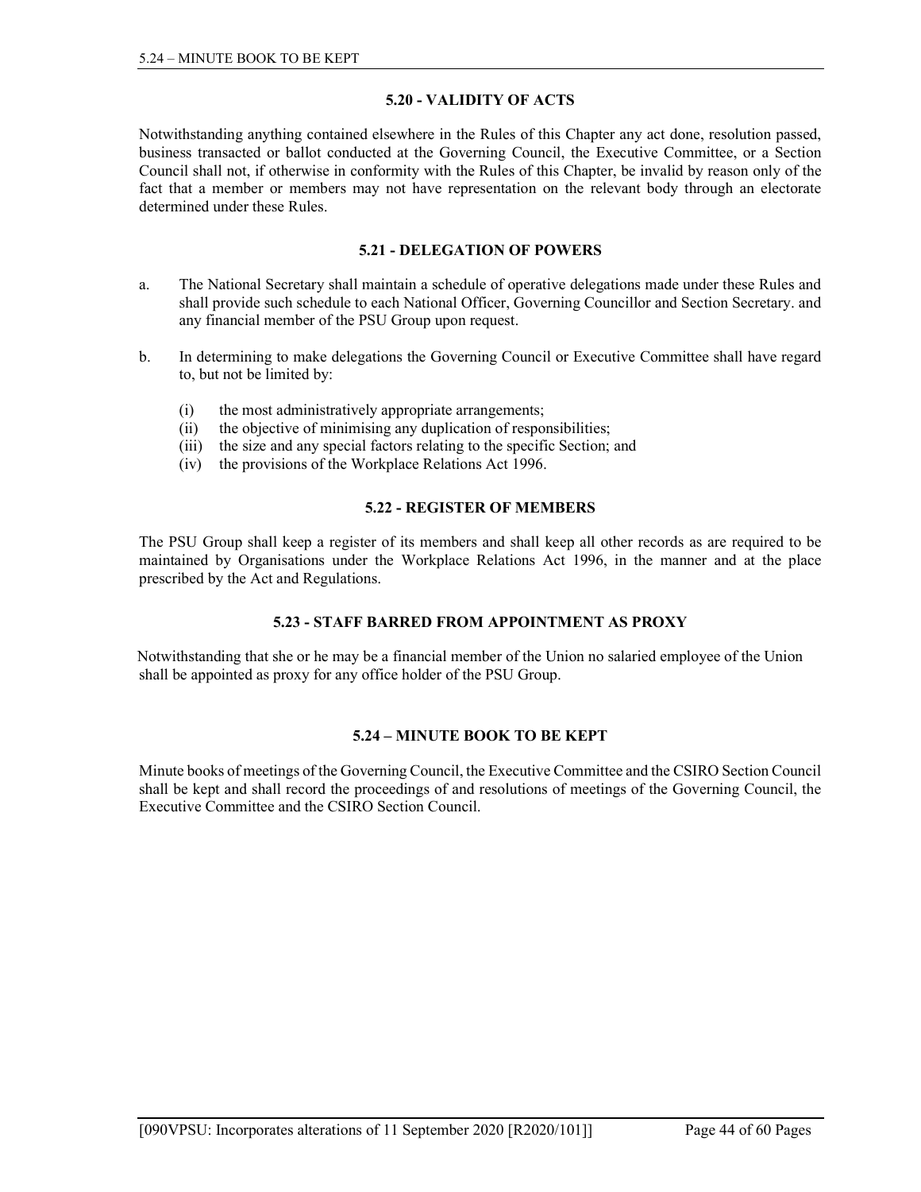### 5.20 - VALIDITY OF ACTS

Notwithstanding anything contained elsewhere in the Rules of this Chapter any act done, resolution passed, business transacted or ballot conducted at the Governing Council, the Executive Committee, or a Section Council shall not, if otherwise in conformity with the Rules of this Chapter, be invalid by reason only of the fact that a member or members may not have representation on the relevant body through an electorate determined under these Rules.

### 5.21 - DELEGATION OF POWERS

a. The National Secretary shall maintain a schedule of operative delegations made under these Rules and shall provide such schedule to each National Officer, Governing Councillor and Section Secretary. and any financial member of the PSU Group upon request.

b. In determining to make delegations the Governing Council or Executive Committee shall have regard to, but not be limited by:

   (i) the most administratively appropriate arrangements;
   (ii) the objective of minimising any duplication of responsibilities;
   (iii) the size and any special factors relating to the specific Section; and
   (iv) the provisions of the Workplace Relations Act 1996.

### 5.22 - REGISTER OF MEMBERS

The PSU Group shall keep a register of its members and shall keep all other records as are required to be maintained by Organisations under the Workplace Relations Act 1996, in the manner and at the place prescribed by the Act and Regulations.

### 5.23 - STAFF BARRED FROM APPOINTMENT AS PROXY

Notwithstanding that she or he may be a financial member of the Union no salaried employee of the Union shall be appointed as proxy for any office holder of the PSU Group.

### 5.24 – MINUTE BOOK TO BE KEPT

Minute books of meetings of the Governing Council, the Executive Committee and the CSIRO Section Council shall be kept and shall record the proceedings of and resolutions of meetings of the Governing Council, the Executive Committee and the CSIRO Section Council.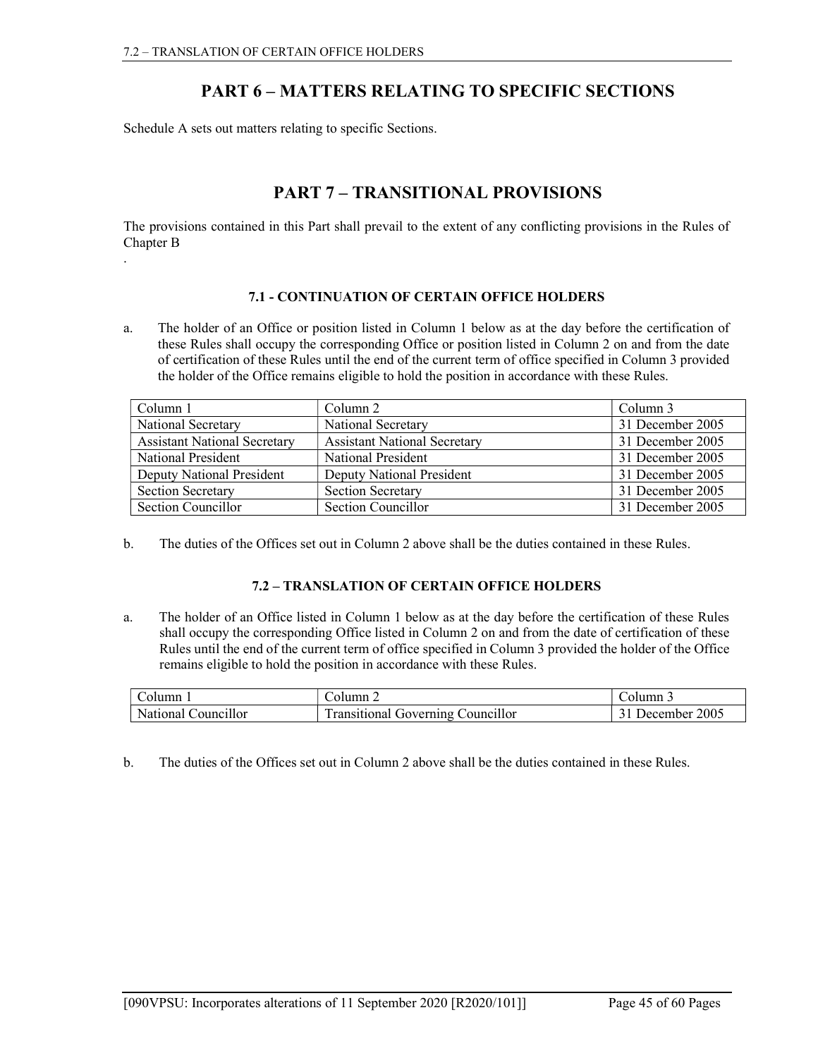# PART 6 – MATTERS RELATING TO SPECIFIC SECTIONS

Schedule A sets out matters relating to specific Sections.

# PART 7 – TRANSITIONAL PROVISIONS

The provisions contained in this Part shall prevail to the extent of any conflicting provisions in the Rules of Chapter B

.

### 7.1 - CONTINUATION OF CERTAIN OFFICE HOLDERS

a. The holder of an Office or position listed in Column 1 below as at the day before the certification of these Rules shall occupy the corresponding Office or position listed in Column 2 on and from the date of certification of these Rules until the end of the current term of office specified in Column 3 provided the holder of the Office remains eligible to hold the position in accordance with these Rules.

| Column 1 | Column 2 | Column 3 |
|---|---|---|
| National Secretary | National Secretary | 31 December 2005 |
| Assistant National Secretary | Assistant National Secretary | 31 December 2005 |
| National President | National President | 31 December 2005 |
| Deputy National President | Deputy National President | 31 December 2005 |
| Section Secretary | Section Secretary | 31 December 2005 |
| Section Councillor | Section Councillor | 31 December 2005 |

b. The duties of the Offices set out in Column 2 above shall be the duties contained in these Rules.

### 7.2 – TRANSLATION OF CERTAIN OFFICE HOLDERS

a. The holder of an Office listed in Column 1 below as at the day before the certification of these Rules shall occupy the corresponding Office listed in Column 2 on and from the date of certification of these Rules until the end of the current term of office specified in Column 3 provided the holder of the Office remains eligible to hold the position in accordance with these Rules.

| Column 1 | Column 2 | Column 3 |
|---|---|---|
| National Councillor | Transitional Governing Councillor | 31 December 2005 |

b. The duties of the Offices set out in Column 2 above shall be the duties contained in these Rules.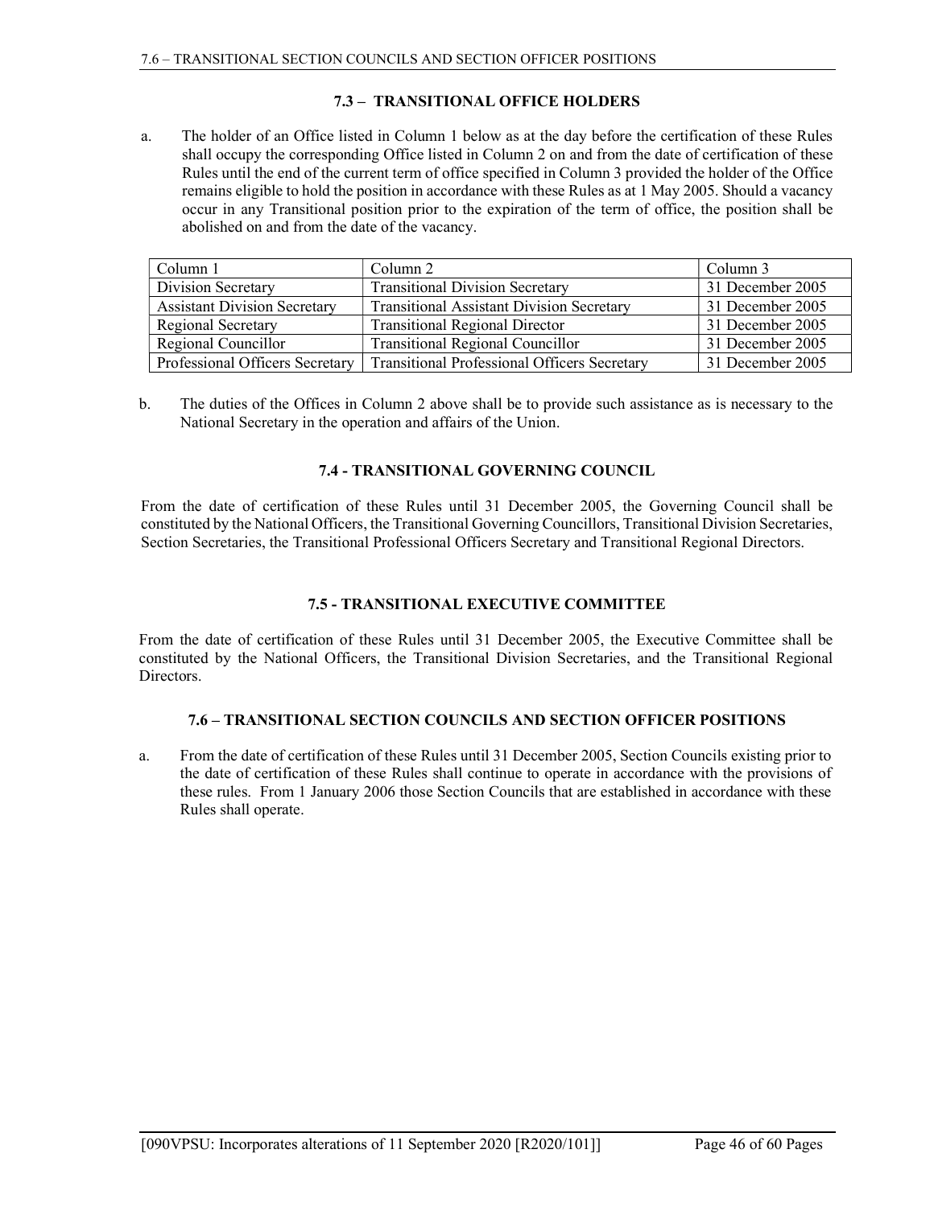### 7.3 – TRANSITIONAL OFFICE HOLDERS

a. The holder of an Office listed in Column 1 below as at the day before the certification of these Rules shall occupy the corresponding Office listed in Column 2 on and from the date of certification of these Rules until the end of the current term of office specified in Column 3 provided the holder of the Office remains eligible to hold the position in accordance with these Rules as at 1 May 2005. Should a vacancy occur in any Transitional position prior to the expiration of the term of office, the position shall be abolished on and from the date of the vacancy.

| Column 1 | Column 2 | Column 3 |
|---|---|---|
| Division Secretary | Transitional Division Secretary | 31 December 2005 |
| Assistant Division Secretary | Transitional Assistant Division Secretary | 31 December 2005 |
| Regional Secretary | Transitional Regional Director | 31 December 2005 |
| Regional Councillor | Transitional Regional Councillor | 31 December 2005 |
| Professional Officers Secretary | Transitional Professional Officers Secretary | 31 December 2005 |

b. The duties of the Offices in Column 2 above shall be to provide such assistance as is necessary to the National Secretary in the operation and affairs of the Union.

### 7.4 - TRANSITIONAL GOVERNING COUNCIL

From the date of certification of these Rules until 31 December 2005, the Governing Council shall be constituted by the National Officers, the Transitional Governing Councillors, Transitional Division Secretaries, Section Secretaries, the Transitional Professional Officers Secretary and Transitional Regional Directors.

### 7.5 - TRANSITIONAL EXECUTIVE COMMITTEE

From the date of certification of these Rules until 31 December 2005, the Executive Committee shall be constituted by the National Officers, the Transitional Division Secretaries, and the Transitional Regional Directors.

### 7.6 – TRANSITIONAL SECTION COUNCILS AND SECTION OFFICER POSITIONS

a. From the date of certification of these Rules until 31 December 2005, Section Councils existing prior to the date of certification of these Rules shall continue to operate in accordance with the provisions of these rules. From 1 January 2006 those Section Councils that are established in accordance with these Rules shall operate.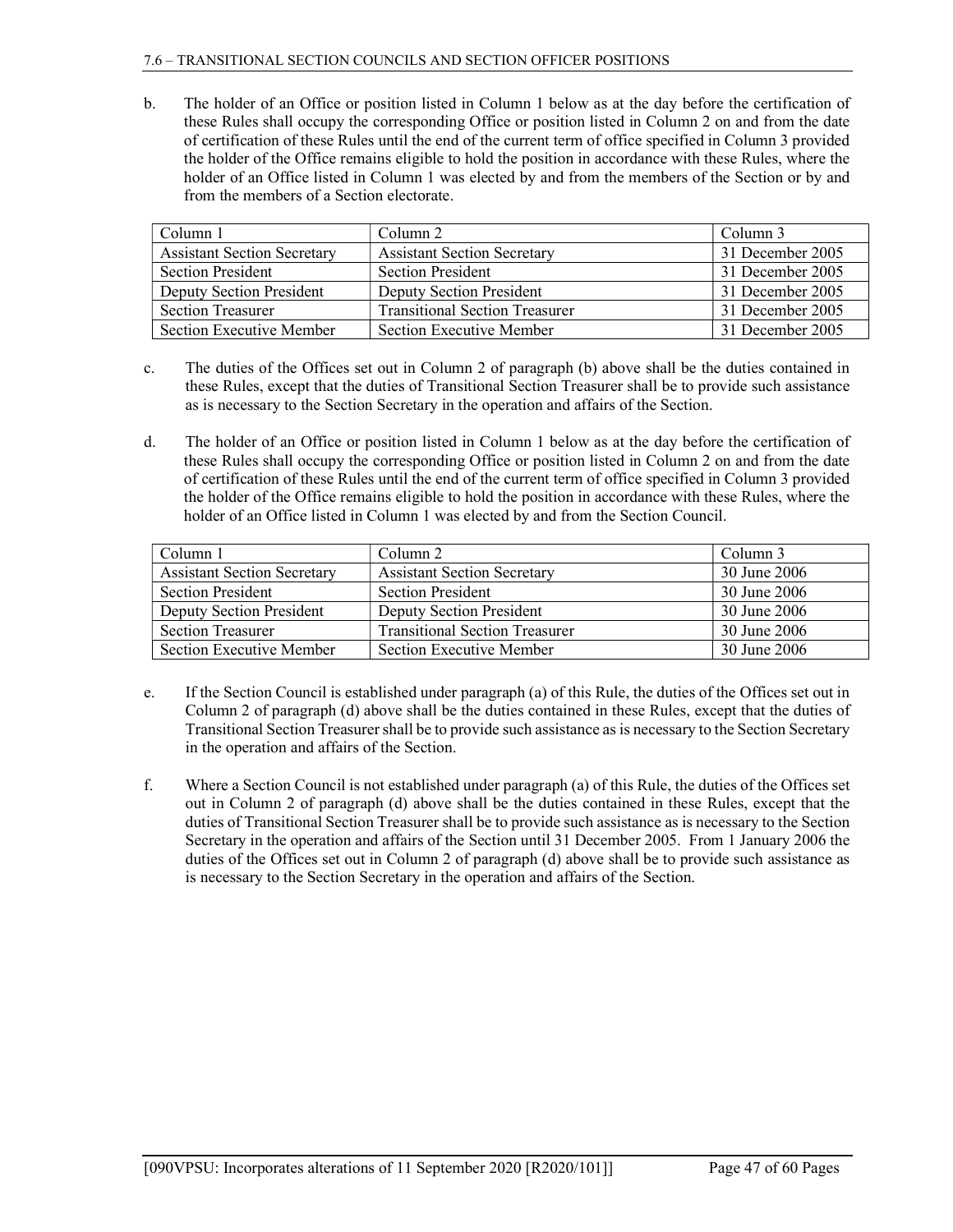b. The holder of an Office or position listed in Column 1 below as at the day before the certification of these Rules shall occupy the corresponding Office or position listed in Column 2 on and from the date of certification of these Rules until the end of the current term of office specified in Column 3 provided the holder of the Office remains eligible to hold the position in accordance with these Rules, where the holder of an Office listed in Column 1 was elected by and from the members of the Section or by and from the members of a Section electorate.

| Column 1 | Column 2 | Column 3 |
|---|---|---|
| Assistant Section Secretary | Assistant Section Secretary | 31 December 2005 |
| Section President | Section President | 31 December 2005 |
| Deputy Section President | Deputy Section President | 31 December 2005 |
| Section Treasurer | Transitional Section Treasurer | 31 December 2005 |
| Section Executive Member | Section Executive Member | 31 December 2005 |

c. The duties of the Offices set out in Column 2 of paragraph (b) above shall be the duties contained in these Rules, except that the duties of Transitional Section Treasurer shall be to provide such assistance as is necessary to the Section Secretary in the operation and affairs of the Section.

d. The holder of an Office or position listed in Column 1 below as at the day before the certification of these Rules shall occupy the corresponding Office or position listed in Column 2 on and from the date of certification of these Rules until the end of the current term of office specified in Column 3 provided the holder of the Office remains eligible to hold the position in accordance with these Rules, where the holder of an Office listed in Column 1 was elected by and from the Section Council.

| Column 1 | Column 2 | Column 3 |
|---|---|---|
| Assistant Section Secretary | Assistant Section Secretary | 30 June 2006 |
| Section President | Section President | 30 June 2006 |
| Deputy Section President | Deputy Section President | 30 June 2006 |
| Section Treasurer | Transitional Section Treasurer | 30 June 2006 |
| Section Executive Member | Section Executive Member | 30 June 2006 |

e. If the Section Council is established under paragraph (a) of this Rule, the duties of the Offices set out in Column 2 of paragraph (d) above shall be the duties contained in these Rules, except that the duties of Transitional Section Treasurer shall be to provide such assistance as is necessary to the Section Secretary in the operation and affairs of the Section.

f. Where a Section Council is not established under paragraph (a) of this Rule, the duties of the Offices set out in Column 2 of paragraph (d) above shall be the duties contained in these Rules, except that the duties of Transitional Section Treasurer shall be to provide such assistance as is necessary to the Section Secretary in the operation and affairs of the Section until 31 December 2005. From 1 January 2006 the duties of the Offices set out in Column 2 of paragraph (d) above shall be to provide such assistance as is necessary to the Section Secretary in the operation and affairs of the Section.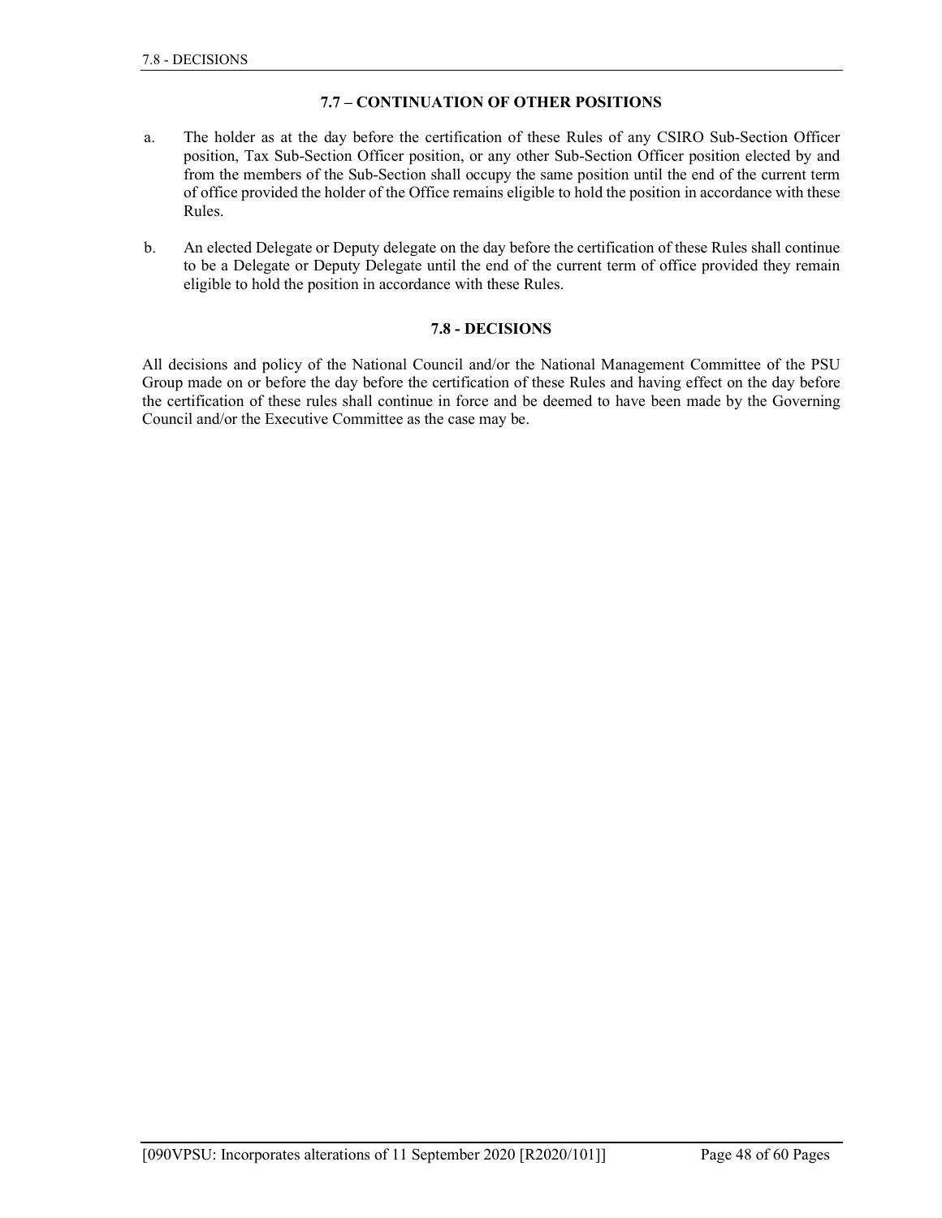### 7.7 – CONTINUATION OF OTHER POSITIONS

a. The holder as at the day before the certification of these Rules of any CSIRO Sub-Section Officer position, Tax Sub-Section Officer position, or any other Sub-Section Officer position elected by and from the members of the Sub-Section shall occupy the same position until the end of the current term of office provided the holder of the Office remains eligible to hold the position in accordance with these Rules.

b. An elected Delegate or Deputy delegate on the day before the certification of these Rules shall continue to be a Delegate or Deputy Delegate until the end of the current term of office provided they remain eligible to hold the position in accordance with these Rules.

### 7.8 - DECISIONS

All decisions and policy of the National Council and/or the National Management Committee of the PSU Group made on or before the day before the certification of these Rules and having effect on the day before the certification of these rules shall continue in force and be deemed to have been made by the Governing Council and/or the Executive Committee as the case may be.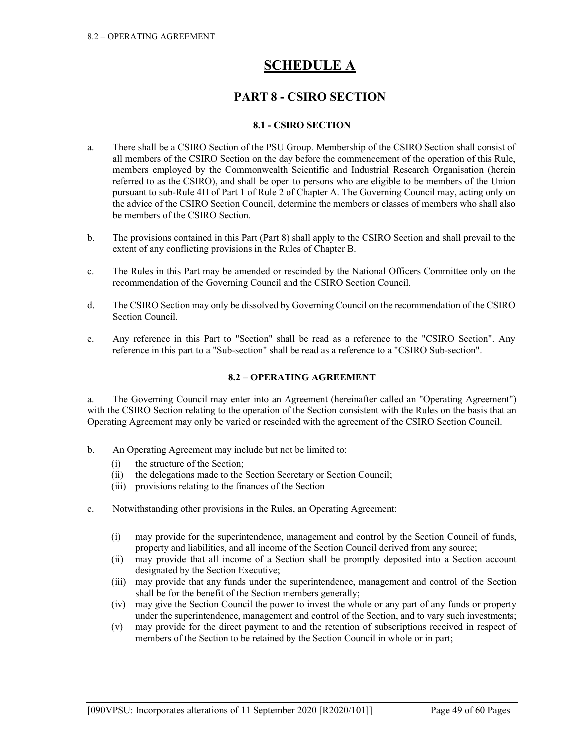# SCHEDULE A

## PART 8 - CSIRO SECTION

### 8.1 - CSIRO SECTION

a. There shall be a CSIRO Section of the PSU Group. Membership of the CSIRO Section shall consist of all members of the CSIRO Section on the day before the commencement of the operation of this Rule, members employed by the Commonwealth Scientific and Industrial Research Organisation (herein referred to as the CSIRO), and shall be open to persons who are eligible to be members of the Union pursuant to sub-Rule 4H of Part 1 of Rule 2 of Chapter A. The Governing Council may, acting only on the advice of the CSIRO Section Council, determine the members or classes of members who shall also be members of the CSIRO Section.

b. The provisions contained in this Part (Part 8) shall apply to the CSIRO Section and shall prevail to the extent of any conflicting provisions in the Rules of Chapter B.

c. The Rules in this Part may be amended or rescinded by the National Officers Committee only on the recommendation of the Governing Council and the CSIRO Section Council.

d. The CSIRO Section may only be dissolved by Governing Council on the recommendation of the CSIRO Section Council.

e. Any reference in this Part to "Section" shall be read as a reference to the "CSIRO Section". Any reference in this part to a "Sub-section" shall be read as a reference to a "CSIRO Sub-section".

### 8.2 – OPERATING AGREEMENT

a. The Governing Council may enter into an Agreement (hereinafter called an "Operating Agreement") with the CSIRO Section relating to the operation of the Section consistent with the Rules on the basis that an Operating Agreement may only be varied or rescinded with the agreement of the CSIRO Section Council.

b. An Operating Agreement may include but not be limited to:
   (i) the structure of the Section;
   (ii) the delegations made to the Section Secretary or Section Council;
   (iii) provisions relating to the finances of the Section

c. Notwithstanding other provisions in the Rules, an Operating Agreement:

   (i) may provide for the superintendence, management and control by the Section Council of funds, property and liabilities, and all income of the Section Council derived from any source;
   (ii) may provide that all income of a Section shall be promptly deposited into a Section account designated by the Section Executive;
   (iii) may provide that any funds under the superintendence, management and control of the Section shall be for the benefit of the Section members generally;
   (iv) may give the Section Council the power to invest the whole or any part of any funds or property under the superintendence, management and control of the Section, and to vary such investments;
   (v) may provide for the direct payment to and the retention of subscriptions received in respect of members of the Section to be retained by the Section Council in whole or in part;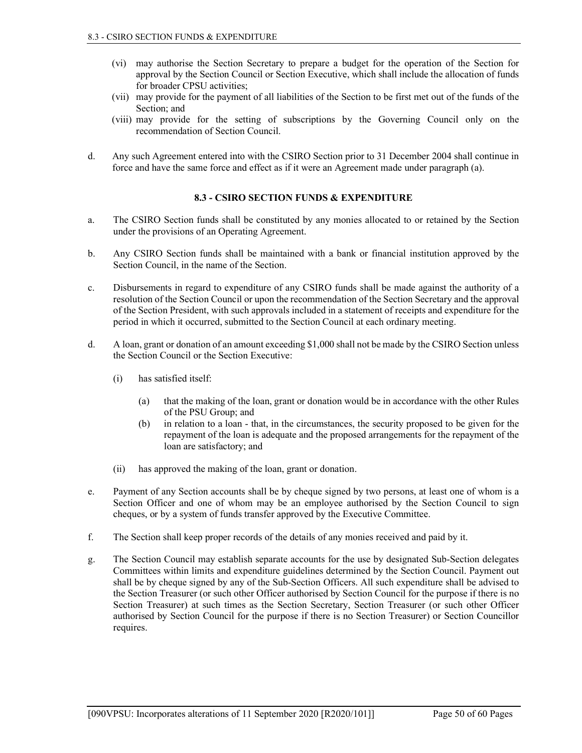(vi) may authorise the Section Secretary to prepare a budget for the operation of the Section for approval by the Section Council or Section Executive, which shall include the allocation of funds for broader CPSU activities;

(vii) may provide for the payment of all liabilities of the Section to be first met out of the funds of the Section; and

(viii) may provide for the setting of subscriptions by the Governing Council only on the recommendation of Section Council.

d. Any such Agreement entered into with the CSIRO Section prior to 31 December 2004 shall continue in force and have the same force and effect as if it were an Agreement made under paragraph (a).

## 8.3 - CSIRO SECTION FUNDS & EXPENDITURE

a. The CSIRO Section funds shall be constituted by any monies allocated to or retained by the Section under the provisions of an Operating Agreement.

b. Any CSIRO Section funds shall be maintained with a bank or financial institution approved by the Section Council, in the name of the Section.

c. Disbursements in regard to expenditure of any CSIRO funds shall be made against the authority of a resolution of the Section Council or upon the recommendation of the Section Secretary and the approval of the Section President, with such approvals included in a statement of receipts and expenditure for the period in which it occurred, submitted to the Section Council at each ordinary meeting.

d. A loan, grant or donation of an amount exceeding $1,000 shall not be made by the CSIRO Section unless the Section Council or the Section Executive:

   (i) has satisfied itself:

      (a) that the making of the loan, grant or donation would be in accordance with the other Rules of the PSU Group; and

      (b) in relation to a loan - that, in the circumstances, the security proposed to be given for the repayment of the loan is adequate and the proposed arrangements for the repayment of the loan are satisfactory; and

   (ii) has approved the making of the loan, grant or donation.

e. Payment of any Section accounts shall be by cheque signed by two persons, at least one of whom is a Section Officer and one of whom may be an employee authorised by the Section Council to sign cheques, or by a system of funds transfer approved by the Executive Committee.

f. The Section shall keep proper records of the details of any monies received and paid by it.

g. The Section Council may establish separate accounts for the use by designated Sub-Section delegates Committees within limits and expenditure guidelines determined by the Section Council. Payment out shall be by cheque signed by any of the Sub-Section Officers. All such expenditure shall be advised to the Section Treasurer (or such other Officer authorised by Section Council for the purpose if there is no Section Treasurer) at such times as the Section Secretary, Section Treasurer (or such other Officer authorised by Section Council for the purpose if there is no Section Treasurer) or Section Councillor requires.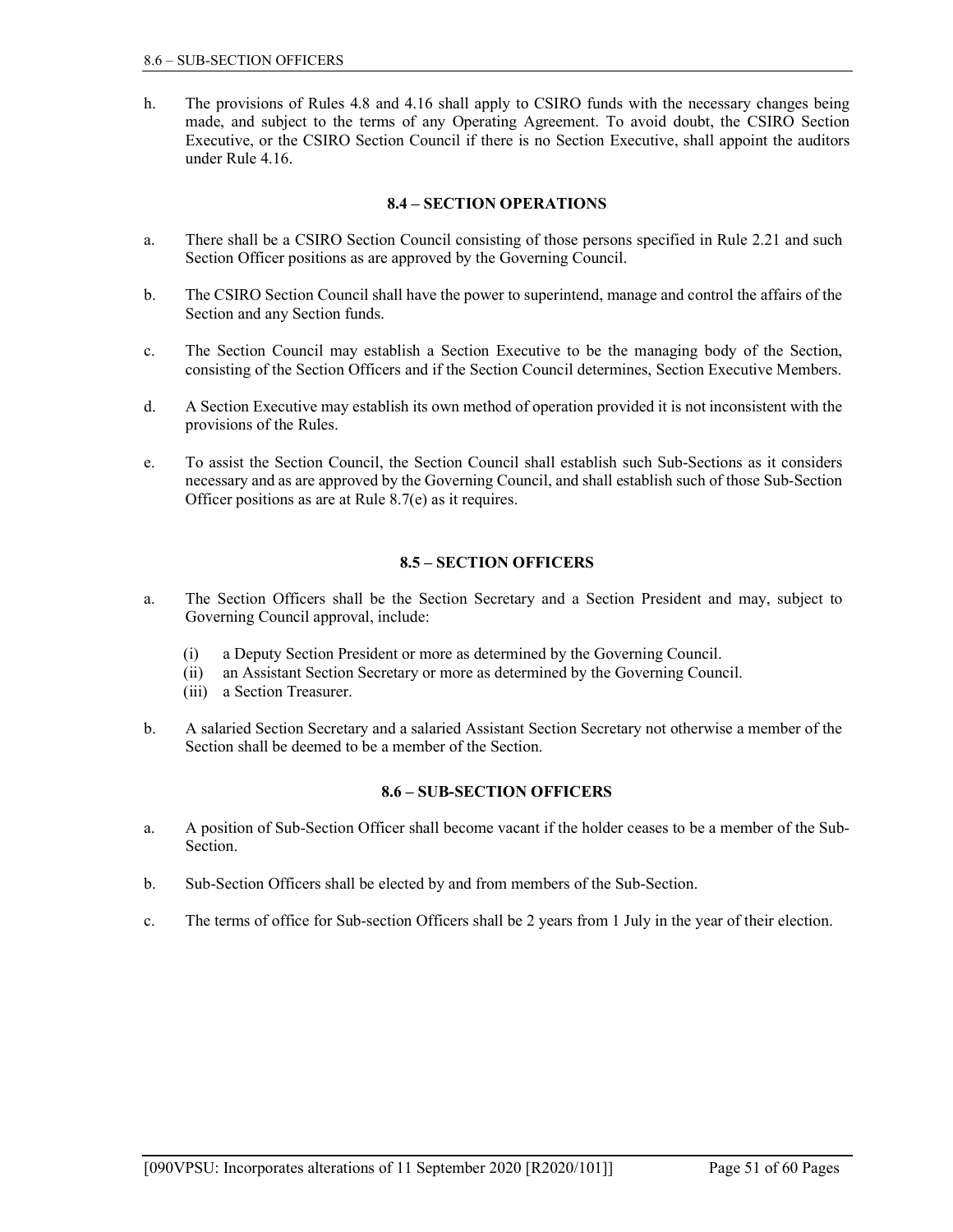h. The provisions of Rules 4.8 and 4.16 shall apply to CSIRO funds with the necessary changes being made, and subject to the terms of any Operating Agreement. To avoid doubt, the CSIRO Section Executive, or the CSIRO Section Council if there is no Section Executive, shall appoint the auditors under Rule 4.16.

### 8.4 – SECTION OPERATIONS

a. There shall be a CSIRO Section Council consisting of those persons specified in Rule 2.21 and such Section Officer positions as are approved by the Governing Council.

b. The CSIRO Section Council shall have the power to superintend, manage and control the affairs of the Section and any Section funds.

c. The Section Council may establish a Section Executive to be the managing body of the Section, consisting of the Section Officers and if the Section Council determines, Section Executive Members.

d. A Section Executive may establish its own method of operation provided it is not inconsistent with the provisions of the Rules.

e. To assist the Section Council, the Section Council shall establish such Sub-Sections as it considers necessary and as are approved by the Governing Council, and shall establish such of those Sub-Section Officer positions as are at Rule 8.7(e) as it requires.

### 8.5 – SECTION OFFICERS

a. The Section Officers shall be the Section Secretary and a Section President and may, subject to Governing Council approval, include:

   (i) a Deputy Section President or more as determined by the Governing Council.
   (ii) an Assistant Section Secretary or more as determined by the Governing Council.
   (iii) a Section Treasurer.

b. A salaried Section Secretary and a salaried Assistant Section Secretary not otherwise a member of the Section shall be deemed to be a member of the Section.

### 8.6 – SUB-SECTION OFFICERS

a. A position of Sub-Section Officer shall become vacant if the holder ceases to be a member of the Sub-Section.

b. Sub-Section Officers shall be elected by and from members of the Sub-Section.

c. The terms of office for Sub-section Officers shall be 2 years from 1 July in the year of their election.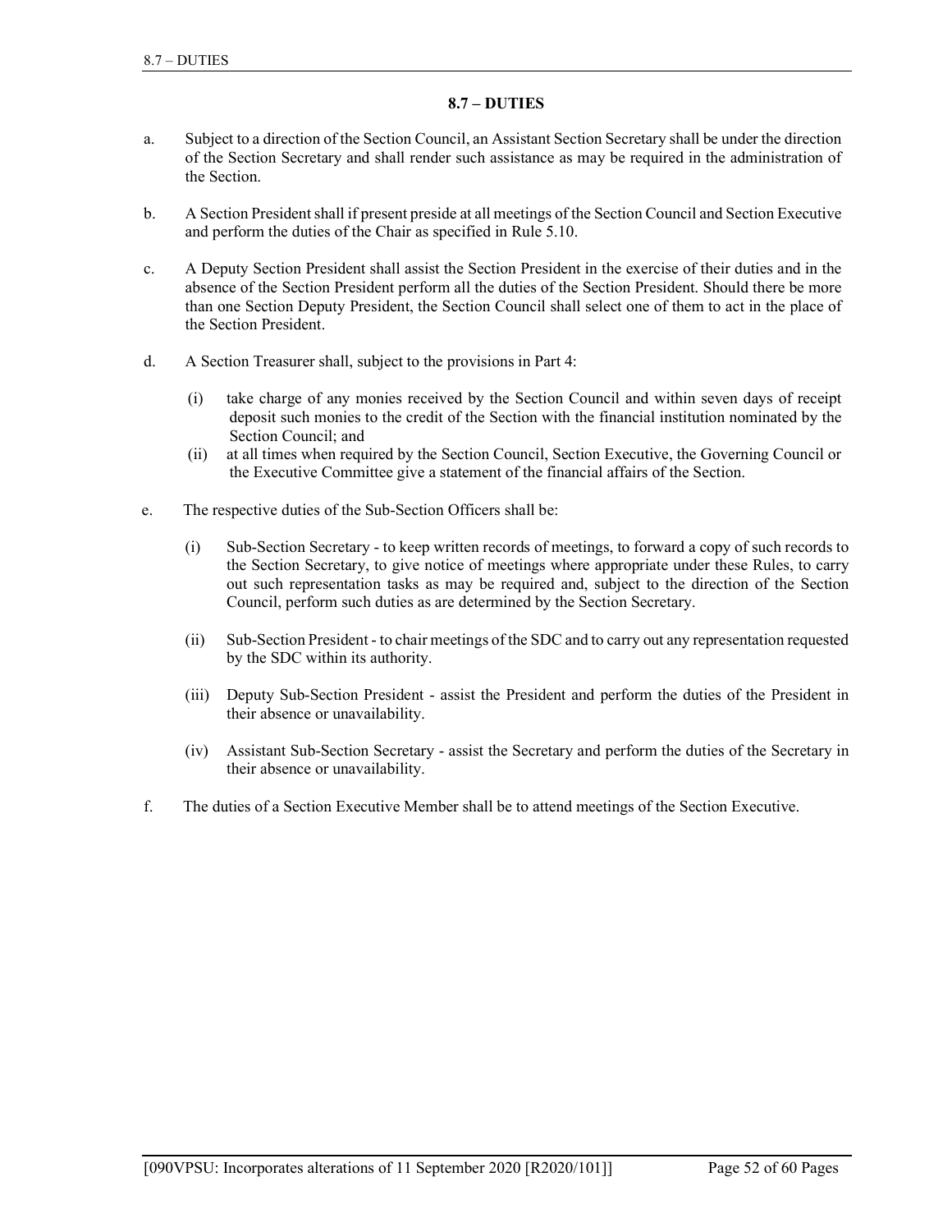## 8.7 – DUTIES

a. Subject to a direction of the Section Council, an Assistant Section Secretary shall be under the direction of the Section Secretary and shall render such assistance as may be required in the administration of the Section.

b. A Section President shall if present preside at all meetings of the Section Council and Section Executive and perform the duties of the Chair as specified in Rule 5.10.

c. A Deputy Section President shall assist the Section President in the exercise of their duties and in the absence of the Section President perform all the duties of the Section President. Should there be more than one Section Deputy President, the Section Council shall select one of them to act in the place of the Section President.

d. A Section Treasurer shall, subject to the provisions in Part 4:

   (i) take charge of any monies received by the Section Council and within seven days of receipt deposit such monies to the credit of the Section with the financial institution nominated by the Section Council; and
   
   (ii) at all times when required by the Section Council, Section Executive, the Governing Council or the Executive Committee give a statement of the financial affairs of the Section.

e. The respective duties of the Sub-Section Officers shall be:

   (i) Sub-Section Secretary - to keep written records of meetings, to forward a copy of such records to the Section Secretary, to give notice of meetings where appropriate under these Rules, to carry out such representation tasks as may be required and, subject to the direction of the Section Council, perform such duties as are determined by the Section Secretary.

   (ii) Sub-Section President - to chair meetings of the SDC and to carry out any representation requested by the SDC within its authority.

   (iii) Deputy Sub-Section President - assist the President and perform the duties of the President in their absence or unavailability.

   (iv) Assistant Sub-Section Secretary - assist the Secretary and perform the duties of the Secretary in their absence or unavailability.

f. The duties of a Section Executive Member shall be to attend meetings of the Section Executive.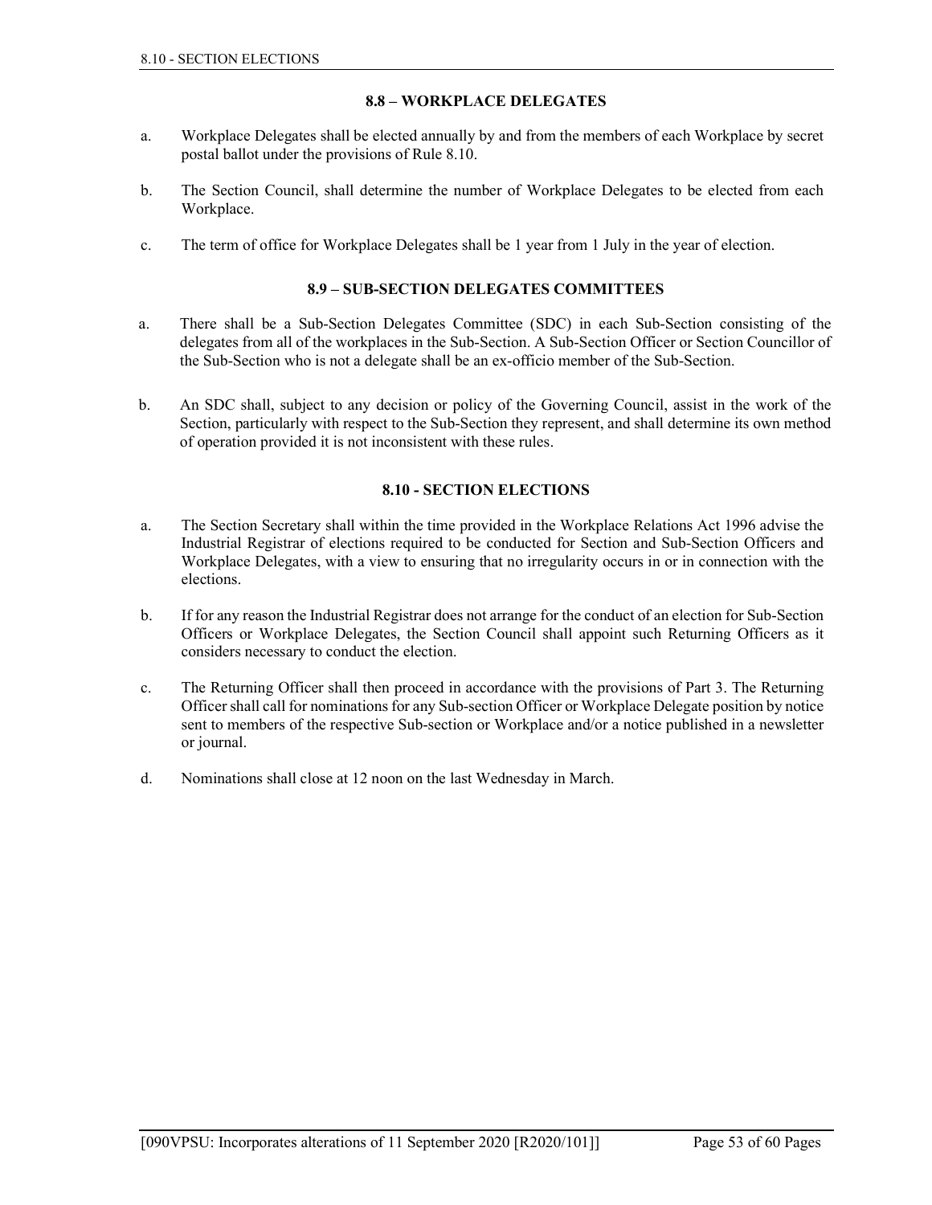### 8.8 – WORKPLACE DELEGATES

a. Workplace Delegates shall be elected annually by and from the members of each Workplace by secret postal ballot under the provisions of Rule 8.10.

b. The Section Council, shall determine the number of Workplace Delegates to be elected from each Workplace.

c. The term of office for Workplace Delegates shall be 1 year from 1 July in the year of election.

### 8.9 – SUB-SECTION DELEGATES COMMITTEES

a. There shall be a Sub-Section Delegates Committee (SDC) in each Sub-Section consisting of the delegates from all of the workplaces in the Sub-Section. A Sub-Section Officer or Section Councillor of the Sub-Section who is not a delegate shall be an ex-officio member of the Sub-Section.

b. An SDC shall, subject to any decision or policy of the Governing Council, assist in the work of the Section, particularly with respect to the Sub-Section they represent, and shall determine its own method of operation provided it is not inconsistent with these rules.

### 8.10 - SECTION ELECTIONS

a. The Section Secretary shall within the time provided in the Workplace Relations Act 1996 advise the Industrial Registrar of elections required to be conducted for Section and Sub-Section Officers and Workplace Delegates, with a view to ensuring that no irregularity occurs in or in connection with the elections.

b. If for any reason the Industrial Registrar does not arrange for the conduct of an election for Sub-Section Officers or Workplace Delegates, the Section Council shall appoint such Returning Officers as it considers necessary to conduct the election.

c. The Returning Officer shall then proceed in accordance with the provisions of Part 3. The Returning Officer shall call for nominations for any Sub-section Officer or Workplace Delegate position by notice sent to members of the respective Sub-section or Workplace and/or a notice published in a newsletter or journal.

d. Nominations shall close at 12 noon on the last Wednesday in March.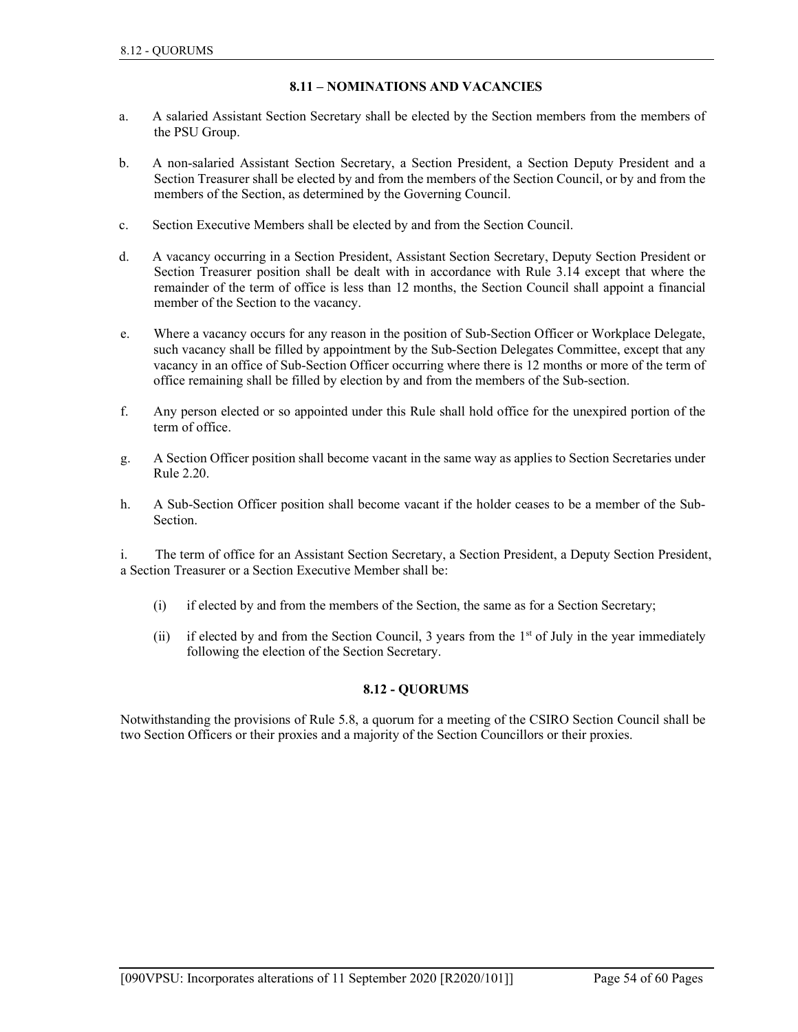## 8.11 – NOMINATIONS AND VACANCIES

a. A salaried Assistant Section Secretary shall be elected by the Section members from the members of the PSU Group.

b. A non-salaried Assistant Section Secretary, a Section President, a Section Deputy President and a Section Treasurer shall be elected by and from the members of the Section Council, or by and from the members of the Section, as determined by the Governing Council.

c. Section Executive Members shall be elected by and from the Section Council.

d. A vacancy occurring in a Section President, Assistant Section Secretary, Deputy Section President or Section Treasurer position shall be dealt with in accordance with Rule 3.14 except that where the remainder of the term of office is less than 12 months, the Section Council shall appoint a financial member of the Section to the vacancy.

e. Where a vacancy occurs for any reason in the position of Sub-Section Officer or Workplace Delegate, such vacancy shall be filled by appointment by the Sub-Section Delegates Committee, except that any vacancy in an office of Sub-Section Officer occurring where there is 12 months or more of the term of office remaining shall be filled by election by and from the members of the Sub-section.

f. Any person elected or so appointed under this Rule shall hold office for the unexpired portion of the term of office.

g. A Section Officer position shall become vacant in the same way as applies to Section Secretaries under Rule 2.20.

h. A Sub-Section Officer position shall become vacant if the holder ceases to be a member of the Sub-Section.

i. The term of office for an Assistant Section Secretary, a Section President, a Deputy Section President, a Section Treasurer or a Section Executive Member shall be:

(i) if elected by and from the members of the Section, the same as for a Section Secretary;

(ii) if elected by and from the Section Council, 3 years from the 1st of July in the year immediately following the election of the Section Secretary.

## 8.12 - QUORUMS

Notwithstanding the provisions of Rule 5.8, a quorum for a meeting of the CSIRO Section Council shall be two Section Officers or their proxies and a majority of the Section Councillors or their proxies.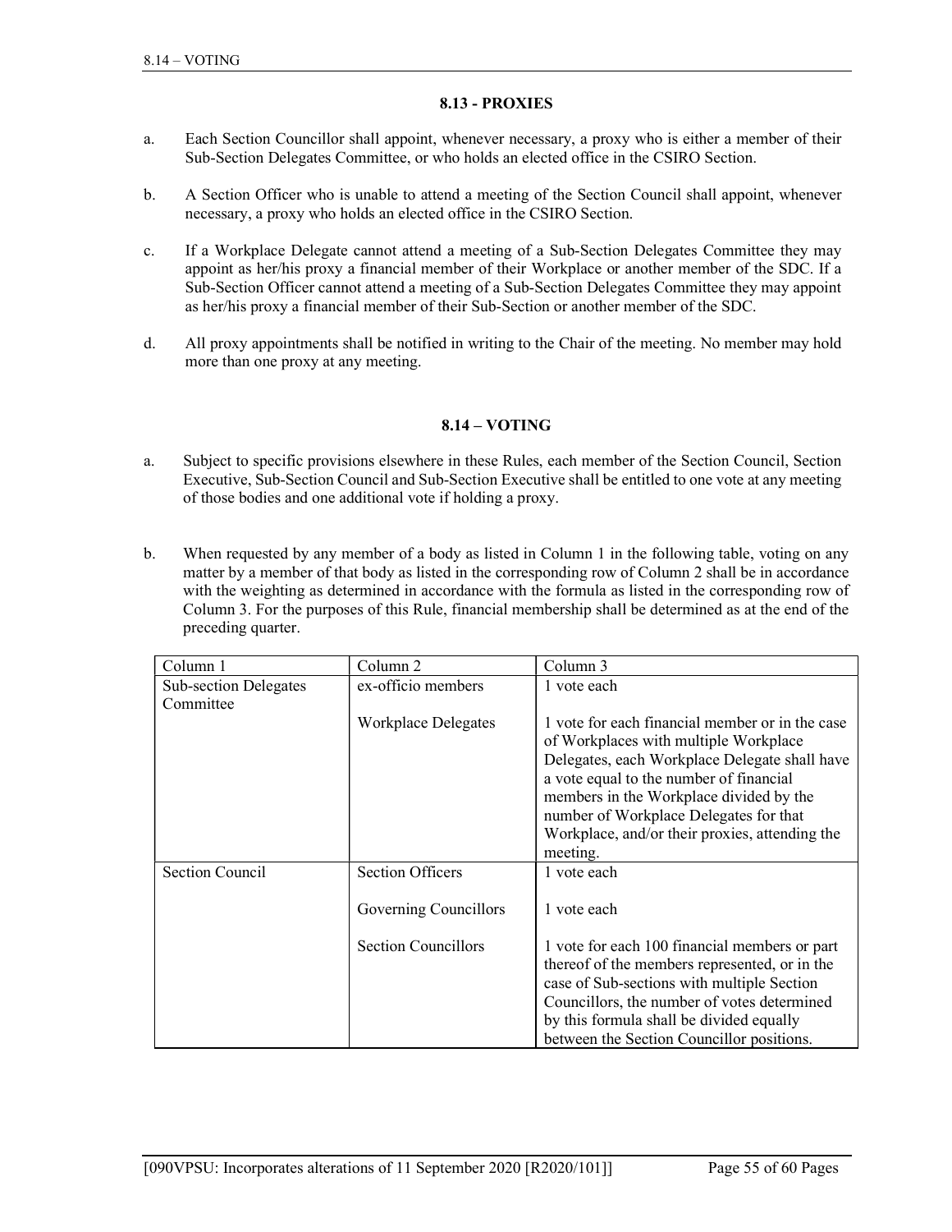## 8.13 - PROXIES

a. Each Section Councillor shall appoint, whenever necessary, a proxy who is either a member of their Sub-Section Delegates Committee, or who holds an elected office in the CSIRO Section.

b. A Section Officer who is unable to attend a meeting of the Section Council shall appoint, whenever necessary, a proxy who holds an elected office in the CSIRO Section.

c. If a Workplace Delegate cannot attend a meeting of a Sub-Section Delegates Committee they may appoint as her/his proxy a financial member of their Workplace or another member of the SDC. If a Sub-Section Officer cannot attend a meeting of a Sub-Section Delegates Committee they may appoint as her/his proxy a financial member of their Sub-Section or another member of the SDC.

d. All proxy appointments shall be notified in writing to the Chair of the meeting. No member may hold more than one proxy at any meeting.

## 8.14 – VOTING

a. Subject to specific provisions elsewhere in these Rules, each member of the Section Council, Section Executive, Sub-Section Council and Sub-Section Executive shall be entitled to one vote at any meeting of those bodies and one additional vote if holding a proxy.

b. When requested by any member of a body as listed in Column 1 in the following table, voting on any matter by a member of that body as listed in the corresponding row of Column 2 shall be in accordance with the weighting as determined in accordance with the formula as listed in the corresponding row of Column 3. For the purposes of this Rule, financial membership shall be determined as at the end of the preceding quarter.

| Column 1 | Column 2 | Column 3 |
|---|---|---|
| Sub-section Delegates Committee | ex-officio members | 1 vote each |
| | Workplace Delegates | 1 vote for each financial member or in the case of Workplaces with multiple Workplace Delegates, each Workplace Delegate shall have a vote equal to the number of financial members in the Workplace divided by the number of Workplace Delegates for that Workplace, and/or their proxies, attending the meeting. |
| Section Council | Section Officers | 1 vote each |
| | Governing Councillors | 1 vote each |
| | Section Councillors | 1 vote for each 100 financial members or part thereof of the members represented, or in the case of Sub-sections with multiple Section Councillors, the number of votes determined by this formula shall be divided equally between the Section Councillor positions. |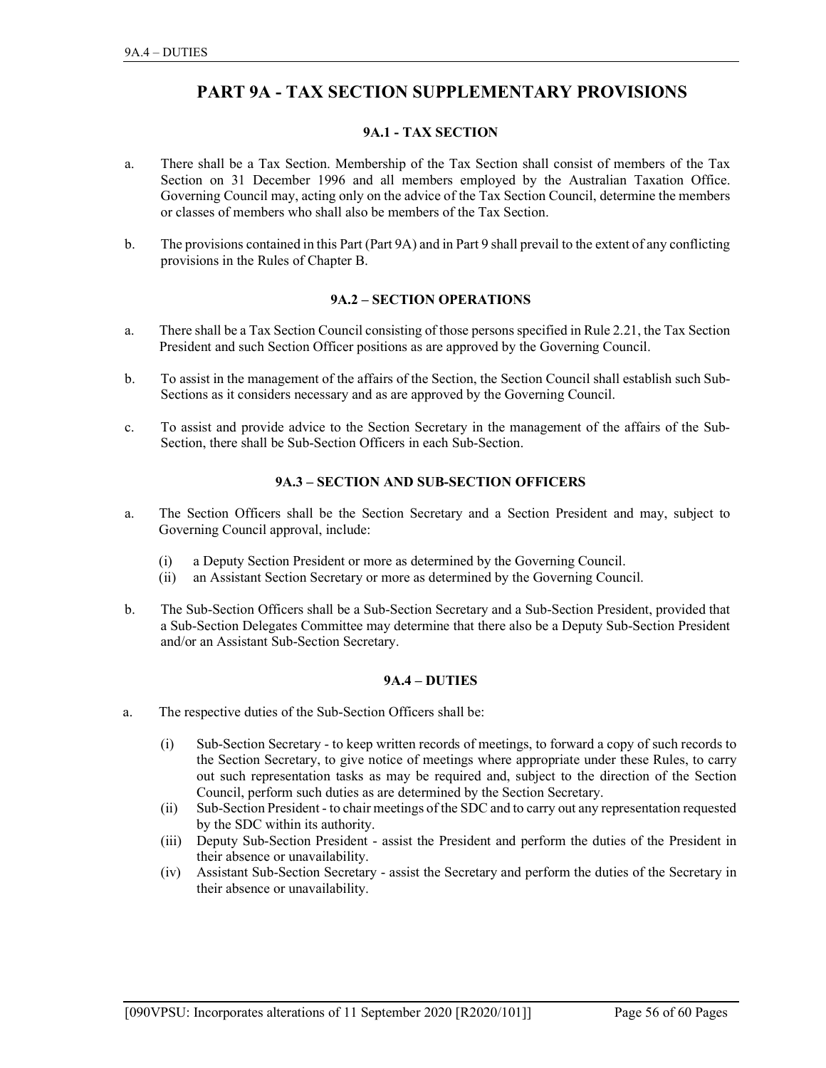# PART 9A - TAX SECTION SUPPLEMENTARY PROVISIONS

## 9A.1 - TAX SECTION

a. There shall be a Tax Section. Membership of the Tax Section shall consist of members of the Tax Section on 31 December 1996 and all members employed by the Australian Taxation Office. Governing Council may, acting only on the advice of the Tax Section Council, determine the members or classes of members who shall also be members of the Tax Section.

b. The provisions contained in this Part (Part 9A) and in Part 9 shall prevail to the extent of any conflicting provisions in the Rules of Chapter B.

## 9A.2 – SECTION OPERATIONS

a. There shall be a Tax Section Council consisting of those persons specified in Rule 2.21, the Tax Section President and such Section Officer positions as are approved by the Governing Council.

b. To assist in the management of the affairs of the Section, the Section Council shall establish such Sub-Sections as it considers necessary and as are approved by the Governing Council.

c. To assist and provide advice to the Section Secretary in the management of the affairs of the Sub-Section, there shall be Sub-Section Officers in each Sub-Section.

## 9A.3 – SECTION AND SUB-SECTION OFFICERS

a. The Section Officers shall be the Section Secretary and a Section President and may, subject to Governing Council approval, include:

   (i) a Deputy Section President or more as determined by the Governing Council.
   (ii) an Assistant Section Secretary or more as determined by the Governing Council.

b. The Sub-Section Officers shall be a Sub-Section Secretary and a Sub-Section President, provided that a Sub-Section Delegates Committee may determine that there also be a Deputy Sub-Section President and/or an Assistant Sub-Section Secretary.

## 9A.4 – DUTIES

a. The respective duties of the Sub-Section Officers shall be:

   (i) Sub-Section Secretary - to keep written records of meetings, to forward a copy of such records to the Section Secretary, to give notice of meetings where appropriate under these Rules, to carry out such representation tasks as may be required and, subject to the direction of the Section Council, perform such duties as are determined by the Section Secretary.
   (ii) Sub-Section President - to chair meetings of the SDC and to carry out any representation requested by the SDC within its authority.
   (iii) Deputy Sub-Section President - assist the President and perform the duties of the President in their absence or unavailability.
   (iv) Assistant Sub-Section Secretary - assist the Secretary and perform the duties of the Secretary in their absence or unavailability.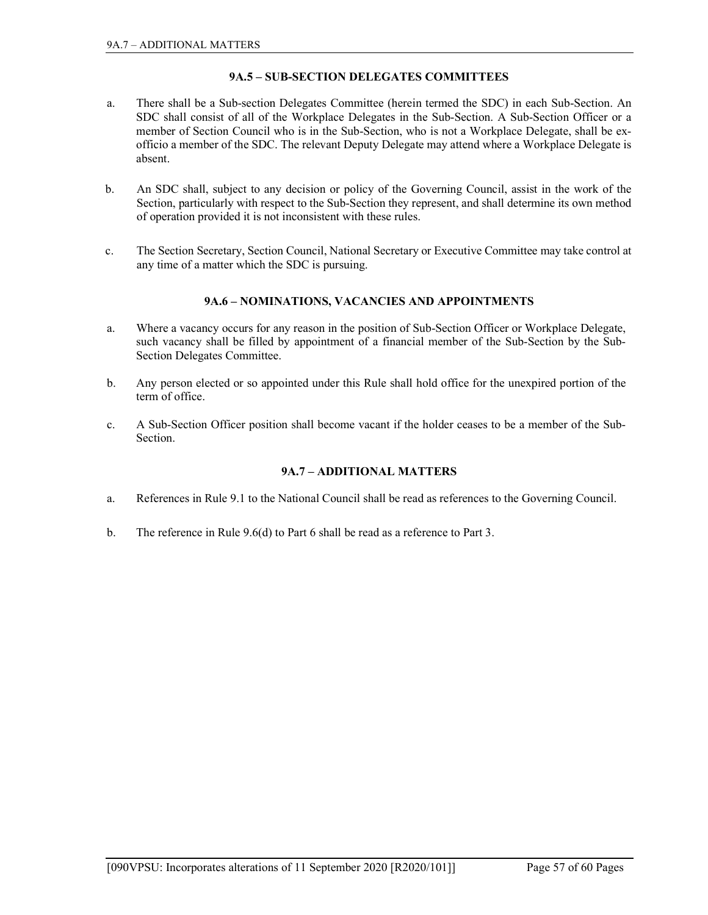### 9A.5 – SUB-SECTION DELEGATES COMMITTEES

a. There shall be a Sub-section Delegates Committee (herein termed the SDC) in each Sub-Section. An SDC shall consist of all of the Workplace Delegates in the Sub-Section. A Sub-Section Officer or a member of Section Council who is in the Sub-Section, who is not a Workplace Delegate, shall be ex-officio a member of the SDC. The relevant Deputy Delegate may attend where a Workplace Delegate is absent.

b. An SDC shall, subject to any decision or policy of the Governing Council, assist in the work of the Section, particularly with respect to the Sub-Section they represent, and shall determine its own method of operation provided it is not inconsistent with these rules.

c. The Section Secretary, Section Council, National Secretary or Executive Committee may take control at any time of a matter which the SDC is pursuing.

### 9A.6 – NOMINATIONS, VACANCIES AND APPOINTMENTS

a. Where a vacancy occurs for any reason in the position of Sub-Section Officer or Workplace Delegate, such vacancy shall be filled by appointment of a financial member of the Sub-Section by the Sub-Section Delegates Committee.

b. Any person elected or so appointed under this Rule shall hold office for the unexpired portion of the term of office.

c. A Sub-Section Officer position shall become vacant if the holder ceases to be a member of the Sub-Section.

### 9A.7 – ADDITIONAL MATTERS

a. References in Rule 9.1 to the National Council shall be read as references to the Governing Council.

b. The reference in Rule 9.6(d) to Part 6 shall be read as a reference to Part 3.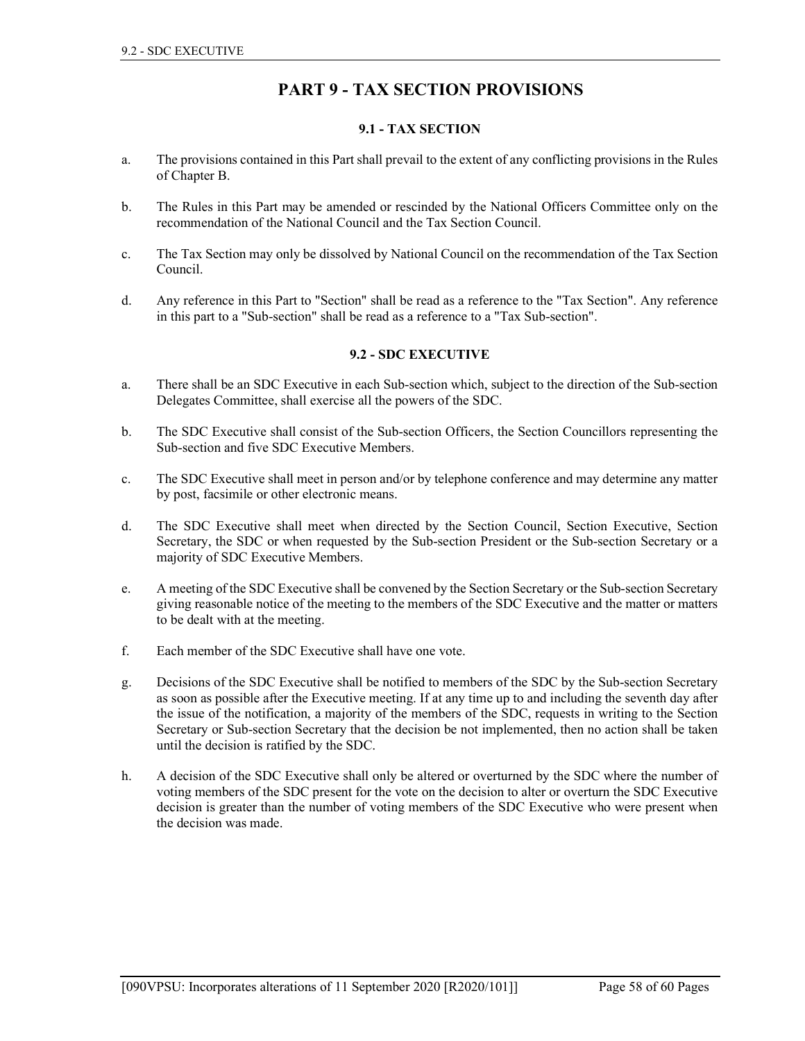# PART 9 - TAX SECTION PROVISIONS

### 9.1 - TAX SECTION

a. The provisions contained in this Part shall prevail to the extent of any conflicting provisions in the Rules of Chapter B.

b. The Rules in this Part may be amended or rescinded by the National Officers Committee only on the recommendation of the National Council and the Tax Section Council.

c. The Tax Section may only be dissolved by National Council on the recommendation of the Tax Section Council.

d. Any reference in this Part to "Section" shall be read as a reference to the "Tax Section". Any reference in this part to a "Sub-section" shall be read as a reference to a "Tax Sub-section".

### 9.2 - SDC EXECUTIVE

a. There shall be an SDC Executive in each Sub-section which, subject to the direction of the Sub-section Delegates Committee, shall exercise all the powers of the SDC.

b. The SDC Executive shall consist of the Sub-section Officers, the Section Councillors representing the Sub-section and five SDC Executive Members.

c. The SDC Executive shall meet in person and/or by telephone conference and may determine any matter by post, facsimile or other electronic means.

d. The SDC Executive shall meet when directed by the Section Council, Section Executive, Section Secretary, the SDC or when requested by the Sub-section President or the Sub-section Secretary or a majority of SDC Executive Members.

e. A meeting of the SDC Executive shall be convened by the Section Secretary or the Sub-section Secretary giving reasonable notice of the meeting to the members of the SDC Executive and the matter or matters to be dealt with at the meeting.

f. Each member of the SDC Executive shall have one vote.

g. Decisions of the SDC Executive shall be notified to members of the SDC by the Sub-section Secretary as soon as possible after the Executive meeting. If at any time up to and including the seventh day after the issue of the notification, a majority of the members of the SDC, requests in writing to the Section Secretary or Sub-section Secretary that the decision be not implemented, then no action shall be taken until the decision is ratified by the SDC.

h. A decision of the SDC Executive shall only be altered or overturned by the SDC where the number of voting members of the SDC present for the vote on the decision to alter or overturn the SDC Executive decision is greater than the number of voting members of the SDC Executive who were present when the decision was made.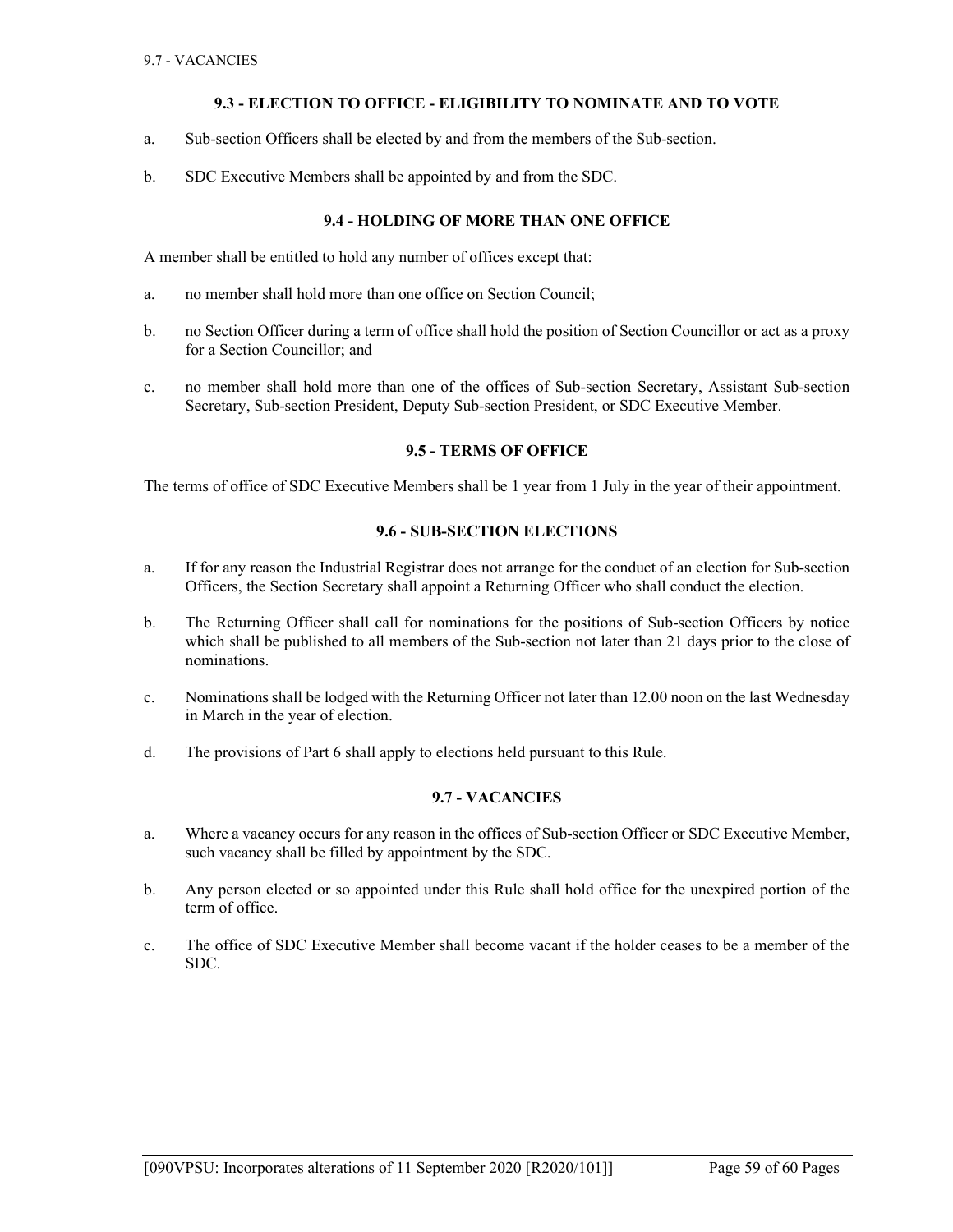### 9.3 - ELECTION TO OFFICE - ELIGIBILITY TO NOMINATE AND TO VOTE

a. Sub-section Officers shall be elected by and from the members of the Sub-section.

b. SDC Executive Members shall be appointed by and from the SDC.

### 9.4 - HOLDING OF MORE THAN ONE OFFICE

A member shall be entitled to hold any number of offices except that:

a. no member shall hold more than one office on Section Council;

b. no Section Officer during a term of office shall hold the position of Section Councillor or act as a proxy for a Section Councillor; and

c. no member shall hold more than one of the offices of Sub-section Secretary, Assistant Sub-section Secretary, Sub-section President, Deputy Sub-section President, or SDC Executive Member.

### 9.5 - TERMS OF OFFICE

The terms of office of SDC Executive Members shall be 1 year from 1 July in the year of their appointment.

### 9.6 - SUB-SECTION ELECTIONS

a. If for any reason the Industrial Registrar does not arrange for the conduct of an election for Sub-section Officers, the Section Secretary shall appoint a Returning Officer who shall conduct the election.

b. The Returning Officer shall call for nominations for the positions of Sub-section Officers by notice which shall be published to all members of the Sub-section not later than 21 days prior to the close of nominations.

c. Nominations shall be lodged with the Returning Officer not later than 12.00 noon on the last Wednesday in March in the year of election.

d. The provisions of Part 6 shall apply to elections held pursuant to this Rule.

### 9.7 - VACANCIES

a. Where a vacancy occurs for any reason in the offices of Sub-section Officer or SDC Executive Member, such vacancy shall be filled by appointment by the SDC.

b. Any person elected or so appointed under this Rule shall hold office for the unexpired portion of the term of office.

c. The office of SDC Executive Member shall become vacant if the holder ceases to be a member of the SDC.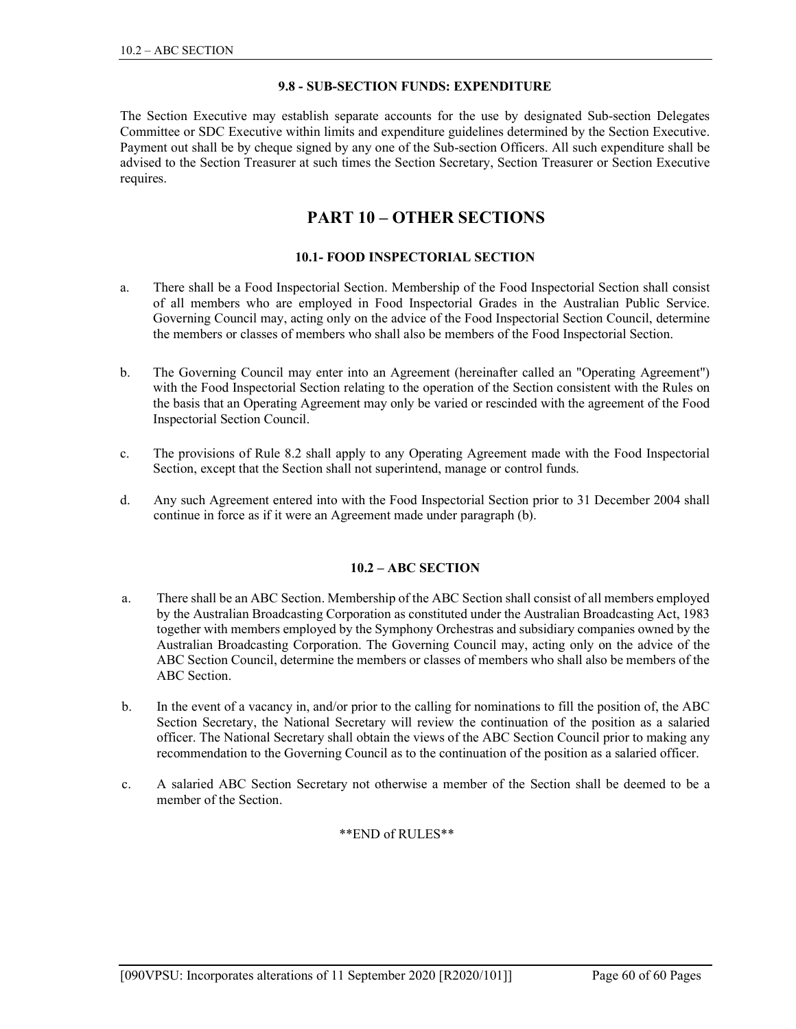### 9.8 - SUB-SECTION FUNDS: EXPENDITURE

The Section Executive may establish separate accounts for the use by designated Sub-section Delegates Committee or SDC Executive within limits and expenditure guidelines determined by the Section Executive. Payment out shall be by cheque signed by any one of the Sub-section Officers. All such expenditure shall be advised to the Section Treasurer at such times the Section Secretary, Section Treasurer or Section Executive requires.

## PART 10 – OTHER SECTIONS

### 10.1- FOOD INSPECTORIAL SECTION

a. There shall be a Food Inspectorial Section. Membership of the Food Inspectorial Section shall consist of all members who are employed in Food Inspectorial Grades in the Australian Public Service. Governing Council may, acting only on the advice of the Food Inspectorial Section Council, determine the members or classes of members who shall also be members of the Food Inspectorial Section.

b. The Governing Council may enter into an Agreement (hereinafter called an "Operating Agreement") with the Food Inspectorial Section relating to the operation of the Section consistent with the Rules on the basis that an Operating Agreement may only be varied or rescinded with the agreement of the Food Inspectorial Section Council.

c. The provisions of Rule 8.2 shall apply to any Operating Agreement made with the Food Inspectorial Section, except that the Section shall not superintend, manage or control funds.

d. Any such Agreement entered into with the Food Inspectorial Section prior to 31 December 2004 shall continue in force as if it were an Agreement made under paragraph (b).

### 10.2 – ABC SECTION

a. There shall be an ABC Section. Membership of the ABC Section shall consist of all members employed by the Australian Broadcasting Corporation as constituted under the Australian Broadcasting Act, 1983 together with members employed by the Symphony Orchestras and subsidiary companies owned by the Australian Broadcasting Corporation. The Governing Council may, acting only on the advice of the ABC Section Council, determine the members or classes of members who shall also be members of the ABC Section.

b. In the event of a vacancy in, and/or prior to the calling for nominations to fill the position of, the ABC Section Secretary, the National Secretary will review the continuation of the position as a salaried officer. The National Secretary shall obtain the views of the ABC Section Council prior to making any recommendation to the Governing Council as to the continuation of the position as a salaried officer.

c. A salaried ABC Section Secretary not otherwise a member of the Section shall be deemed to be a member of the Section.

**END of RULES**